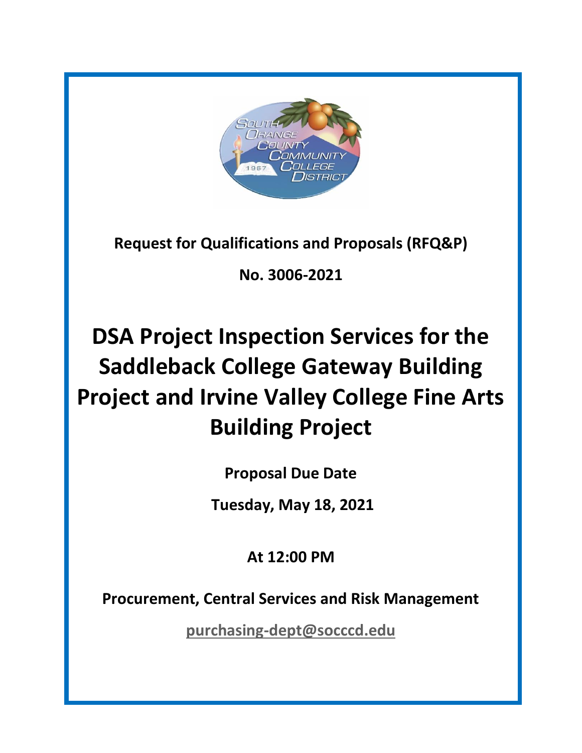**Request for Qualifications and Proposals (RFQ&P)**

**No. 3006-2021**

# DSA Project Inspection Services for the Saddleback College Gateway Building Project and Irvine Valley College Fine Arts Building Project

**Proposal Due Date**

**Tuesday, May 18, 2021**

**At 12:00 PM**

**Procurement, Central Services and Risk Management**

**purchasing-dept@socccd.edu**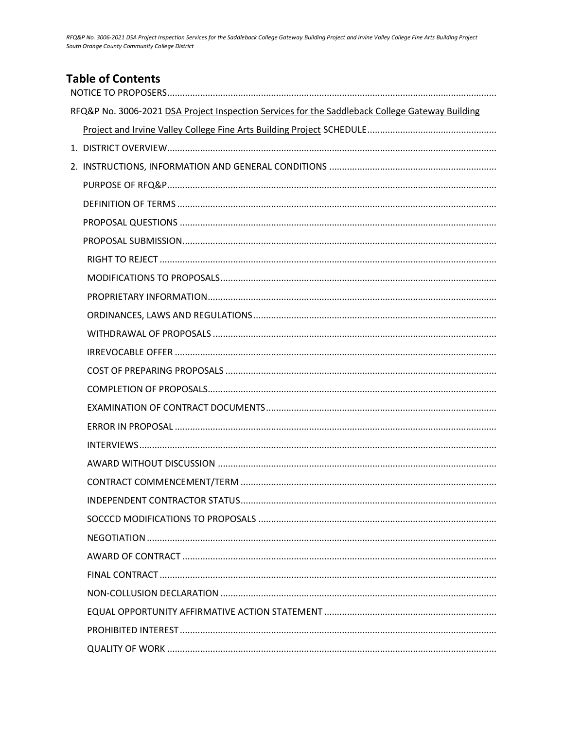# Table of Contents

NOTICE TO PROPOSERS

RFQ&P No. 3006-2021 DSA Project Inspection Services for the Saddleback College Gateway Building Project and Irvine Valley College Fine Arts Building Project SCHEDULE

1. DISTRICT OVERVIEW
2. INSTRUCTIONS, INFORMATION AND GENERAL CONDITIONS
   - PURPOSE OF RFQ&P
   - DEFINITION OF TERMS
   - PROPOSAL QUESTIONS
   - PROPOSAL SUBMISSION
     - RIGHT TO REJECT
     - MODIFICATIONS TO PROPOSALS
     - PROPRIETARY INFORMATION
     - ORDINANCES, LAWS AND REGULATIONS
     - WITHDRAWAL OF PROPOSALS
     - IRREVOCABLE OFFER
     - COST OF PREPARING PROPOSALS
     - COMPLETION OF PROPOSALS
     - EXAMINATION OF CONTRACT DOCUMENTS
     - ERROR IN PROPOSAL
     - INTERVIEWS
     - AWARD WITHOUT DISCUSSION
     - CONTRACT COMMENCEMENT/TERM
     - INDEPENDENT CONTRACTOR STATUS
     - SOCCCD MODIFICATIONS TO PROPOSALS
     - NEGOTIATION
     - AWARD OF CONTRACT
     - FINAL CONTRACT
     - NON-COLLUSION DECLARATION
     - EQUAL OPPORTUNITY AFFIRMATIVE ACTION STATEMENT
     - PROHIBITED INTEREST
     - QUALITY OF WORK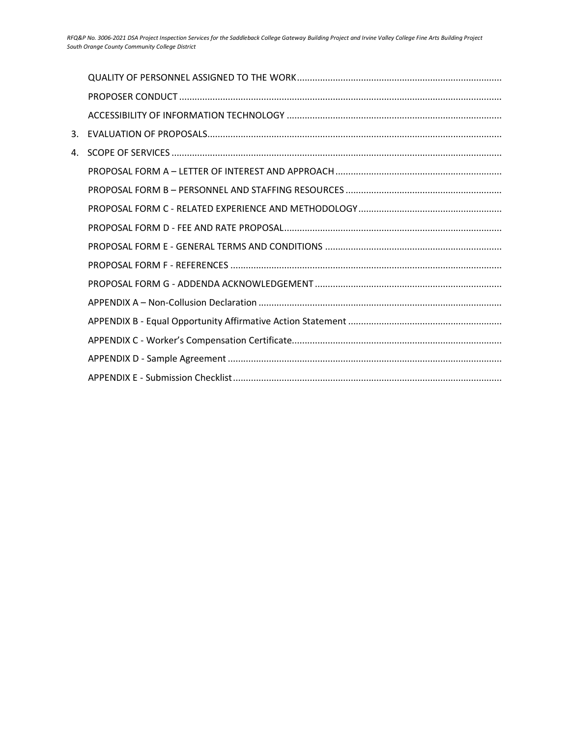QUALITY OF PERSONNEL ASSIGNED TO THE WORK

PROPOSER CONDUCT

ACCESSIBILITY OF INFORMATION TECHNOLOGY

3. EVALUATION OF PROPOSALS

4. SCOPE OF SERVICES

PROPOSAL FORM A – LETTER OF INTEREST AND APPROACH

PROPOSAL FORM B – PERSONNEL AND STAFFING RESOURCES

PROPOSAL FORM C - RELATED EXPERIENCE AND METHODOLOGY

PROPOSAL FORM D - FEE AND RATE PROPOSAL

PROPOSAL FORM E - GENERAL TERMS AND CONDITIONS

PROPOSAL FORM F - REFERENCES

PROPOSAL FORM G - ADDENDA ACKNOWLEDGEMENT

APPENDIX A – Non-Collusion Declaration

APPENDIX B - Equal Opportunity Affirmative Action Statement

APPENDIX C - Worker's Compensation Certificate

APPENDIX D - Sample Agreement

APPENDIX E - Submission Checklist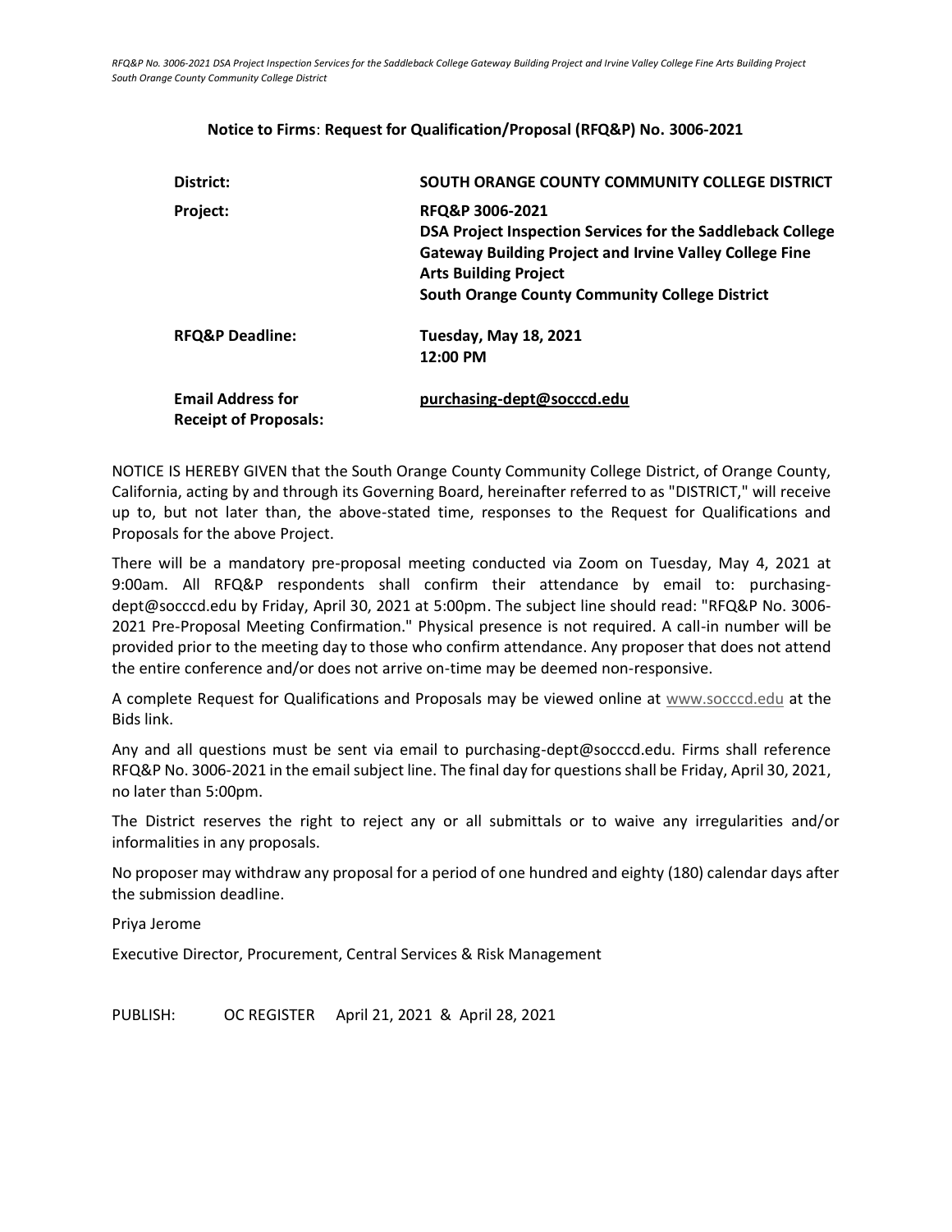## Notice to Firms: Request for Qualification/Proposal (RFQ&P) No. 3006-2021

| | |
|---|---|
| **District:** | **SOUTH ORANGE COUNTY COMMUNITY COLLEGE DISTRICT** |
| **Project:** | **RFQ&P 3006-2021**<br>**DSA Project Inspection Services for the Saddleback College Gateway Building Project and Irvine Valley College Fine Arts Building Project**<br>**South Orange County Community College District** |
| **RFQ&P Deadline:** | **Tuesday, May 18, 2021**<br>**12:00 PM** |
| **Email Address for Receipt of Proposals:** | **purchasing-dept@socccd.edu** |

NOTICE IS HEREBY GIVEN that the South Orange County Community College District, of Orange County, California, acting by and through its Governing Board, hereinafter referred to as "DISTRICT," will receive up to, but not later than, the above-stated time, responses to the Request for Qualifications and Proposals for the above Project.

There will be a mandatory pre-proposal meeting conducted via Zoom on Tuesday, May 4, 2021 at 9:00am. All RFQ&P respondents shall confirm their attendance by email to: purchasing-dept@socccd.edu by Friday, April 30, 2021 at 5:00pm. The subject line should read: "RFQ&P No. 3006-2021 Pre-Proposal Meeting Confirmation." Physical presence is not required. A call-in number will be provided prior to the meeting day to those who confirm attendance. Any proposer that does not attend the entire conference and/or does not arrive on-time may be deemed non-responsive.

A complete Request for Qualifications and Proposals may be viewed online at www.socccd.edu at the Bids link.

Any and all questions must be sent via email to purchasing-dept@socccd.edu. Firms shall reference RFQ&P No. 3006-2021 in the email subject line. The final day for questions shall be Friday, April 30, 2021, no later than 5:00pm.

The District reserves the right to reject any or all submittals or to waive any irregularities and/or informalities in any proposals.

No proposer may withdraw any proposal for a period of one hundred and eighty (180) calendar days after the submission deadline.

Priya Jerome

Executive Director, Procurement, Central Services & Risk Management

PUBLISH: OC REGISTER April 21, 2021 & April 28, 2021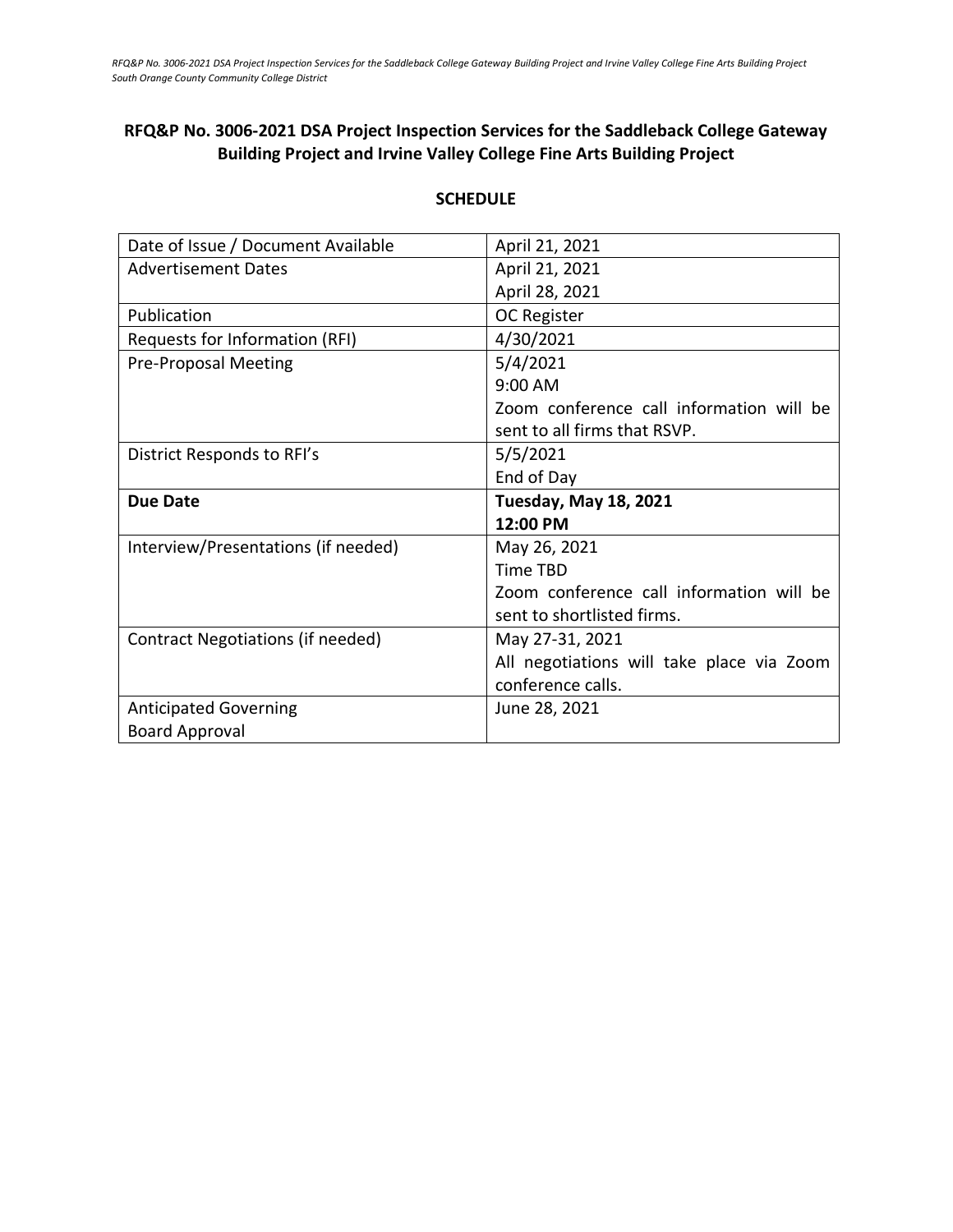## RFQ&P No. 3006-2021 DSA Project Inspection Services for the Saddleback College Gateway Building Project and Irvine Valley College Fine Arts Building Project

### SCHEDULE

| | |
|---|---|
| Date of Issue / Document Available | April 21, 2021 |
| Advertisement Dates | April 21, 2021<br>April 28, 2021 |
| Publication | OC Register |
| Requests for Information (RFI) | 4/30/2021 |
| Pre-Proposal Meeting | 5/4/2021<br>9:00 AM<br>Zoom conference call information will be sent to all firms that RSVP. |
| District Responds to RFI's | 5/5/2021<br>End of Day |
| **Due Date** | **Tuesday, May 18, 2021**<br>**12:00 PM** |
| Interview/Presentations (if needed) | May 26, 2021<br>Time TBD<br>Zoom conference call information will be sent to shortlisted firms. |
| Contract Negotiations (if needed) | May 27-31, 2021<br>All negotiations will take place via Zoom conference calls. |
| Anticipated Governing Board Approval | June 28, 2021 |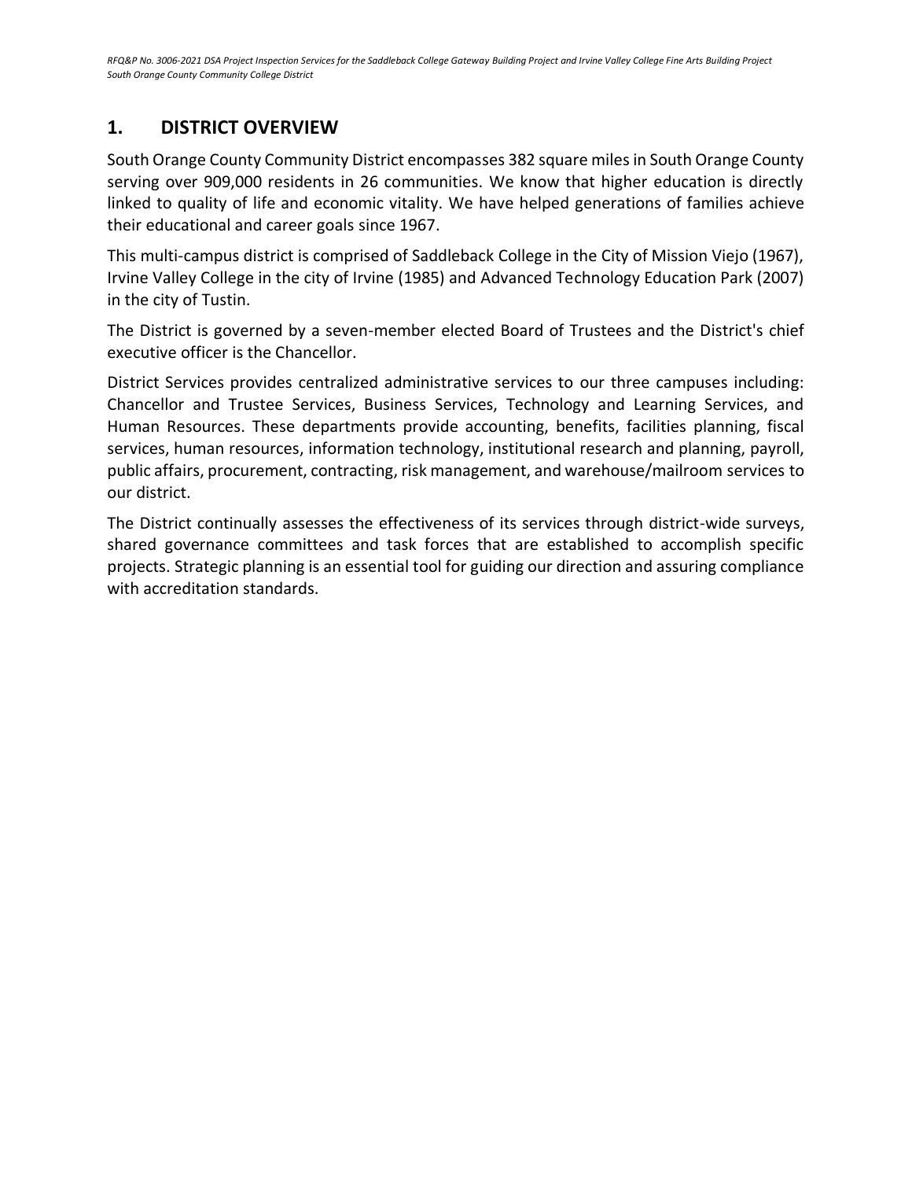## 1. DISTRICT OVERVIEW

South Orange County Community District encompasses 382 square miles in South Orange County serving over 909,000 residents in 26 communities. We know that higher education is directly linked to quality of life and economic vitality. We have helped generations of families achieve their educational and career goals since 1967.

This multi-campus district is comprised of Saddleback College in the City of Mission Viejo (1967), Irvine Valley College in the city of Irvine (1985) and Advanced Technology Education Park (2007) in the city of Tustin.

The District is governed by a seven-member elected Board of Trustees and the District's chief executive officer is the Chancellor.

District Services provides centralized administrative services to our three campuses including: Chancellor and Trustee Services, Business Services, Technology and Learning Services, and Human Resources. These departments provide accounting, benefits, facilities planning, fiscal services, human resources, information technology, institutional research and planning, payroll, public affairs, procurement, contracting, risk management, and warehouse/mailroom services to our district.

The District continually assesses the effectiveness of its services through district-wide surveys, shared governance committees and task forces that are established to accomplish specific projects. Strategic planning is an essential tool for guiding our direction and assuring compliance with accreditation standards.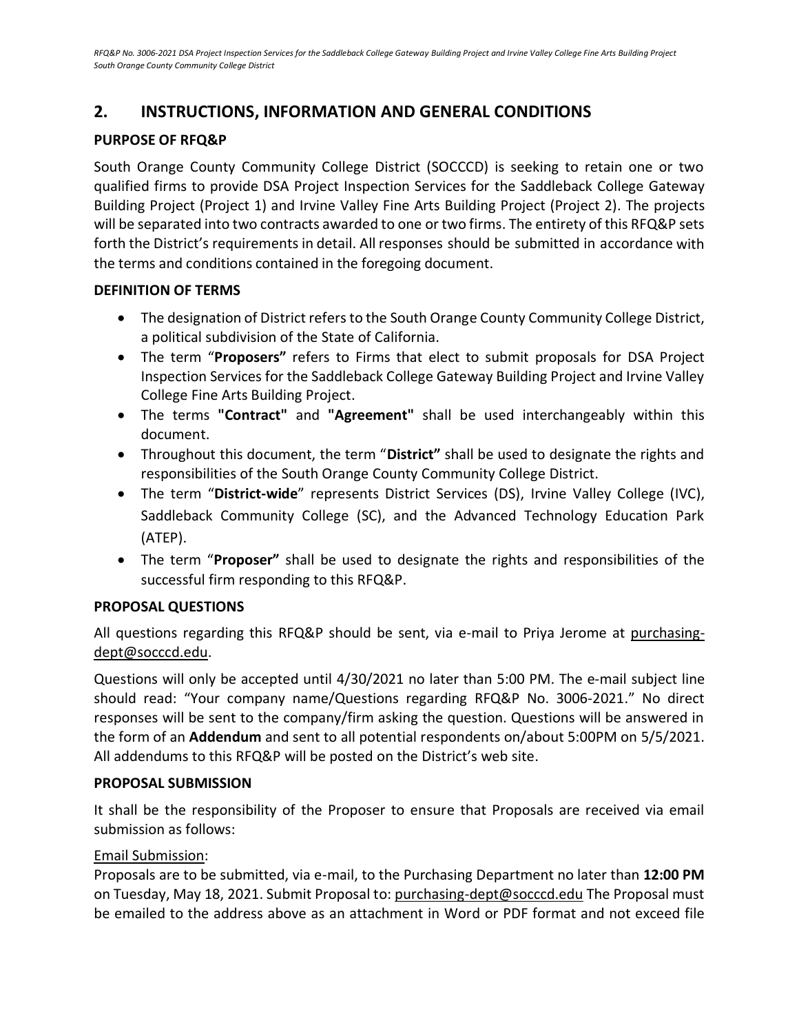## 2. INSTRUCTIONS, INFORMATION AND GENERAL CONDITIONS

### PURPOSE OF RFQ&P

South Orange County Community College District (SOCCCD) is seeking to retain one or two qualified firms to provide DSA Project Inspection Services for the Saddleback College Gateway Building Project (Project 1) and Irvine Valley Fine Arts Building Project (Project 2). The projects will be separated into two contracts awarded to one or two firms. The entirety of this RFQ&P sets forth the District's requirements in detail. All responses should be submitted in accordance with the terms and conditions contained in the foregoing document.

### DEFINITION OF TERMS

- The designation of District refers to the South Orange County Community College District, a political subdivision of the State of California.
- The term "**Proposers"** refers to Firms that elect to submit proposals for DSA Project Inspection Services for the Saddleback College Gateway Building Project and Irvine Valley College Fine Arts Building Project.
- The terms **"Contract"** and **"Agreement"** shall be used interchangeably within this document.
- Throughout this document, the term "**District"** shall be used to designate the rights and responsibilities of the South Orange County Community College District.
- The term "**District-wide**" represents District Services (DS), Irvine Valley College (IVC), Saddleback Community College (SC), and the Advanced Technology Education Park (ATEP).
- The term "**Proposer"** shall be used to designate the rights and responsibilities of the successful firm responding to this RFQ&P.

### PROPOSAL QUESTIONS

All questions regarding this RFQ&P should be sent, via e-mail to Priya Jerome at purchasing-dept@socccd.edu.

Questions will only be accepted until 4/30/2021 no later than 5:00 PM. The e-mail subject line should read: "Your company name/Questions regarding RFQ&P No. 3006-2021." No direct responses will be sent to the company/firm asking the question. Questions will be answered in the form of an **Addendum** and sent to all potential respondents on/about 5:00PM on 5/5/2021. All addendums to this RFQ&P will be posted on the District's web site.

### PROPOSAL SUBMISSION

It shall be the responsibility of the Proposer to ensure that Proposals are received via email submission as follows:

Email Submission:

Proposals are to be submitted, via e-mail, to the Purchasing Department no later than **12:00 PM** on Tuesday, May 18, 2021. Submit Proposal to: purchasing-dept@socccd.edu The Proposal must be emailed to the address above as an attachment in Word or PDF format and not exceed file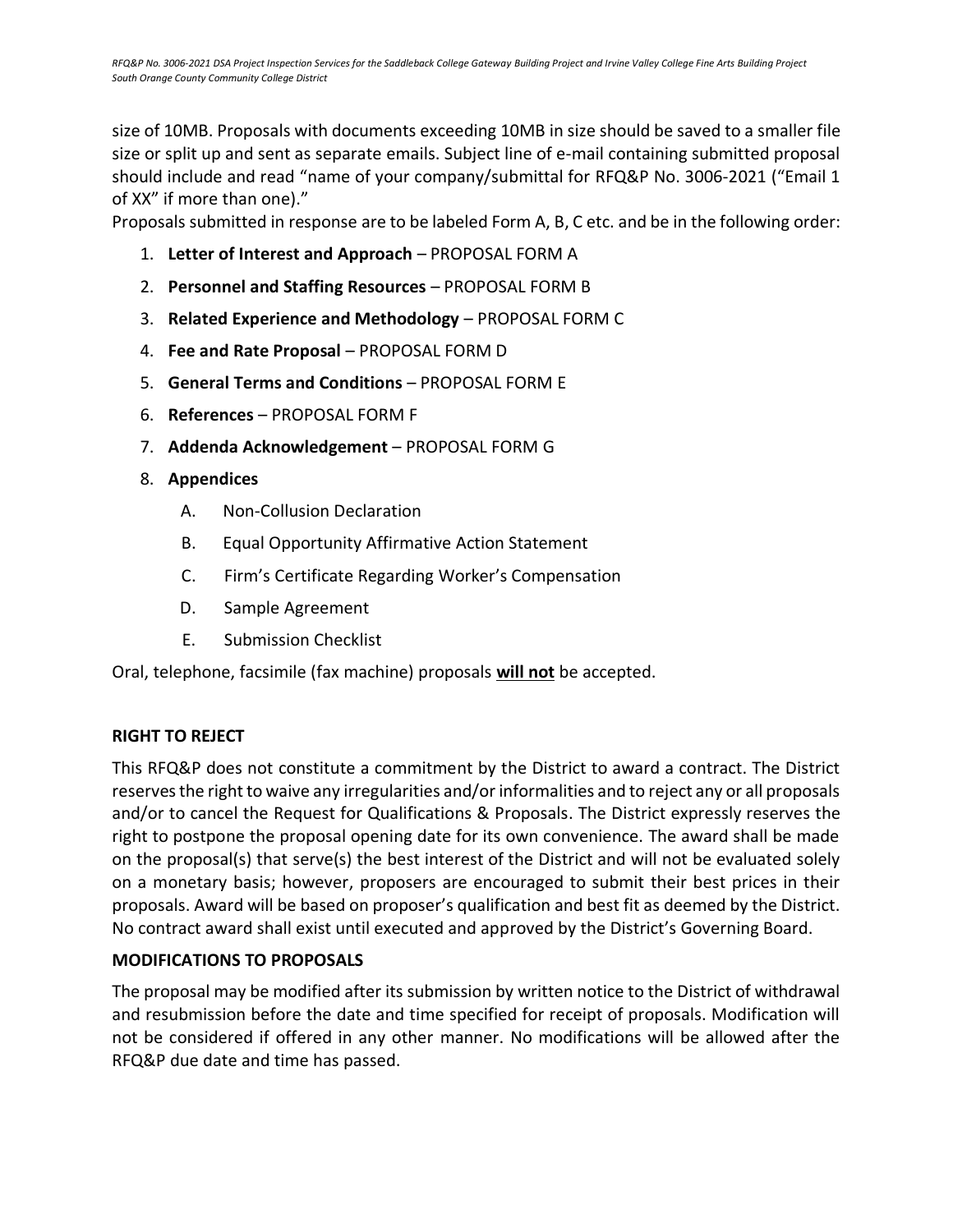size of 10MB. Proposals with documents exceeding 10MB in size should be saved to a smaller file size or split up and sent as separate emails. Subject line of e-mail containing submitted proposal should include and read "name of your company/submittal for RFQ&P No. 3006-2021 ("Email 1 of XX" if more than one)."

Proposals submitted in response are to be labeled Form A, B, C etc. and be in the following order:

1. **Letter of Interest and Approach** – PROPOSAL FORM A
2. **Personnel and Staffing Resources** – PROPOSAL FORM B
3. **Related Experience and Methodology** – PROPOSAL FORM C
4. **Fee and Rate Proposal** – PROPOSAL FORM D
5. **General Terms and Conditions** – PROPOSAL FORM E
6. **References** – PROPOSAL FORM F
7. **Addenda Acknowledgement** – PROPOSAL FORM G
8. **Appendices**
   - A. Non-Collusion Declaration
   - B. Equal Opportunity Affirmative Action Statement
   - C. Firm's Certificate Regarding Worker's Compensation
   - D. Sample Agreement
   - E. Submission Checklist

Oral, telephone, facsimile (fax machine) proposals **will not** be accepted.

## RIGHT TO REJECT

This RFQ&P does not constitute a commitment by the District to award a contract. The District reserves the right to waive any irregularities and/or informalities and to reject any or all proposals and/or to cancel the Request for Qualifications & Proposals. The District expressly reserves the right to postpone the proposal opening date for its own convenience. The award shall be made on the proposal(s) that serve(s) the best interest of the District and will not be evaluated solely on a monetary basis; however, proposers are encouraged to submit their best prices in their proposals. Award will be based on proposer's qualification and best fit as deemed by the District. No contract award shall exist until executed and approved by the District's Governing Board.

## MODIFICATIONS TO PROPOSALS

The proposal may be modified after its submission by written notice to the District of withdrawal and resubmission before the date and time specified for receipt of proposals. Modification will not be considered if offered in any other manner. No modifications will be allowed after the RFQ&P due date and time has passed.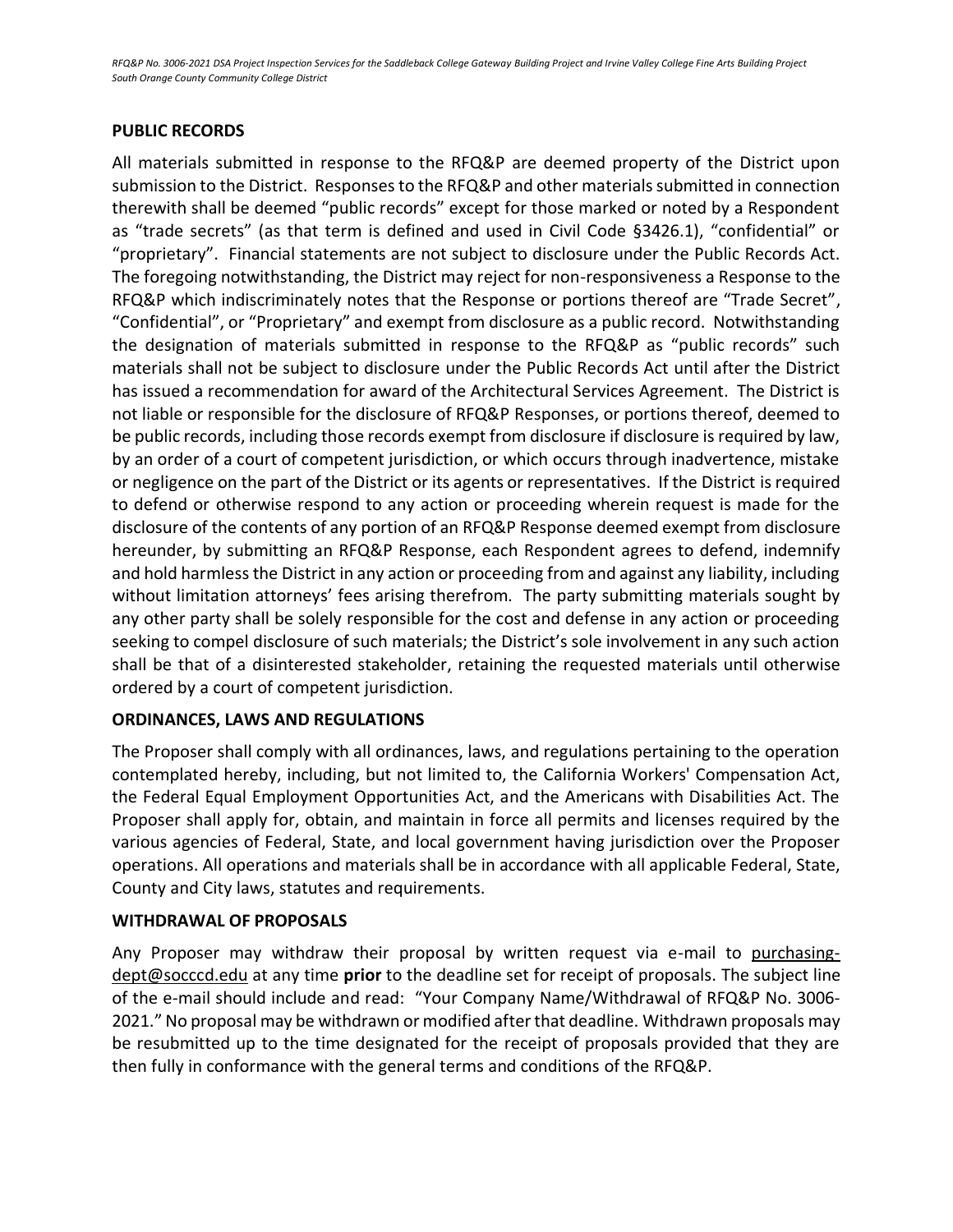## PUBLIC RECORDS

All materials submitted in response to the RFQ&P are deemed property of the District upon submission to the District. Responses to the RFQ&P and other materials submitted in connection therewith shall be deemed "public records" except for those marked or noted by a Respondent as "trade secrets" (as that term is defined and used in Civil Code §3426.1), "confidential" or "proprietary". Financial statements are not subject to disclosure under the Public Records Act. The foregoing notwithstanding, the District may reject for non-responsiveness a Response to the RFQ&P which indiscriminately notes that the Response or portions thereof are "Trade Secret", "Confidential", or "Proprietary" and exempt from disclosure as a public record. Notwithstanding the designation of materials submitted in response to the RFQ&P as "public records" such materials shall not be subject to disclosure under the Public Records Act until after the District has issued a recommendation for award of the Architectural Services Agreement. The District is not liable or responsible for the disclosure of RFQ&P Responses, or portions thereof, deemed to be public records, including those records exempt from disclosure if disclosure is required by law, by an order of a court of competent jurisdiction, or which occurs through inadvertence, mistake or negligence on the part of the District or its agents or representatives. If the District is required to defend or otherwise respond to any action or proceeding wherein request is made for the disclosure of the contents of any portion of an RFQ&P Response deemed exempt from disclosure hereunder, by submitting an RFQ&P Response, each Respondent agrees to defend, indemnify and hold harmless the District in any action or proceeding from and against any liability, including without limitation attorneys' fees arising therefrom. The party submitting materials sought by any other party shall be solely responsible for the cost and defense in any action or proceeding seeking to compel disclosure of such materials; the District's sole involvement in any such action shall be that of a disinterested stakeholder, retaining the requested materials until otherwise ordered by a court of competent jurisdiction.

## ORDINANCES, LAWS AND REGULATIONS

The Proposer shall comply with all ordinances, laws, and regulations pertaining to the operation contemplated hereby, including, but not limited to, the California Workers' Compensation Act, the Federal Equal Employment Opportunities Act, and the Americans with Disabilities Act. The Proposer shall apply for, obtain, and maintain in force all permits and licenses required by the various agencies of Federal, State, and local government having jurisdiction over the Proposer operations. All operations and materials shall be in accordance with all applicable Federal, State, County and City laws, statutes and requirements.

## WITHDRAWAL OF PROPOSALS

Any Proposer may withdraw their proposal by written request via e-mail to purchasing-dept@socccd.edu at any time **prior** to the deadline set for receipt of proposals. The subject line of the e-mail should include and read: "Your Company Name/Withdrawal of RFQ&P No. 3006-2021." No proposal may be withdrawn or modified after that deadline. Withdrawn proposals may be resubmitted up to the time designated for the receipt of proposals provided that they are then fully in conformance with the general terms and conditions of the RFQ&P.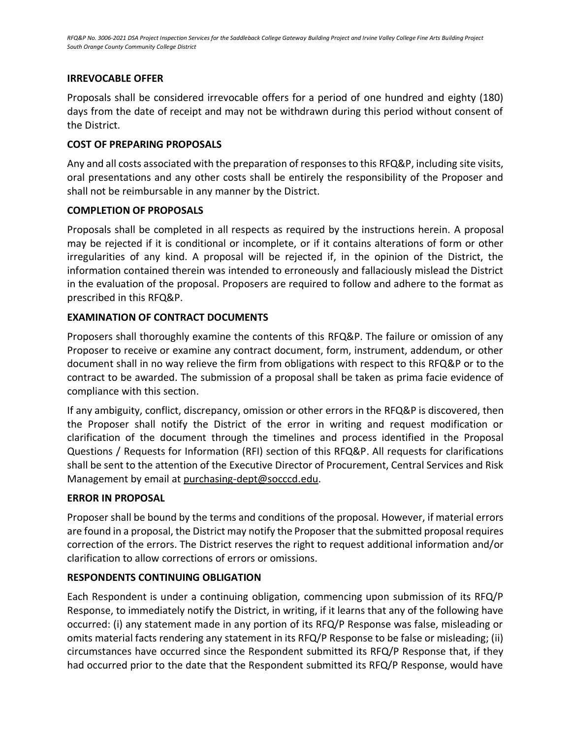## IRREVOCABLE OFFER

Proposals shall be considered irrevocable offers for a period of one hundred and eighty (180) days from the date of receipt and may not be withdrawn during this period without consent of the District.

## COST OF PREPARING PROPOSALS

Any and all costs associated with the preparation of responses to this RFQ&P, including site visits, oral presentations and any other costs shall be entirely the responsibility of the Proposer and shall not be reimbursable in any manner by the District.

## COMPLETION OF PROPOSALS

Proposals shall be completed in all respects as required by the instructions herein. A proposal may be rejected if it is conditional or incomplete, or if it contains alterations of form or other irregularities of any kind. A proposal will be rejected if, in the opinion of the District, the information contained therein was intended to erroneously and fallaciously mislead the District in the evaluation of the proposal. Proposers are required to follow and adhere to the format as prescribed in this RFQ&P.

## EXAMINATION OF CONTRACT DOCUMENTS

Proposers shall thoroughly examine the contents of this RFQ&P. The failure or omission of any Proposer to receive or examine any contract document, form, instrument, addendum, or other document shall in no way relieve the firm from obligations with respect to this RFQ&P or to the contract to be awarded. The submission of a proposal shall be taken as prima facie evidence of compliance with this section.

If any ambiguity, conflict, discrepancy, omission or other errors in the RFQ&P is discovered, then the Proposer shall notify the District of the error in writing and request modification or clarification of the document through the timelines and process identified in the Proposal Questions / Requests for Information (RFI) section of this RFQ&P. All requests for clarifications shall be sent to the attention of the Executive Director of Procurement, Central Services and Risk Management by email at purchasing-dept@socccd.edu.

## ERROR IN PROPOSAL

Proposer shall be bound by the terms and conditions of the proposal. However, if material errors are found in a proposal, the District may notify the Proposer that the submitted proposal requires correction of the errors. The District reserves the right to request additional information and/or clarification to allow corrections of errors or omissions.

## RESPONDENTS CONTINUING OBLIGATION

Each Respondent is under a continuing obligation, commencing upon submission of its RFQ/P Response, to immediately notify the District, in writing, if it learns that any of the following have occurred: (i) any statement made in any portion of its RFQ/P Response was false, misleading or omits material facts rendering any statement in its RFQ/P Response to be false or misleading; (ii) circumstances have occurred since the Respondent submitted its RFQ/P Response that, if they had occurred prior to the date that the Respondent submitted its RFQ/P Response, would have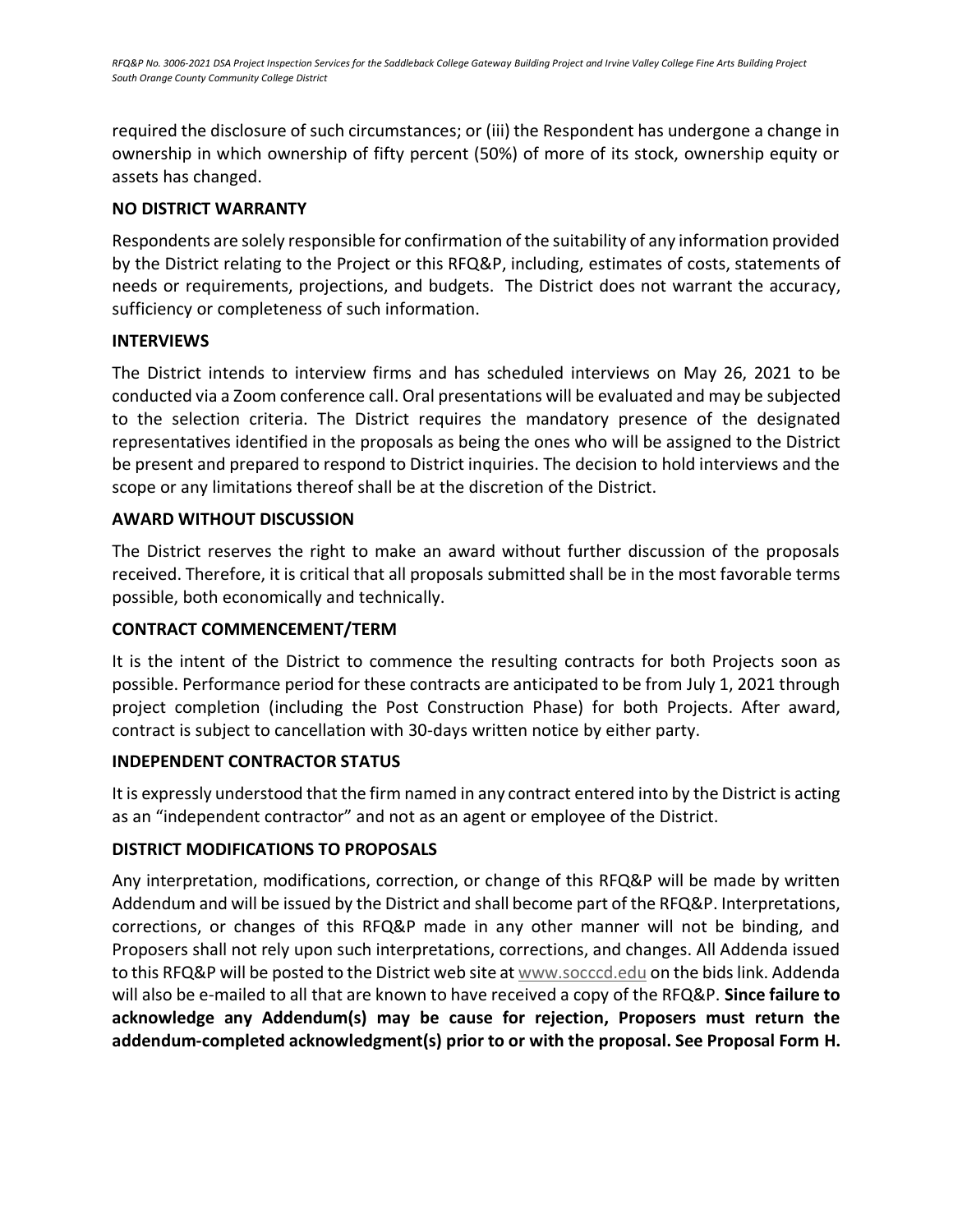required the disclosure of such circumstances; or (iii) the Respondent has undergone a change in ownership in which ownership of fifty percent (50%) of more of its stock, ownership equity or assets has changed.

**NO DISTRICT WARRANTY**

Respondents are solely responsible for confirmation of the suitability of any information provided by the District relating to the Project or this RFQ&P, including, estimates of costs, statements of needs or requirements, projections, and budgets. The District does not warrant the accuracy, sufficiency or completeness of such information.

**INTERVIEWS**

The District intends to interview firms and has scheduled interviews on May 26, 2021 to be conducted via a Zoom conference call. Oral presentations will be evaluated and may be subjected to the selection criteria. The District requires the mandatory presence of the designated representatives identified in the proposals as being the ones who will be assigned to the District be present and prepared to respond to District inquiries. The decision to hold interviews and the scope or any limitations thereof shall be at the discretion of the District.

**AWARD WITHOUT DISCUSSION**

The District reserves the right to make an award without further discussion of the proposals received. Therefore, it is critical that all proposals submitted shall be in the most favorable terms possible, both economically and technically.

**CONTRACT COMMENCEMENT/TERM**

It is the intent of the District to commence the resulting contracts for both Projects soon as possible. Performance period for these contracts are anticipated to be from July 1, 2021 through project completion (including the Post Construction Phase) for both Projects. After award, contract is subject to cancellation with 30-days written notice by either party.

**INDEPENDENT CONTRACTOR STATUS**

It is expressly understood that the firm named in any contract entered into by the District is acting as an "independent contractor" and not as an agent or employee of the District.

**DISTRICT MODIFICATIONS TO PROPOSALS**

Any interpretation, modifications, correction, or change of this RFQ&P will be made by written Addendum and will be issued by the District and shall become part of the RFQ&P. Interpretations, corrections, or changes of this RFQ&P made in any other manner will not be binding, and Proposers shall not rely upon such interpretations, corrections, and changes. All Addenda issued to this RFQ&P will be posted to the District web site at www.socccd.edu on the bids link. Addenda will also be e-mailed to all that are known to have received a copy of the RFQ&P. **Since failure to acknowledge any Addendum(s) may be cause for rejection, Proposers must return the addendum-completed acknowledgment(s) prior to or with the proposal. See Proposal Form H.**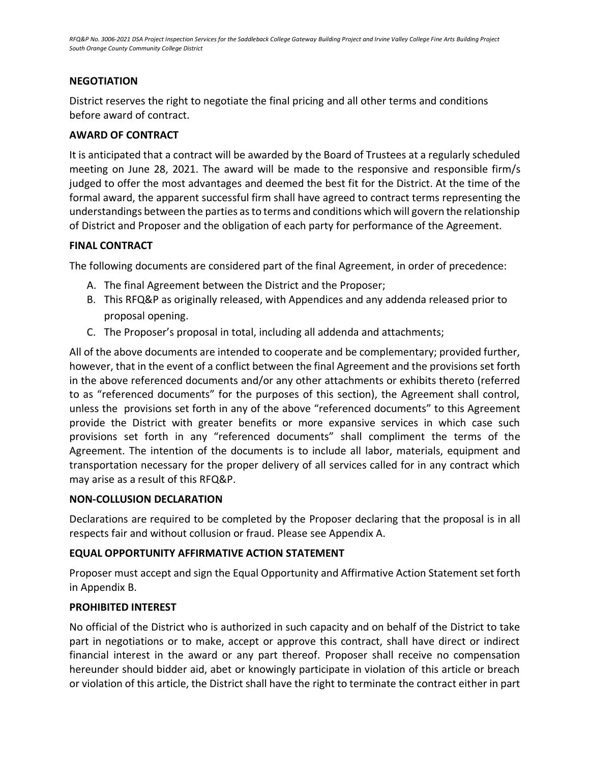## NEGOTIATION

District reserves the right to negotiate the final pricing and all other terms and conditions before award of contract.

## AWARD OF CONTRACT

It is anticipated that a contract will be awarded by the Board of Trustees at a regularly scheduled meeting on June 28, 2021. The award will be made to the responsive and responsible firm/s judged to offer the most advantages and deemed the best fit for the District. At the time of the formal award, the apparent successful firm shall have agreed to contract terms representing the understandings between the parties as to terms and conditions which will govern the relationship of District and Proposer and the obligation of each party for performance of the Agreement.

## FINAL CONTRACT

The following documents are considered part of the final Agreement, in order of precedence:

A. The final Agreement between the District and the Proposer;
B. This RFQ&P as originally released, with Appendices and any addenda released prior to proposal opening.
C. The Proposer's proposal in total, including all addenda and attachments;

All of the above documents are intended to cooperate and be complementary; provided further, however, that in the event of a conflict between the final Agreement and the provisions set forth in the above referenced documents and/or any other attachments or exhibits thereto (referred to as "referenced documents" for the purposes of this section), the Agreement shall control, unless the provisions set forth in any of the above "referenced documents" to this Agreement provide the District with greater benefits or more expansive services in which case such provisions set forth in any "referenced documents" shall compliment the terms of the Agreement. The intention of the documents is to include all labor, materials, equipment and transportation necessary for the proper delivery of all services called for in any contract which may arise as a result of this RFQ&P.

## NON-COLLUSION DECLARATION

Declarations are required to be completed by the Proposer declaring that the proposal is in all respects fair and without collusion or fraud. Please see Appendix A.

## EQUAL OPPORTUNITY AFFIRMATIVE ACTION STATEMENT

Proposer must accept and sign the Equal Opportunity and Affirmative Action Statement set forth in Appendix B.

## PROHIBITED INTEREST

No official of the District who is authorized in such capacity and on behalf of the District to take part in negotiations or to make, accept or approve this contract, shall have direct or indirect financial interest in the award or any part thereof. Proposer shall receive no compensation hereunder should bidder aid, abet or knowingly participate in violation of this article or breach or violation of this article, the District shall have the right to terminate the contract either in part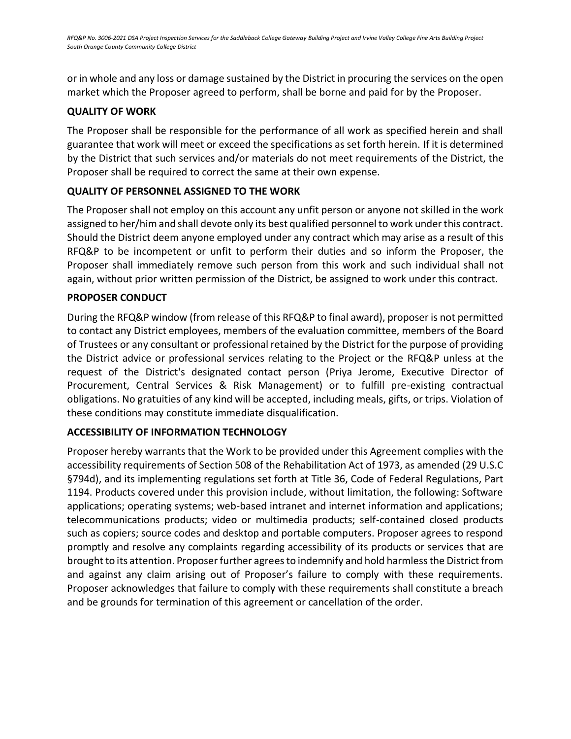or in whole and any loss or damage sustained by the District in procuring the services on the open market which the Proposer agreed to perform, shall be borne and paid for by the Proposer.

**QUALITY OF WORK**

The Proposer shall be responsible for the performance of all work as specified herein and shall guarantee that work will meet or exceed the specifications as set forth herein. If it is determined by the District that such services and/or materials do not meet requirements of the District, the Proposer shall be required to correct the same at their own expense.

**QUALITY OF PERSONNEL ASSIGNED TO THE WORK**

The Proposer shall not employ on this account any unfit person or anyone not skilled in the work assigned to her/him and shall devote only its best qualified personnel to work under this contract. Should the District deem anyone employed under any contract which may arise as a result of this RFQ&P to be incompetent or unfit to perform their duties and so inform the Proposer, the Proposer shall immediately remove such person from this work and such individual shall not again, without prior written permission of the District, be assigned to work under this contract.

**PROPOSER CONDUCT**

During the RFQ&P window (from release of this RFQ&P to final award), proposer is not permitted to contact any District employees, members of the evaluation committee, members of the Board of Trustees or any consultant or professional retained by the District for the purpose of providing the District advice or professional services relating to the Project or the RFQ&P unless at the request of the District's designated contact person (Priya Jerome, Executive Director of Procurement, Central Services & Risk Management) or to fulfill pre-existing contractual obligations. No gratuities of any kind will be accepted, including meals, gifts, or trips. Violation of these conditions may constitute immediate disqualification.

**ACCESSIBILITY OF INFORMATION TECHNOLOGY**

Proposer hereby warrants that the Work to be provided under this Agreement complies with the accessibility requirements of Section 508 of the Rehabilitation Act of 1973, as amended (29 U.S.C §794d), and its implementing regulations set forth at Title 36, Code of Federal Regulations, Part 1194. Products covered under this provision include, without limitation, the following: Software applications; operating systems; web-based intranet and internet information and applications; telecommunications products; video or multimedia products; self-contained closed products such as copiers; source codes and desktop and portable computers. Proposer agrees to respond promptly and resolve any complaints regarding accessibility of its products or services that are brought to its attention. Proposer further agrees to indemnify and hold harmless the District from and against any claim arising out of Proposer's failure to comply with these requirements. Proposer acknowledges that failure to comply with these requirements shall constitute a breach and be grounds for termination of this agreement or cancellation of the order.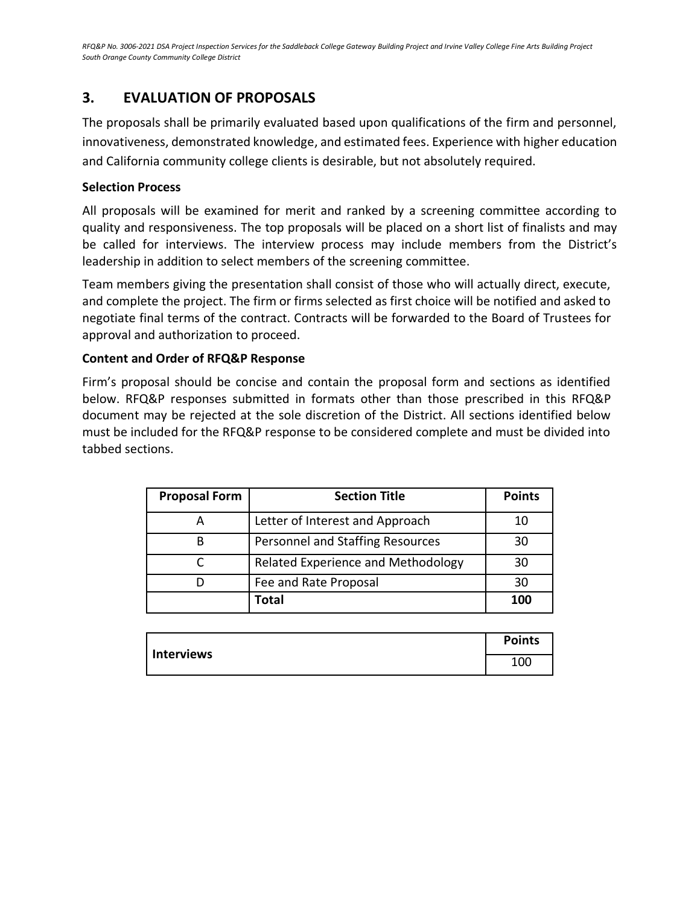## 3. EVALUATION OF PROPOSALS

The proposals shall be primarily evaluated based upon qualifications of the firm and personnel, innovativeness, demonstrated knowledge, and estimated fees. Experience with higher education and California community college clients is desirable, but not absolutely required.

**Selection Process**

All proposals will be examined for merit and ranked by a screening committee according to quality and responsiveness. The top proposals will be placed on a short list of finalists and may be called for interviews. The interview process may include members from the District's leadership in addition to select members of the screening committee.

Team members giving the presentation shall consist of those who will actually direct, execute, and complete the project. The firm or firms selected as first choice will be notified and asked to negotiate final terms of the contract. Contracts will be forwarded to the Board of Trustees for approval and authorization to proceed.

**Content and Order of RFQ&P Response**

Firm's proposal should be concise and contain the proposal form and sections as identified below. RFQ&P responses submitted in formats other than those prescribed in this RFQ&P document may be rejected at the sole discretion of the District. All sections identified below must be included for the RFQ&P response to be considered complete and must be divided into tabbed sections.

| Proposal Form | Section Title | Points |
|---|---|---|
| A | Letter of Interest and Approach | 10 |
| B | Personnel and Staffing Resources | 30 |
| C | Related Experience and Methodology | 30 |
| D | Fee and Rate Proposal | 30 |
| | **Total** | **100** |

| | Points |
|---|---|
| **Interviews** | 100 |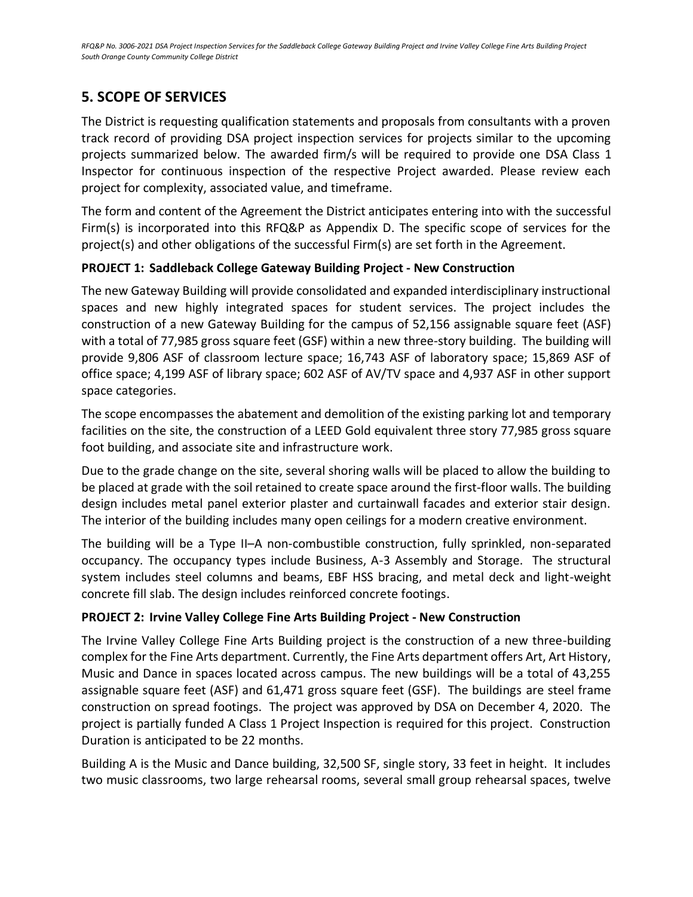## 5. SCOPE OF SERVICES

The District is requesting qualification statements and proposals from consultants with a proven track record of providing DSA project inspection services for projects similar to the upcoming projects summarized below. The awarded firm/s will be required to provide one DSA Class 1 Inspector for continuous inspection of the respective Project awarded. Please review each project for complexity, associated value, and timeframe.

The form and content of the Agreement the District anticipates entering into with the successful Firm(s) is incorporated into this RFQ&P as Appendix D. The specific scope of services for the project(s) and other obligations of the successful Firm(s) are set forth in the Agreement.

### PROJECT 1: Saddleback College Gateway Building Project - New Construction

The new Gateway Building will provide consolidated and expanded interdisciplinary instructional spaces and new highly integrated spaces for student services. The project includes the construction of a new Gateway Building for the campus of 52,156 assignable square feet (ASF) with a total of 77,985 gross square feet (GSF) within a new three-story building. The building will provide 9,806 ASF of classroom lecture space; 16,743 ASF of laboratory space; 15,869 ASF of office space; 4,199 ASF of library space; 602 ASF of AV/TV space and 4,937 ASF in other support space categories.

The scope encompasses the abatement and demolition of the existing parking lot and temporary facilities on the site, the construction of a LEED Gold equivalent three story 77,985 gross square foot building, and associate site and infrastructure work.

Due to the grade change on the site, several shoring walls will be placed to allow the building to be placed at grade with the soil retained to create space around the first-floor walls. The building design includes metal panel exterior plaster and curtainwall facades and exterior stair design. The interior of the building includes many open ceilings for a modern creative environment.

The building will be a Type II–A non-combustible construction, fully sprinkled, non-separated occupancy. The occupancy types include Business, A-3 Assembly and Storage. The structural system includes steel columns and beams, EBF HSS bracing, and metal deck and light-weight concrete fill slab. The design includes reinforced concrete footings.

### PROJECT 2: Irvine Valley College Fine Arts Building Project - New Construction

The Irvine Valley College Fine Arts Building project is the construction of a new three-building complex for the Fine Arts department. Currently, the Fine Arts department offers Art, Art History, Music and Dance in spaces located across campus. The new buildings will be a total of 43,255 assignable square feet (ASF) and 61,471 gross square feet (GSF). The buildings are steel frame construction on spread footings. The project was approved by DSA on December 4, 2020. The project is partially funded A Class 1 Project Inspection is required for this project. Construction Duration is anticipated to be 22 months.

Building A is the Music and Dance building, 32,500 SF, single story, 33 feet in height. It includes two music classrooms, two large rehearsal rooms, several small group rehearsal spaces, twelve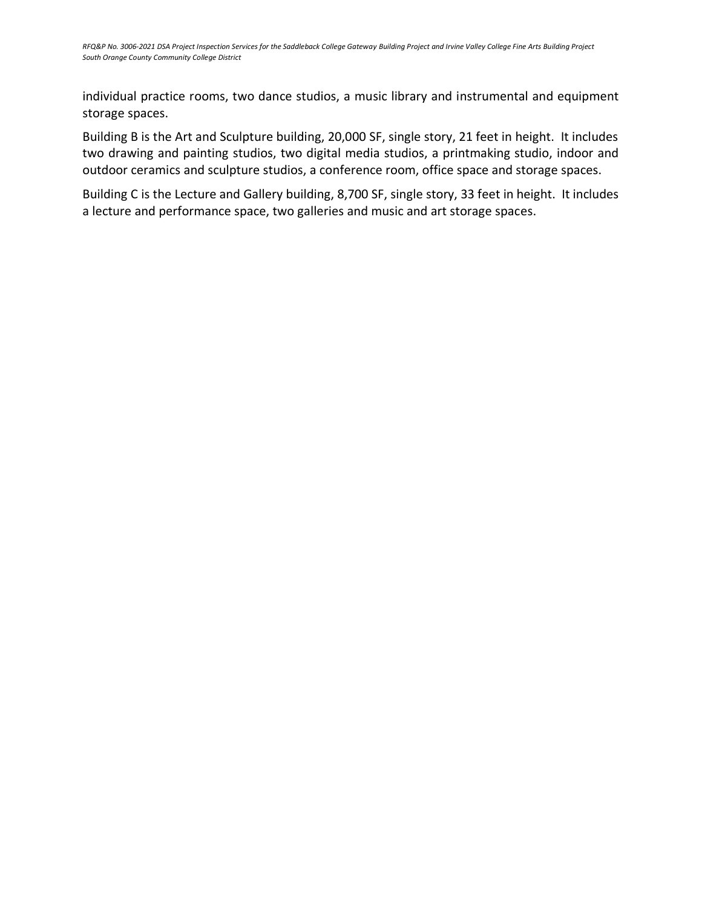individual practice rooms, two dance studios, a music library and instrumental and equipment storage spaces.

Building B is the Art and Sculpture building, 20,000 SF, single story, 21 feet in height. It includes two drawing and painting studios, two digital media studios, a printmaking studio, indoor and outdoor ceramics and sculpture studios, a conference room, office space and storage spaces.

Building C is the Lecture and Gallery building, 8,700 SF, single story, 33 feet in height. It includes a lecture and performance space, two galleries and music and art storage spaces.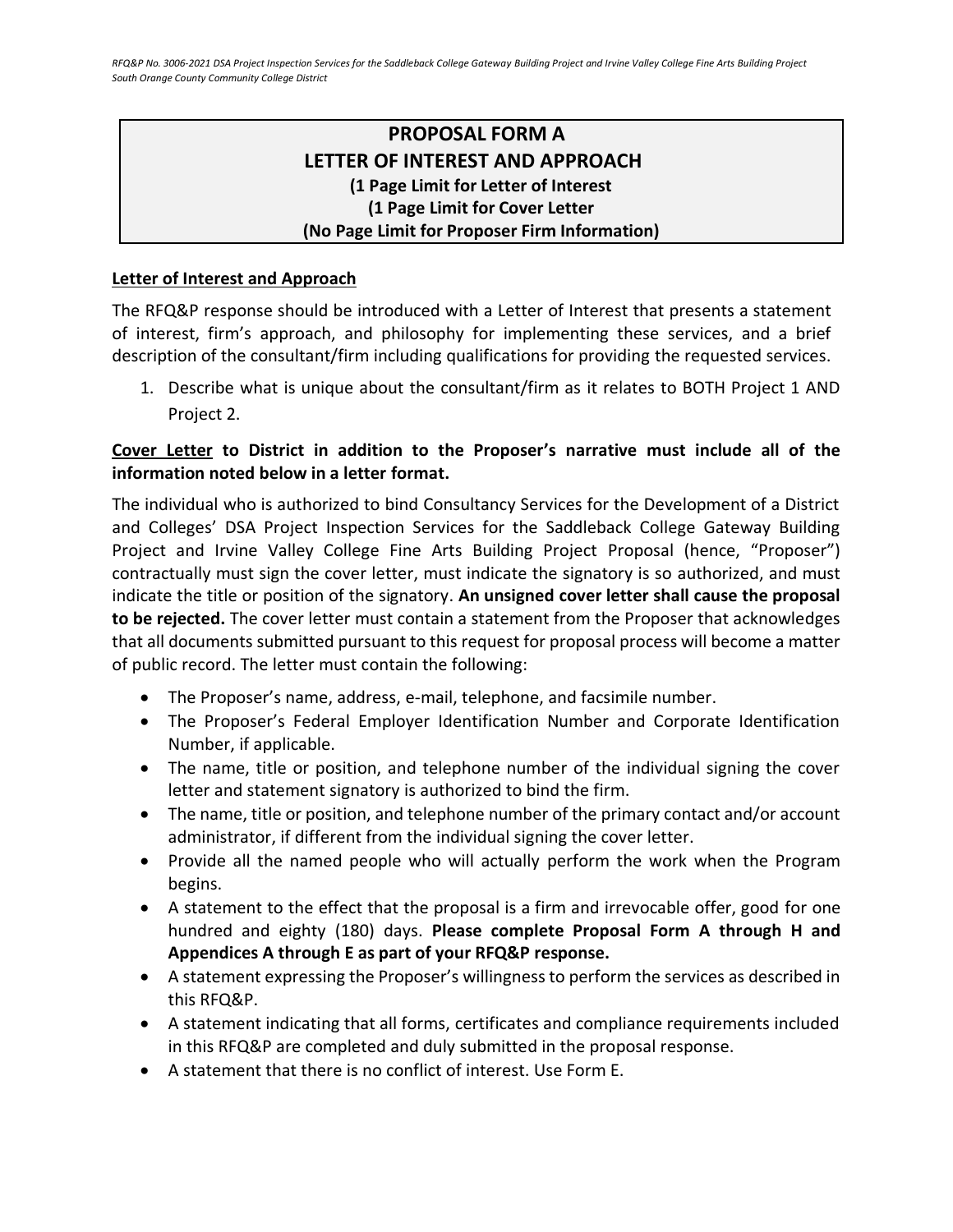# PROPOSAL FORM A
## LETTER OF INTEREST AND APPROACH
**(1 Page Limit for Letter of Interest**
**(1 Page Limit for Cover Letter**
**(No Page Limit for Proposer Firm Information)**

**<u>Letter of Interest and Approach</u>**

The RFQ&P response should be introduced with a Letter of Interest that presents a statement of interest, firm's approach, and philosophy for implementing these services, and a brief description of the consultant/firm including qualifications for providing the requested services.

1. Describe what is unique about the consultant/firm as it relates to BOTH Project 1 AND Project 2.

**<u>Cover Letter</u> to District in addition to the Proposer's narrative must include all of the information noted below in a letter format.**

The individual who is authorized to bind Consultancy Services for the Development of a District and Colleges' DSA Project Inspection Services for the Saddleback College Gateway Building Project and Irvine Valley College Fine Arts Building Project Proposal (hence, "Proposer") contractually must sign the cover letter, must indicate the signatory is so authorized, and must indicate the title or position of the signatory. **An unsigned cover letter shall cause the proposal to be rejected.** The cover letter must contain a statement from the Proposer that acknowledges that all documents submitted pursuant to this request for proposal process will become a matter of public record. The letter must contain the following:

- The Proposer's name, address, e-mail, telephone, and facsimile number.
- The Proposer's Federal Employer Identification Number and Corporate Identification Number, if applicable.
- The name, title or position, and telephone number of the individual signing the cover letter and statement signatory is authorized to bind the firm.
- The name, title or position, and telephone number of the primary contact and/or account administrator, if different from the individual signing the cover letter.
- Provide all the named people who will actually perform the work when the Program begins.
- A statement to the effect that the proposal is a firm and irrevocable offer, good for one hundred and eighty (180) days. **Please complete Proposal Form A through H and Appendices A through E as part of your RFQ&P response.**
- A statement expressing the Proposer's willingness to perform the services as described in this RFQ&P.
- A statement indicating that all forms, certificates and compliance requirements included in this RFQ&P are completed and duly submitted in the proposal response.
- A statement that there is no conflict of interest. Use Form E.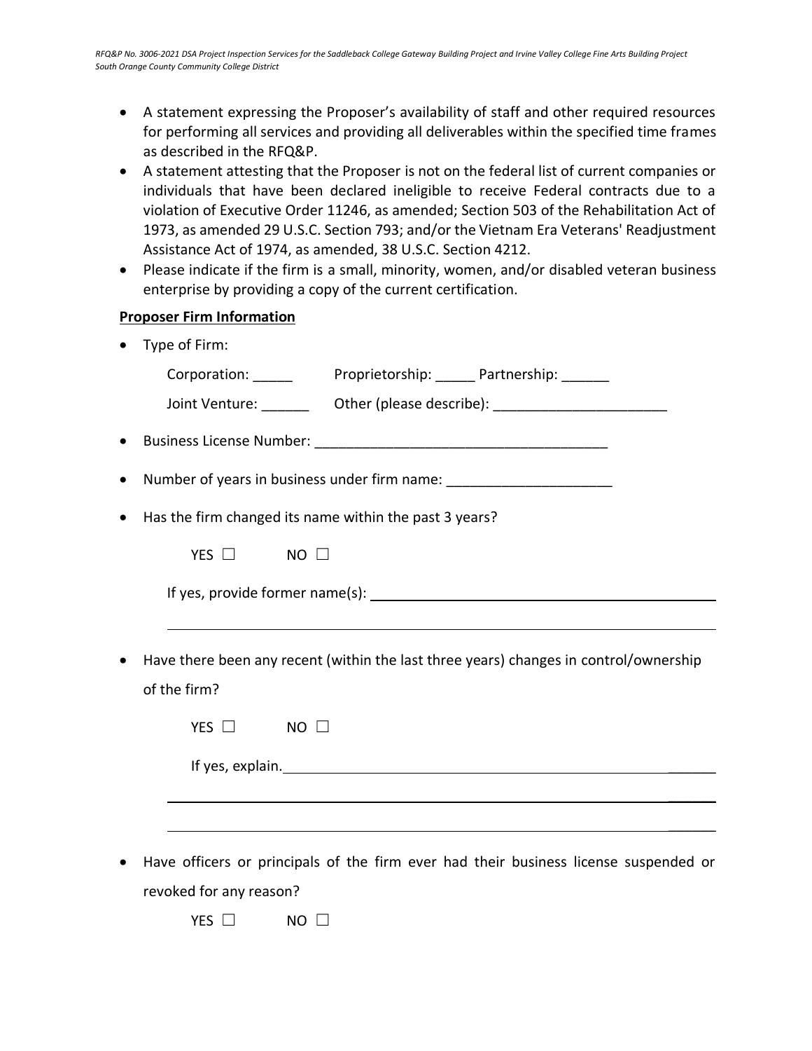- A statement expressing the Proposer's availability of staff and other required resources for performing all services and providing all deliverables within the specified time frames as described in the RFQ&P.
- A statement attesting that the Proposer is not on the federal list of current companies or individuals that have been declared ineligible to receive Federal contracts due to a violation of Executive Order 11246, as amended; Section 503 of the Rehabilitation Act of 1973, as amended 29 U.S.C. Section 793; and/or the Vietnam Era Veterans' Readjustment Assistance Act of 1974, as amended, 38 U.S.C. Section 4212.
- Please indicate if the firm is a small, minority, women, and/or disabled veteran business enterprise by providing a copy of the current certification.

**Proposer Firm Information**

- Type of Firm:

  Corporation: _____ Proprietorship: _____ Partnership: ______

  Joint Venture: ______ Other (please describe): ______________________

- Business License Number: _____________________________________

- Number of years in business under firm name: _____________________

- Has the firm changed its name within the past 3 years?

  YES ☐ NO ☐

  If yes, provide former name(s): ____________________________________________

  ____________________________________________________________________

- Have there been any recent (within the last three years) changes in control/ownership of the firm?

  YES ☐ NO ☐

  If yes, explain.____________________________________________________

  ____________________________________________________________________

  ____________________________________________________________________

- Have officers or principals of the firm ever had their business license suspended or revoked for any reason?

  YES ☐ NO ☐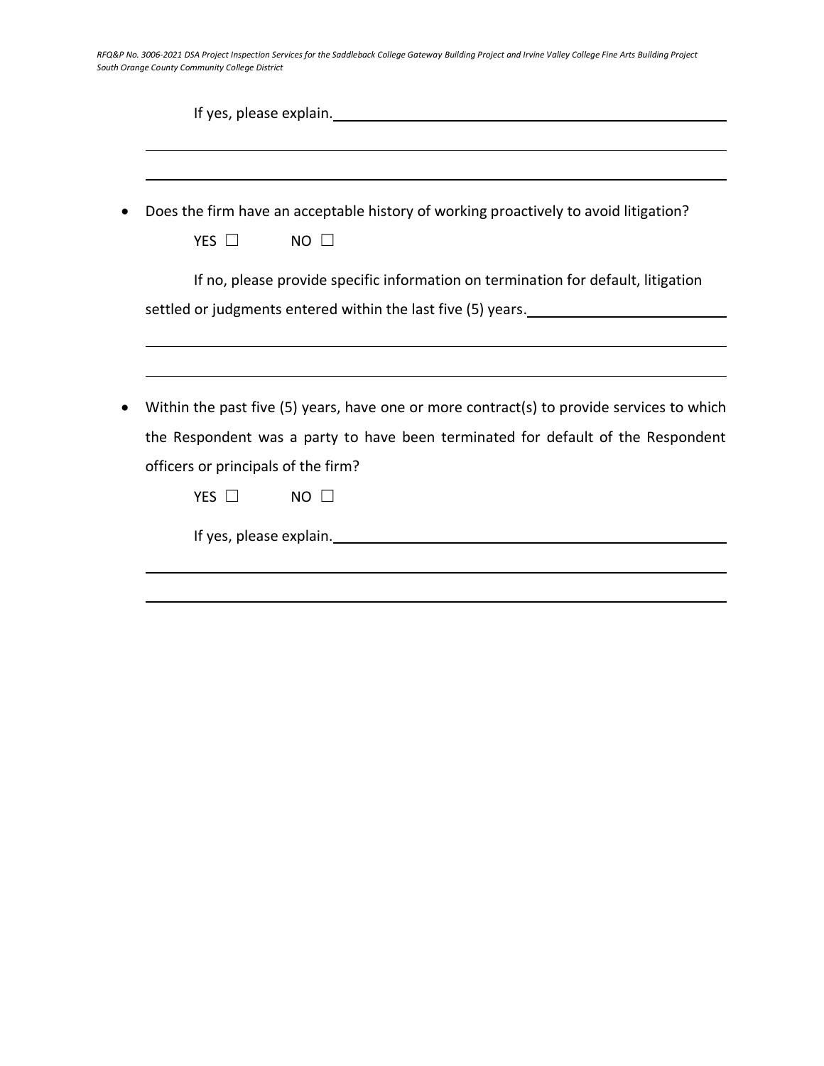If yes, please explain.______________________________________________

______________________________________________________________________

______________________________________________________________________

- Does the firm have an acceptable history of working proactively to avoid litigation?

  YES ☐ NO ☐

  If no, please provide specific information on termination for default, litigation settled or judgments entered within the last five (5) years.______________________

  ______________________________________________________________________

  ______________________________________________________________________

- Within the past five (5) years, have one or more contract(s) to provide services to which the Respondent was a party to have been terminated for default of the Respondent officers or principals of the firm?

  YES ☐ NO ☐

  If yes, please explain.______________________________________________

  ______________________________________________________________________

  ______________________________________________________________________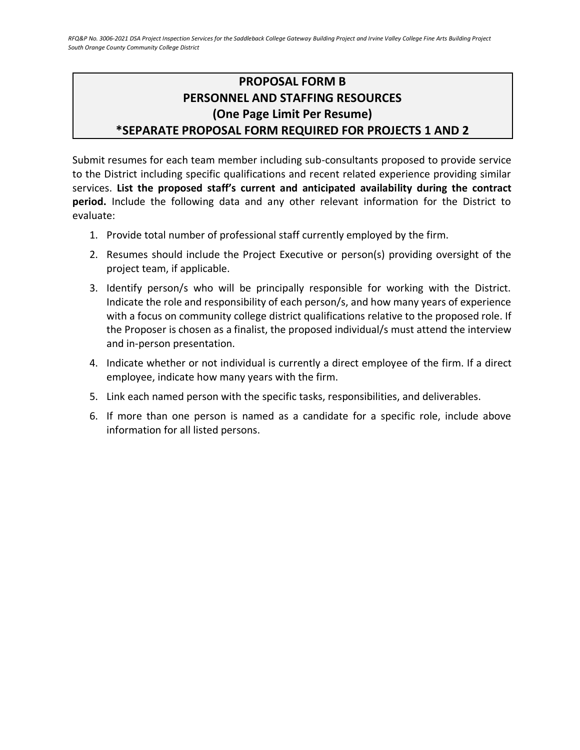## PROPOSAL FORM B
## PERSONNEL AND STAFFING RESOURCES
## (One Page Limit Per Resume)
## *SEPARATE PROPOSAL FORM REQUIRED FOR PROJECTS 1 AND 2

Submit resumes for each team member including sub-consultants proposed to provide service to the District including specific qualifications and recent related experience providing similar services. **List the proposed staff's current and anticipated availability during the contract period.** Include the following data and any other relevant information for the District to evaluate:

1. Provide total number of professional staff currently employed by the firm.
2. Resumes should include the Project Executive or person(s) providing oversight of the project team, if applicable.
3. Identify person/s who will be principally responsible for working with the District. Indicate the role and responsibility of each person/s, and how many years of experience with a focus on community college district qualifications relative to the proposed role. If the Proposer is chosen as a finalist, the proposed individual/s must attend the interview and in-person presentation.
4. Indicate whether or not individual is currently a direct employee of the firm. If a direct employee, indicate how many years with the firm.
5. Link each named person with the specific tasks, responsibilities, and deliverables.
6. If more than one person is named as a candidate for a specific role, include above information for all listed persons.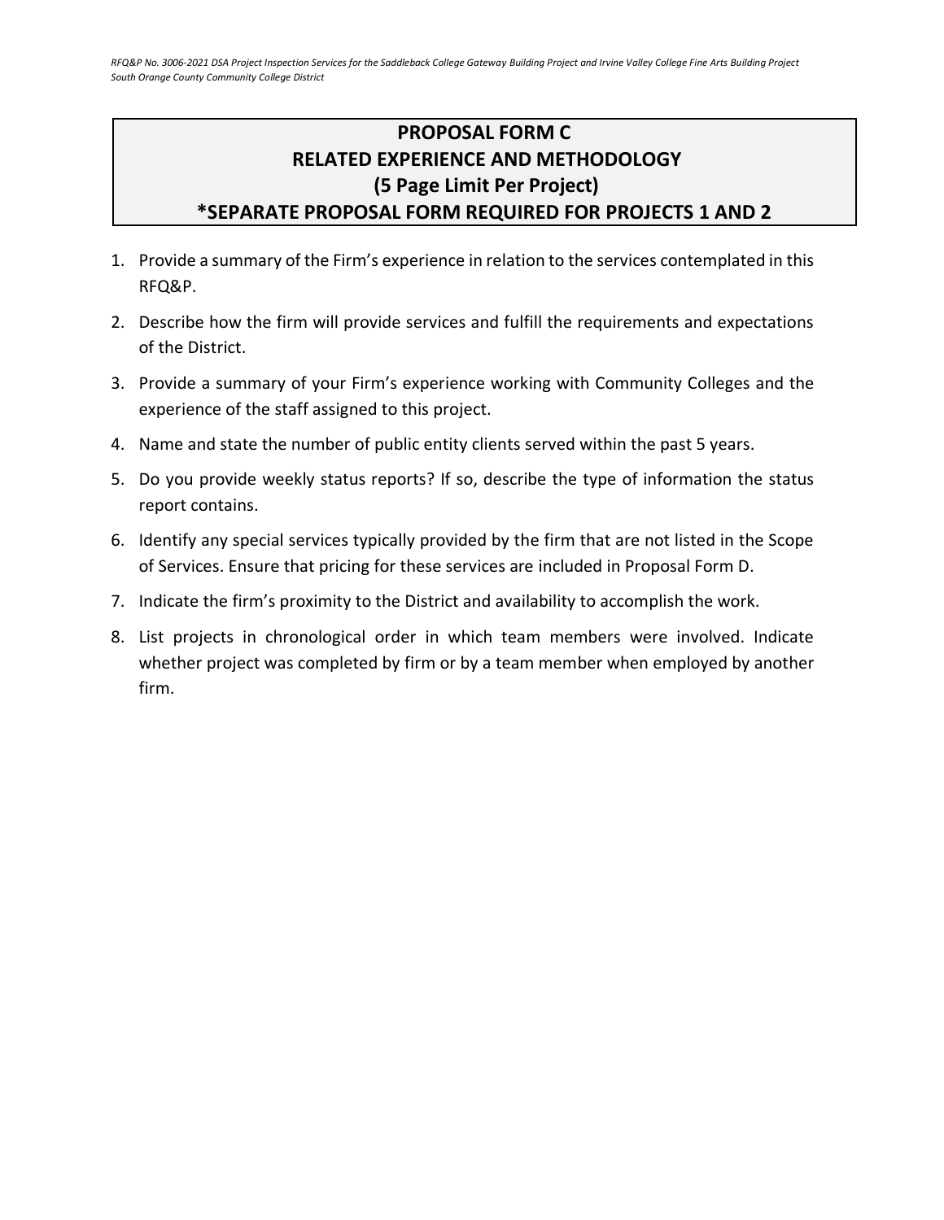## PROPOSAL FORM C
## RELATED EXPERIENCE AND METHODOLOGY
## (5 Page Limit Per Project)
## *SEPARATE PROPOSAL FORM REQUIRED FOR PROJECTS 1 AND 2

1. Provide a summary of the Firm's experience in relation to the services contemplated in this RFQ&P.
2. Describe how the firm will provide services and fulfill the requirements and expectations of the District.
3. Provide a summary of your Firm's experience working with Community Colleges and the experience of the staff assigned to this project.
4. Name and state the number of public entity clients served within the past 5 years.
5. Do you provide weekly status reports? If so, describe the type of information the status report contains.
6. Identify any special services typically provided by the firm that are not listed in the Scope of Services. Ensure that pricing for these services are included in Proposal Form D.
7. Indicate the firm's proximity to the District and availability to accomplish the work.
8. List projects in chronological order in which team members were involved. Indicate whether project was completed by firm or by a team member when employed by another firm.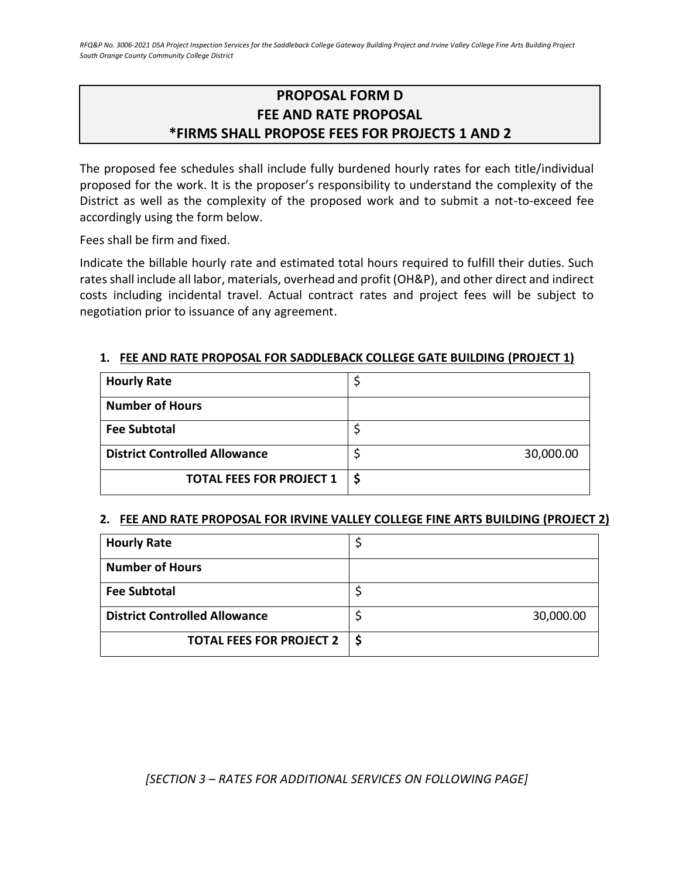# PROPOSAL FORM D
# FEE AND RATE PROPOSAL
# *FIRMS SHALL PROPOSE FEES FOR PROJECTS 1 AND 2

The proposed fee schedules shall include fully burdened hourly rates for each title/individual proposed for the work. It is the proposer's responsibility to understand the complexity of the District as well as the complexity of the proposed work and to submit a not-to-exceed fee accordingly using the form below.

Fees shall be firm and fixed.

Indicate the billable hourly rate and estimated total hours required to fulfill their duties. Such rates shall include all labor, materials, overhead and profit (OH&P), and other direct and indirect costs including incidental travel. Actual contract rates and project fees will be subject to negotiation prior to issuance of any agreement.

### 1. FEE AND RATE PROPOSAL FOR SADDLEBACK COLLEGE GATE BUILDING (PROJECT 1)

| | |
|---|---|
| **Hourly Rate** | $ |
| **Number of Hours** | |
| **Fee Subtotal** | $ |
| **District Controlled Allowance** | $ 30,000.00 |
| **TOTAL FEES FOR PROJECT 1** | **$** |

### 2. FEE AND RATE PROPOSAL FOR IRVINE VALLEY COLLEGE FINE ARTS BUILDING (PROJECT 2)

| | |
|---|---|
| **Hourly Rate** | $ |
| **Number of Hours** | |
| **Fee Subtotal** | $ |
| **District Controlled Allowance** | $ 30,000.00 |
| **TOTAL FEES FOR PROJECT 2** | **$** |

*[SECTION 3 – RATES FOR ADDITIONAL SERVICES ON FOLLOWING PAGE]*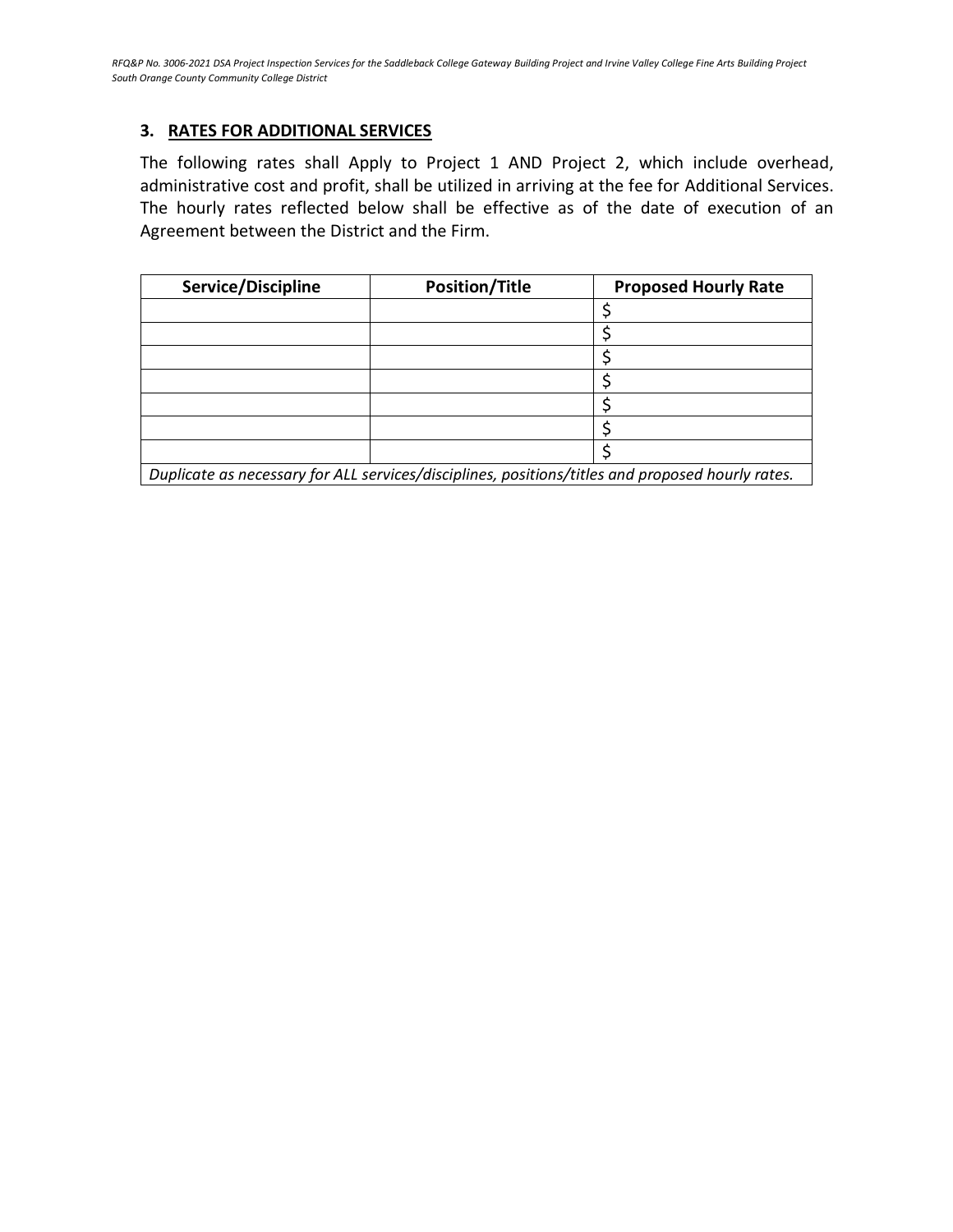### 3. RATES FOR ADDITIONAL SERVICES

The following rates shall Apply to Project 1 AND Project 2, which include overhead, administrative cost and profit, shall be utilized in arriving at the fee for Additional Services. The hourly rates reflected below shall be effective as of the date of execution of an Agreement between the District and the Firm.

| Service/Discipline | Position/Title | Proposed Hourly Rate |
|---|---|---|
| | | $ |
| | | $ |
| | | $ |
| | | $ |
| | | $ |
| | | $ |
| | | $ |
| *Duplicate as necessary for ALL services/disciplines, positions/titles and proposed hourly rates.* | | |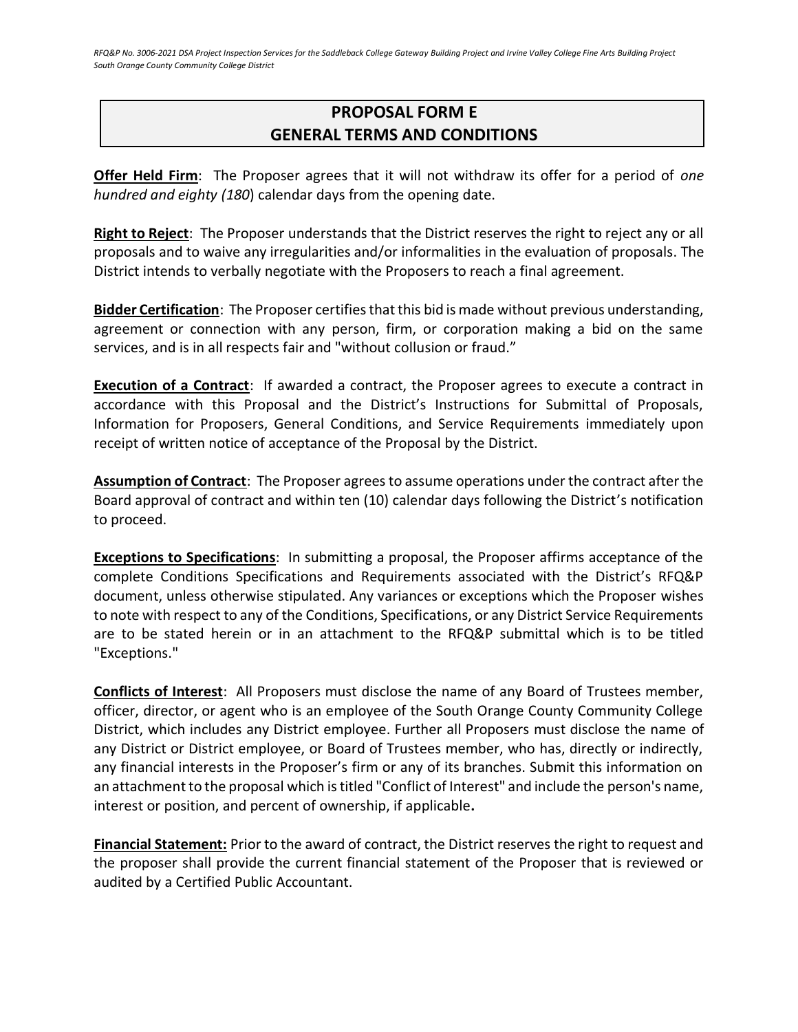# PROPOSAL FORM E
# GENERAL TERMS AND CONDITIONS

**Offer Held Firm**: The Proposer agrees that it will not withdraw its offer for a period of *one hundred and eighty (180*) calendar days from the opening date.

**Right to Reject**: The Proposer understands that the District reserves the right to reject any or all proposals and to waive any irregularities and/or informalities in the evaluation of proposals. The District intends to verbally negotiate with the Proposers to reach a final agreement.

**Bidder Certification**: The Proposer certifies that this bid is made without previous understanding, agreement or connection with any person, firm, or corporation making a bid on the same services, and is in all respects fair and "without collusion or fraud."

**Execution of a Contract**: If awarded a contract, the Proposer agrees to execute a contract in accordance with this Proposal and the District's Instructions for Submittal of Proposals, Information for Proposers, General Conditions, and Service Requirements immediately upon receipt of written notice of acceptance of the Proposal by the District.

**Assumption of Contract**: The Proposer agrees to assume operations under the contract after the Board approval of contract and within ten (10) calendar days following the District's notification to proceed.

**Exceptions to Specifications**: In submitting a proposal, the Proposer affirms acceptance of the complete Conditions Specifications and Requirements associated with the District's RFQ&P document, unless otherwise stipulated. Any variances or exceptions which the Proposer wishes to note with respect to any of the Conditions, Specifications, or any District Service Requirements are to be stated herein or in an attachment to the RFQ&P submittal which is to be titled "Exceptions."

**Conflicts of Interest**: All Proposers must disclose the name of any Board of Trustees member, officer, director, or agent who is an employee of the South Orange County Community College District, which includes any District employee. Further all Proposers must disclose the name of any District or District employee, or Board of Trustees member, who has, directly or indirectly, any financial interests in the Proposer's firm or any of its branches. Submit this information on an attachment to the proposal which is titled "Conflict of Interest" and include the person's name, interest or position, and percent of ownership, if applicable**.**

**Financial Statement:** Prior to the award of contract, the District reserves the right to request and the proposer shall provide the current financial statement of the Proposer that is reviewed or audited by a Certified Public Accountant.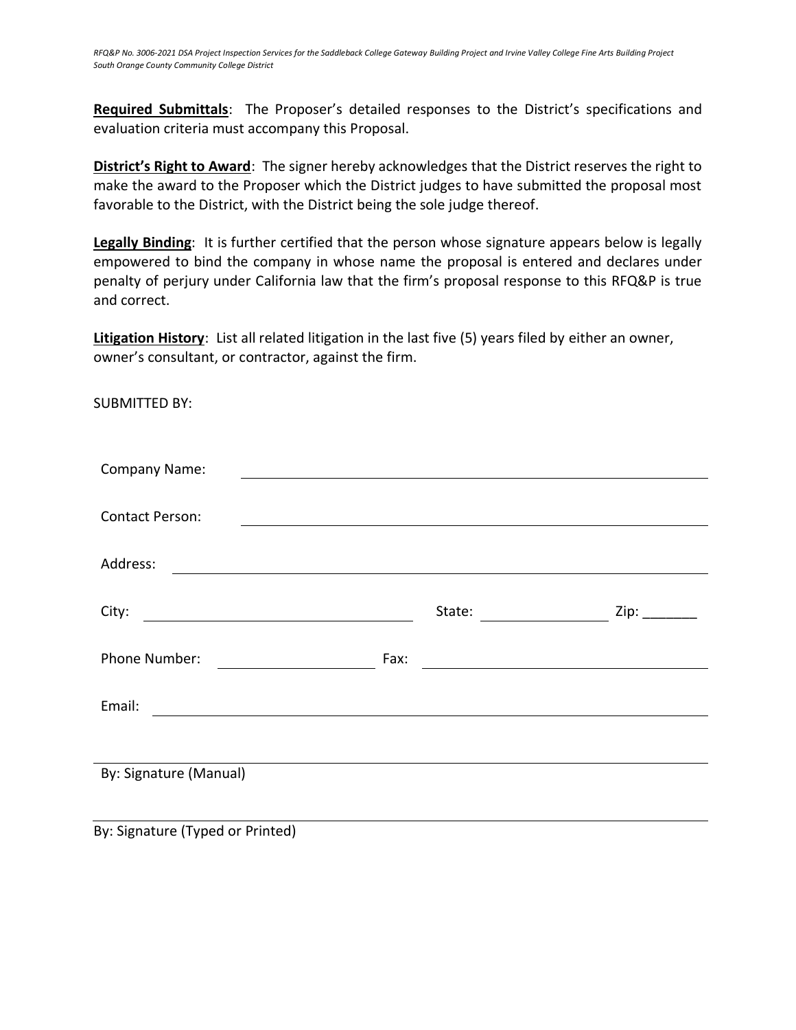**Required Submittals**: The Proposer's detailed responses to the District's specifications and evaluation criteria must accompany this Proposal.

**District's Right to Award**: The signer hereby acknowledges that the District reserves the right to make the award to the Proposer which the District judges to have submitted the proposal most favorable to the District, with the District being the sole judge thereof.

**Legally Binding**: It is further certified that the person whose signature appears below is legally empowered to bind the company in whose name the proposal is entered and declares under penalty of perjury under California law that the firm's proposal response to this RFQ&P is true and correct.

**Litigation History**: List all related litigation in the last five (5) years filed by either an owner, owner's consultant, or contractor, against the firm.

SUBMITTED BY:

Company Name: ____________________________________________

Contact Person: ____________________________________________

Address: ____________________________________________

City: ______________________ State: ______________ Zip: _______

Phone Number: ______________ Fax: ______________________

Email: ____________________________________________

____________________________________________
By: Signature (Manual)

____________________________________________
By: Signature (Typed or Printed)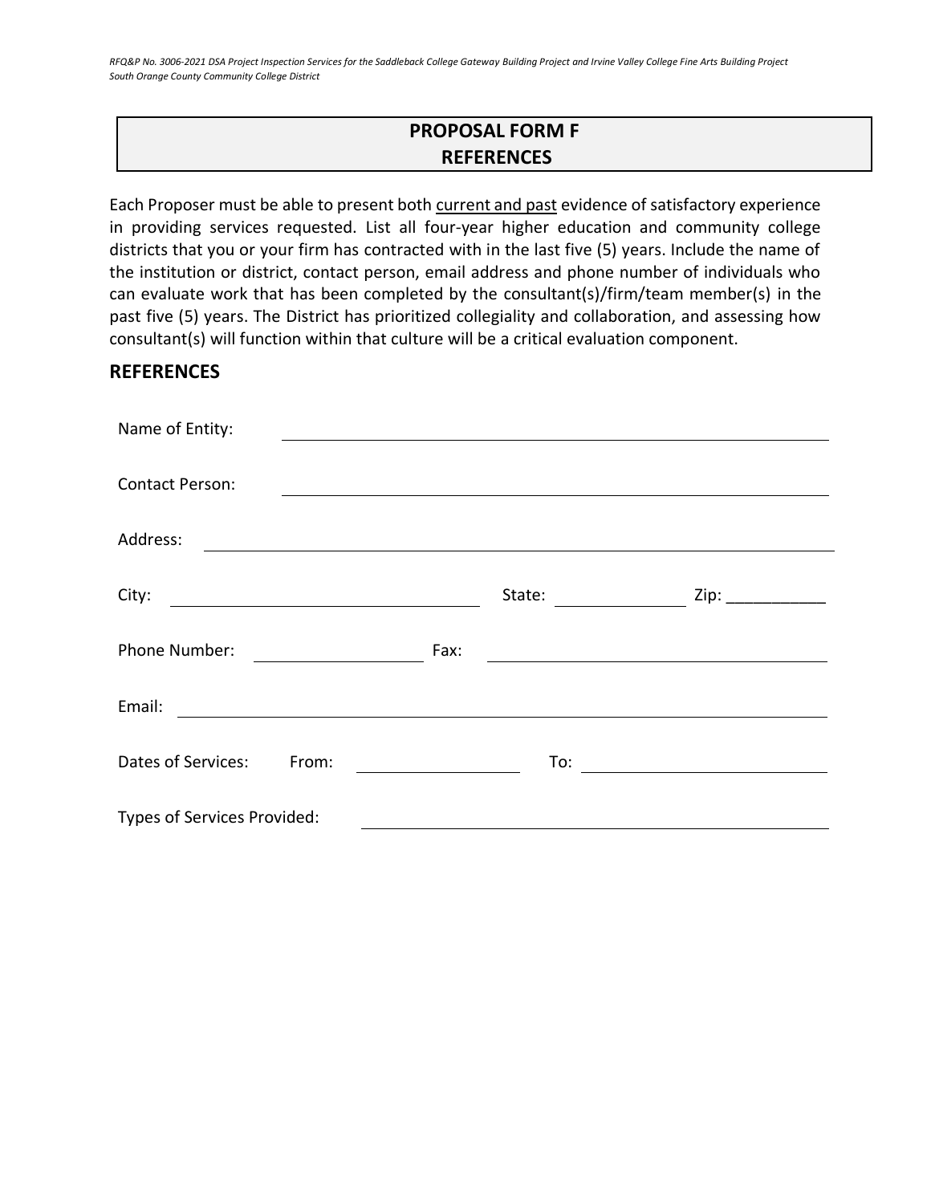## PROPOSAL FORM F
## REFERENCES

Each Proposer must be able to present both <u>current and past</u> evidence of satisfactory experience in providing services requested. List all four-year higher education and community college districts that you or your firm has contracted with in the last five (5) years. Include the name of the institution or district, contact person, email address and phone number of individuals who can evaluate work that has been completed by the consultant(s)/firm/team member(s) in the past five (5) years. The District has prioritized collegiality and collaboration, and assessing how consultant(s) will function within that culture will be a critical evaluation component.

## REFERENCES

Name of Entity: ______________________________________________

Contact Person: ______________________________________________

Address: ______________________________________________

City: ______________________ State: ____________ Zip: ___________

Phone Number: ______________ Fax: ______________________

Email: ______________________________________________

Dates of Services: From: ______________ To: ______________________

Types of Services Provided: ______________________________________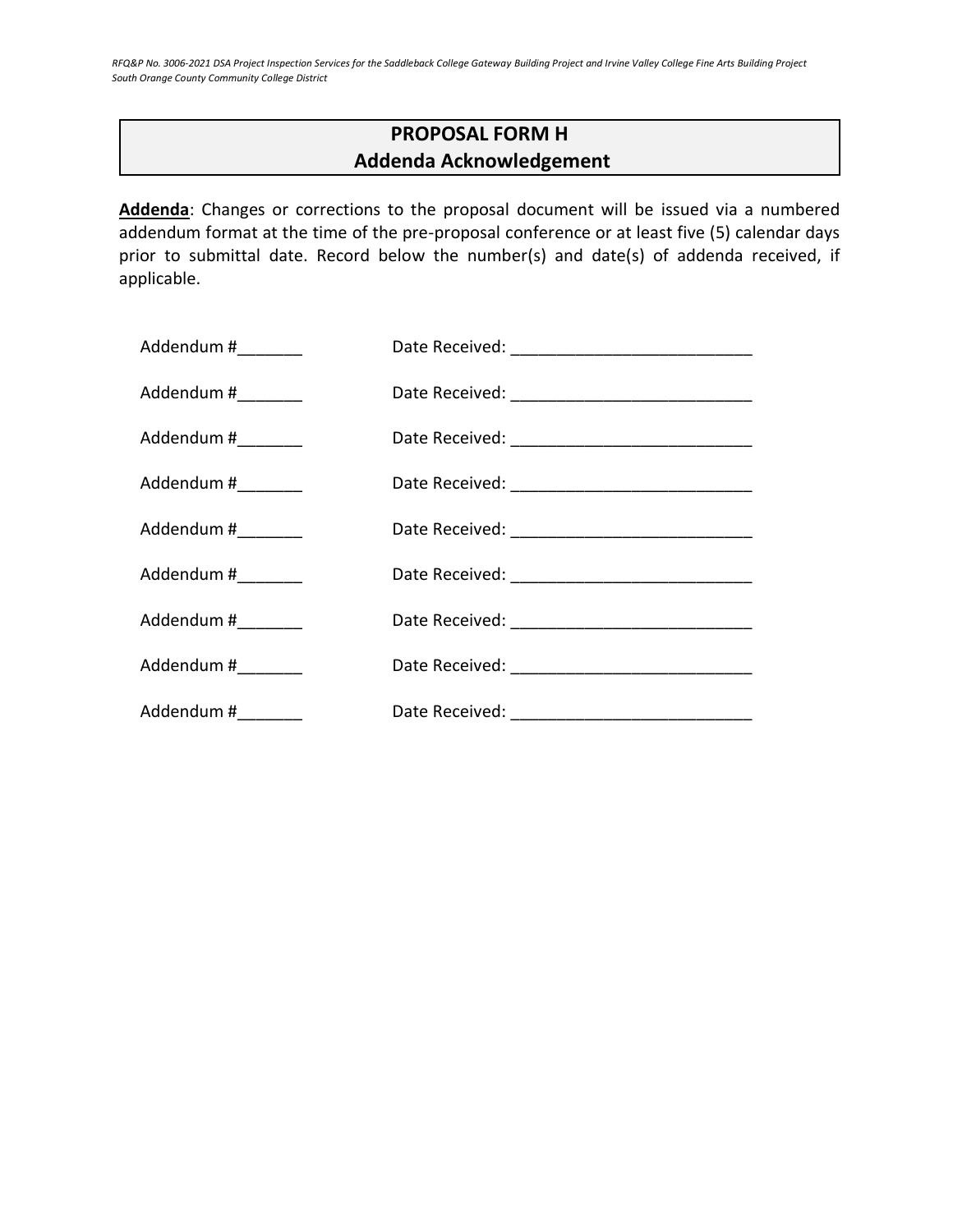# PROPOSAL FORM H
## Addenda Acknowledgement

**Addenda**: Changes or corrections to the proposal document will be issued via a numbered addendum format at the time of the pre-proposal conference or at least five (5) calendar days prior to submittal date. Record below the number(s) and date(s) of addenda received, if applicable.

Addendum #_______ Date Received: __________________________

Addendum #_______ Date Received: __________________________

Addendum #_______ Date Received: __________________________

Addendum #_______ Date Received: __________________________

Addendum #_______ Date Received: __________________________

Addendum #_______ Date Received: __________________________

Addendum #_______ Date Received: __________________________

Addendum #_______ Date Received: __________________________

Addendum #_______ Date Received: __________________________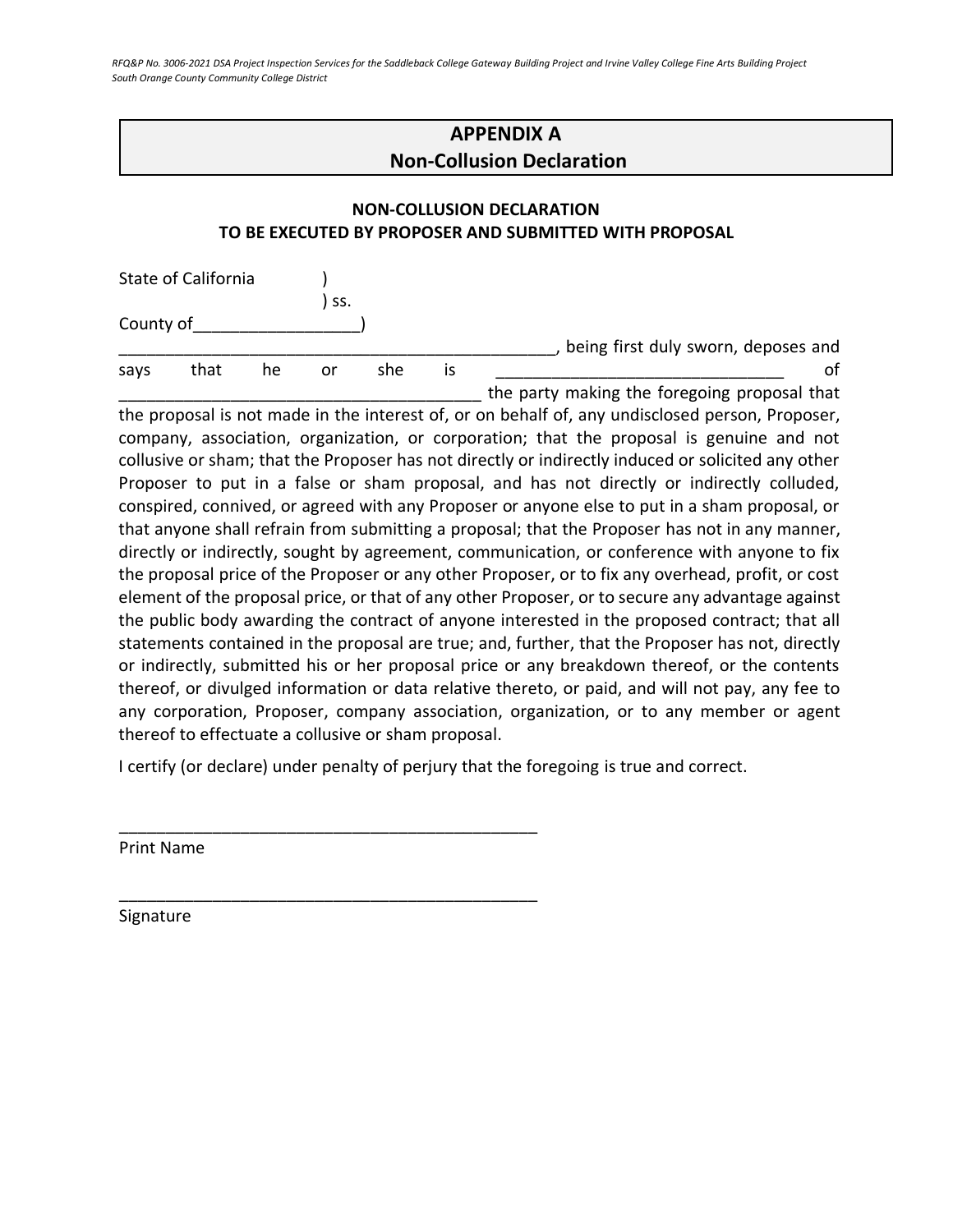# APPENDIX A
# Non-Collusion Declaration

### NON-COLLUSION DECLARATION
### TO BE EXECUTED BY PROPOSER AND SUBMITTED WITH PROPOSAL

State of California )
) ss.
County of_________________)

_______________________________________________, being first duly sworn, deposes and says that he or she is ______________________________ of _______________________________________ the party making the foregoing proposal that the proposal is not made in the interest of, or on behalf of, any undisclosed person, Proposer, company, association, organization, or corporation; that the proposal is genuine and not collusive or sham; that the Proposer has not directly or indirectly induced or solicited any other Proposer to put in a false or sham proposal, and has not directly or indirectly colluded, conspired, connived, or agreed with any Proposer or anyone else to put in a sham proposal, or that anyone shall refrain from submitting a proposal; that the Proposer has not in any manner, directly or indirectly, sought by agreement, communication, or conference with anyone to fix the proposal price of the Proposer or any other Proposer, or to fix any overhead, profit, or cost element of the proposal price, or that of any other Proposer, or to secure any advantage against the public body awarding the contract of anyone interested in the proposed contract; that all statements contained in the proposal are true; and, further, that the Proposer has not, directly or indirectly, submitted his or her proposal price or any breakdown thereof, or the contents thereof, or divulged information or data relative thereto, or paid, and will not pay, any fee to any corporation, Proposer, company association, organization, or to any member or agent thereof to effectuate a collusive or sham proposal.

I certify (or declare) under penalty of perjury that the foregoing is true and correct.

_______________________________________________
Print Name

_______________________________________________
Signature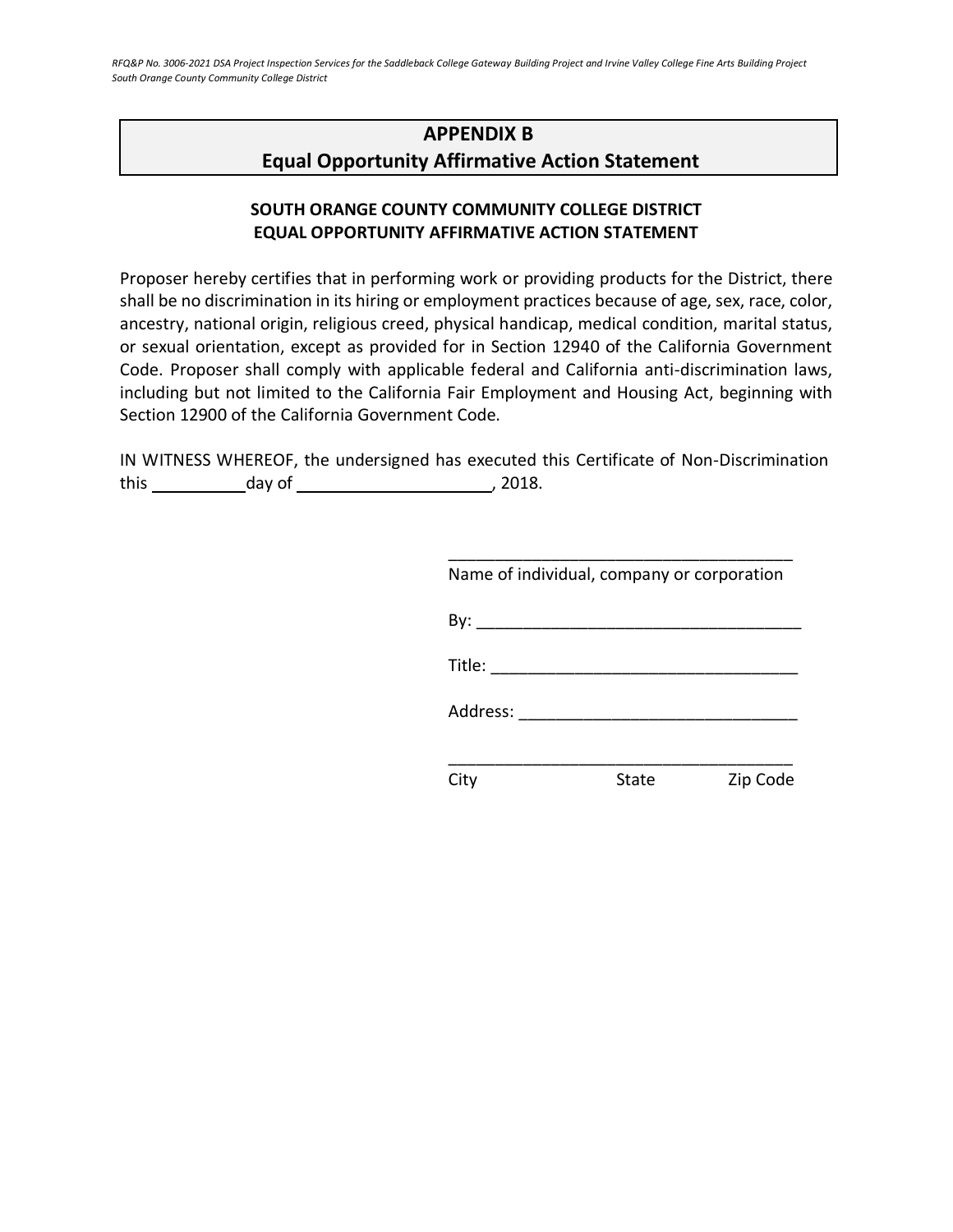## APPENDIX B
## Equal Opportunity Affirmative Action Statement

### SOUTH ORANGE COUNTY COMMUNITY COLLEGE DISTRICT
### EQUAL OPPORTUNITY AFFIRMATIVE ACTION STATEMENT

Proposer hereby certifies that in performing work or providing products for the District, there shall be no discrimination in its hiring or employment practices because of age, sex, race, color, ancestry, national origin, religious creed, physical handicap, medical condition, marital status, or sexual orientation, except as provided for in Section 12940 of the California Government Code. Proposer shall comply with applicable federal and California anti-discrimination laws, including but not limited to the California Fair Employment and Housing Act, beginning with Section 12900 of the California Government Code.

IN WITNESS WHEREOF, the undersigned has executed this Certificate of Non-Discrimination this __________ day of ______________________, 2018.

______________________________________
Name of individual, company or corporation

By: ___________________________________

Title: _________________________________

Address: ______________________________

______________________________________
City State Zip Code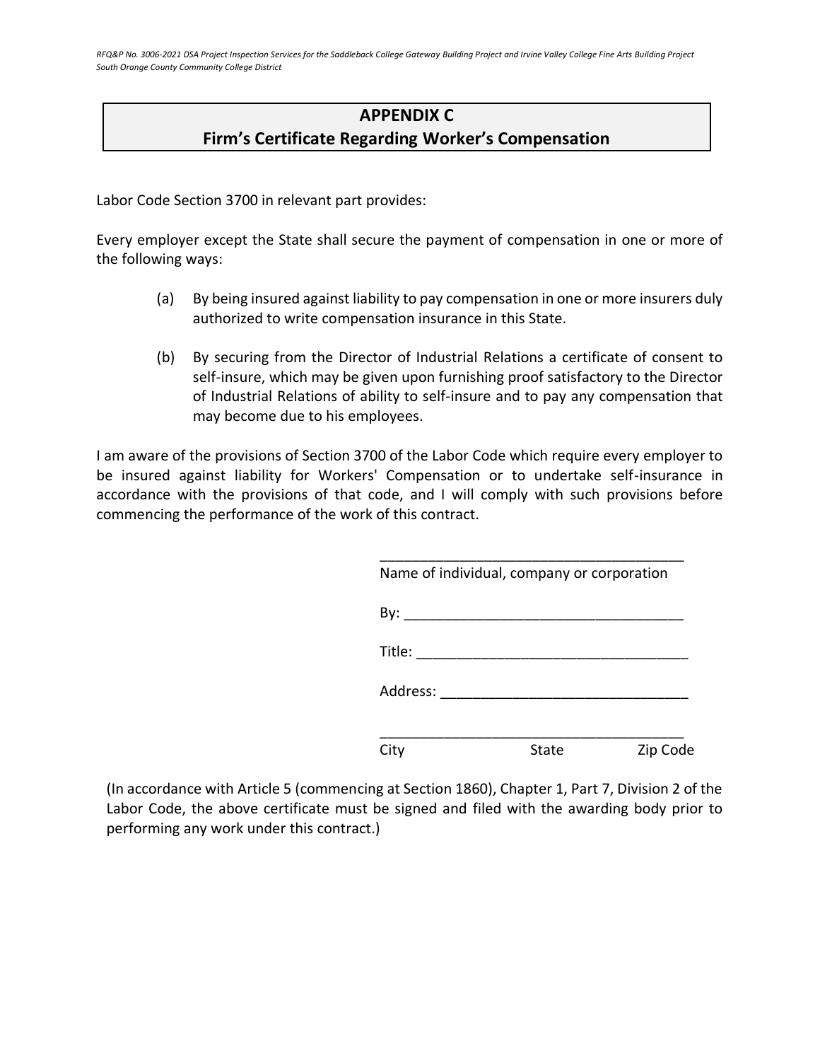## APPENDIX C
## Firm's Certificate Regarding Worker's Compensation

Labor Code Section 3700 in relevant part provides:

Every employer except the State shall secure the payment of compensation in one or more of the following ways:

(a) By being insured against liability to pay compensation in one or more insurers duly authorized to write compensation insurance in this State.

(b) By securing from the Director of Industrial Relations a certificate of consent to self-insure, which may be given upon furnishing proof satisfactory to the Director of Industrial Relations of ability to self-insure and to pay any compensation that may become due to his employees.

I am aware of the provisions of Section 3700 of the Labor Code which require every employer to be insured against liability for Workers' Compensation or to undertake self-insurance in accordance with the provisions of that code, and I will comply with such provisions before commencing the performance of the work of this contract.

_______________________________________
Name of individual, company or corporation

By: ___________________________________

Title: __________________________________

Address: _______________________________

_______________________________________
City State Zip Code

(In accordance with Article 5 (commencing at Section 1860), Chapter 1, Part 7, Division 2 of the Labor Code, the above certificate must be signed and filed with the awarding body prior to performing any work under this contract.)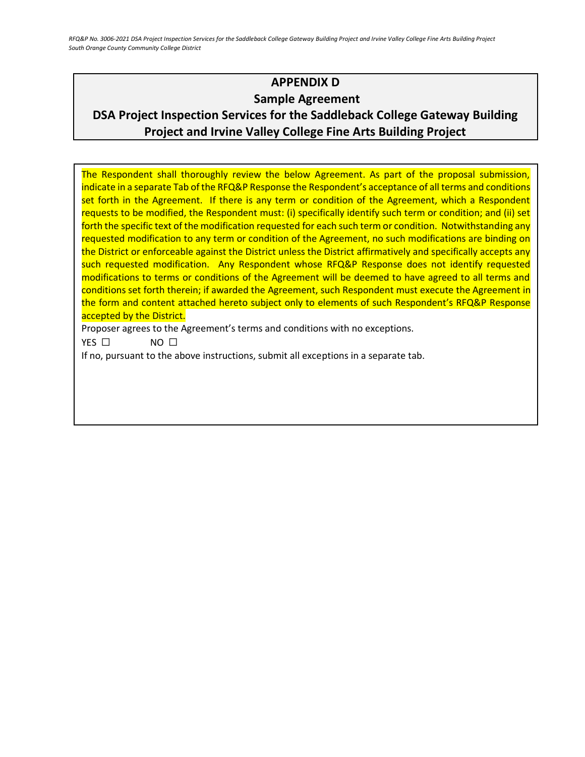# APPENDIX D

## Sample Agreement

## DSA Project Inspection Services for the Saddleback College Gateway Building Project and Irvine Valley College Fine Arts Building Project

The Respondent shall thoroughly review the below Agreement. As part of the proposal submission, indicate in a separate Tab of the RFQ&P Response the Respondent's acceptance of all terms and conditions set forth in the Agreement. If there is any term or condition of the Agreement, which a Respondent requests to be modified, the Respondent must: (i) specifically identify such term or condition; and (ii) set forth the specific text of the modification requested for each such term or condition. Notwithstanding any requested modification to any term or condition of the Agreement, no such modifications are binding on the District or enforceable against the District unless the District affirmatively and specifically accepts any such requested modification. Any Respondent whose RFQ&P Response does not identify requested modifications to terms or conditions of the Agreement will be deemed to have agreed to all terms and conditions set forth therein; if awarded the Agreement, such Respondent must execute the Agreement in the form and content attached hereto subject only to elements of such Respondent's RFQ&P Response accepted by the District.

Proposer agrees to the Agreement's terms and conditions with no exceptions.

YES ☐ NO ☐

If no, pursuant to the above instructions, submit all exceptions in a separate tab.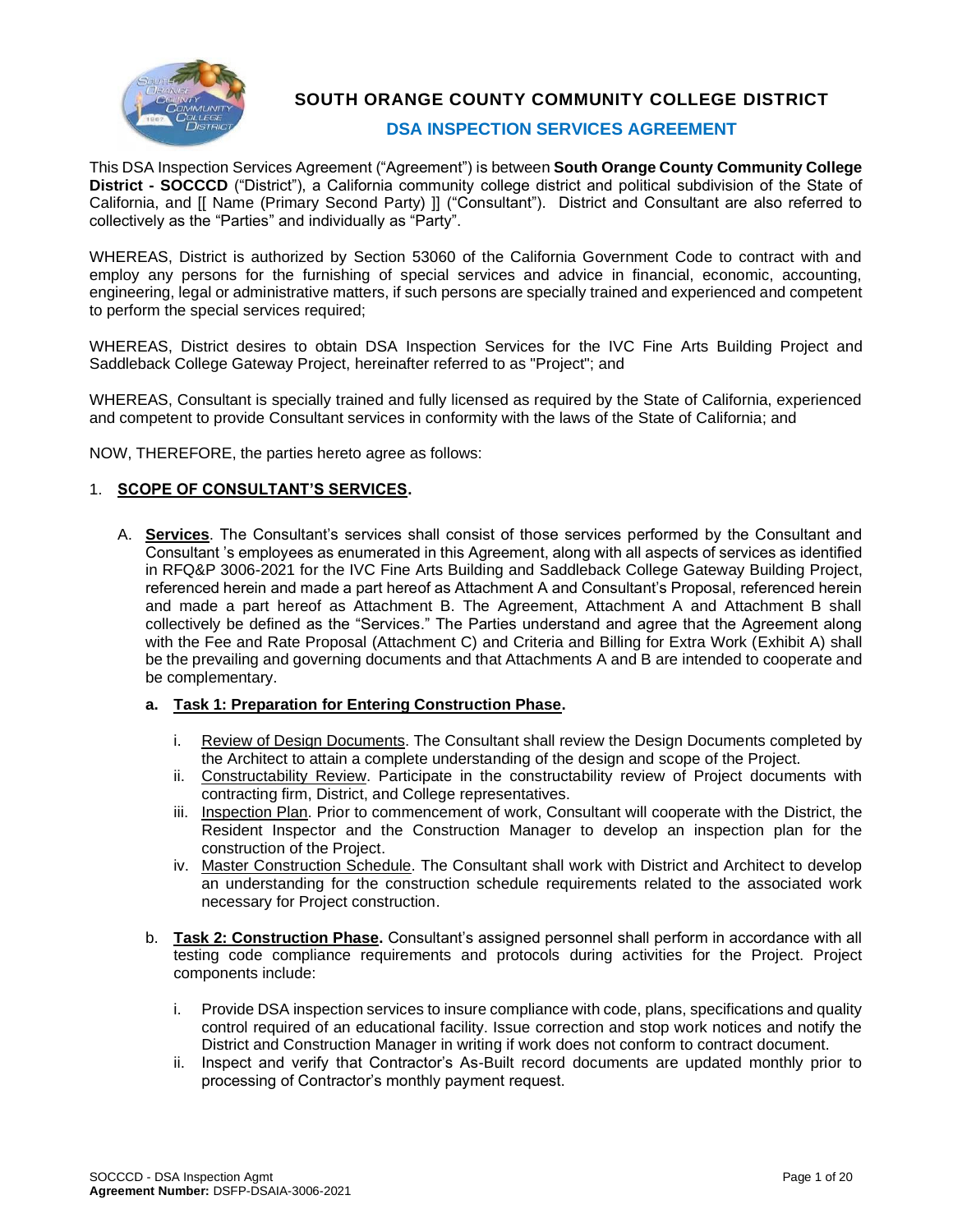# SOUTH ORANGE COUNTY COMMUNITY COLLEGE DISTRICT

## DSA INSPECTION SERVICES AGREEMENT

This DSA Inspection Services Agreement ("Agreement") is between **South Orange County Community College District - SOCCCD** ("District"), a California community college district and political subdivision of the State of California, and [[ Name (Primary Second Party) ]] ("Consultant"). District and Consultant are also referred to collectively as the "Parties" and individually as "Party".

WHEREAS, District is authorized by Section 53060 of the California Government Code to contract with and employ any persons for the furnishing of special services and advice in financial, economic, accounting, engineering, legal or administrative matters, if such persons are specially trained and experienced and competent to perform the special services required;

WHEREAS, District desires to obtain DSA Inspection Services for the IVC Fine Arts Building Project and Saddleback College Gateway Project, hereinafter referred to as "Project"; and

WHEREAS, Consultant is specially trained and fully licensed as required by the State of California, experienced and competent to provide Consultant services in conformity with the laws of the State of California; and

NOW, THEREFORE, the parties hereto agree as follows:

1. **SCOPE OF CONSULTANT'S SERVICES.**

   A. **Services**. The Consultant's services shall consist of those services performed by the Consultant and Consultant 's employees as enumerated in this Agreement, along with all aspects of services as identified in RFQ&P 3006-2021 for the IVC Fine Arts Building and Saddleback College Gateway Building Project, referenced herein and made a part hereof as Attachment A and Consultant's Proposal, referenced herein and made a part hereof as Attachment B. The Agreement, Attachment A and Attachment B shall collectively be defined as the "Services." The Parties understand and agree that the Agreement along with the Fee and Rate Proposal (Attachment C) and Criteria and Billing for Extra Work (Exhibit A) shall be the prevailing and governing documents and that Attachments A and B are intended to cooperate and be complementary.

      **a. Task 1: Preparation for Entering Construction Phase.**

      i. Review of Design Documents. The Consultant shall review the Design Documents completed by the Architect to attain a complete understanding of the design and scope of the Project.

      ii. Constructability Review. Participate in the constructability review of Project documents with contracting firm, District, and College representatives.

      iii. Inspection Plan. Prior to commencement of work, Consultant will cooperate with the District, the Resident Inspector and the Construction Manager to develop an inspection plan for the construction of the Project.

      iv. Master Construction Schedule. The Consultant shall work with District and Architect to develop an understanding for the construction schedule requirements related to the associated work necessary for Project construction.

      b. **Task 2: Construction Phase.** Consultant's assigned personnel shall perform in accordance with all testing code compliance requirements and protocols during activities for the Project. Project components include:

      i. Provide DSA inspection services to insure compliance with code, plans, specifications and quality control required of an educational facility. Issue correction and stop work notices and notify the District and Construction Manager in writing if work does not conform to contract document.

      ii. Inspect and verify that Contractor's As-Built record documents are updated monthly prior to processing of Contractor's monthly payment request.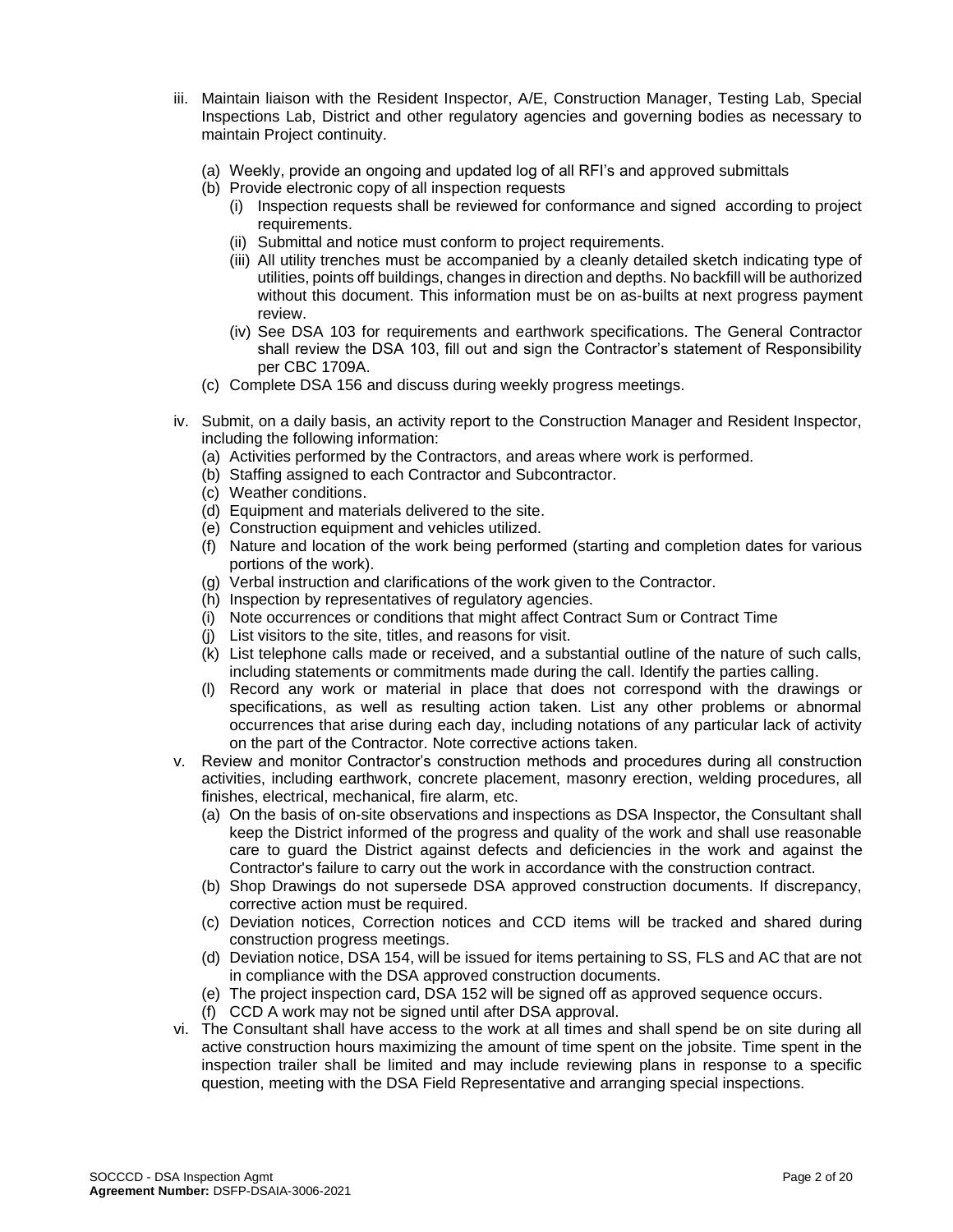iii. Maintain liaison with the Resident Inspector, A/E, Construction Manager, Testing Lab, Special Inspections Lab, District and other regulatory agencies and governing bodies as necessary to maintain Project continuity.

   (a) Weekly, provide an ongoing and updated log of all RFI's and approved submittals
   (b) Provide electronic copy of all inspection requests
      (i) Inspection requests shall be reviewed for conformance and signed according to project requirements.
      (ii) Submittal and notice must conform to project requirements.
      (iii) All utility trenches must be accompanied by a cleanly detailed sketch indicating type of utilities, points off buildings, changes in direction and depths. No backfill will be authorized without this document. This information must be on as-builts at next progress payment review.
      (iv) See DSA 103 for requirements and earthwork specifications. The General Contractor shall review the DSA 103, fill out and sign the Contractor's statement of Responsibility per CBC 1709A.
   (c) Complete DSA 156 and discuss during weekly progress meetings.

iv. Submit, on a daily basis, an activity report to the Construction Manager and Resident Inspector, including the following information:
   (a) Activities performed by the Contractors, and areas where work is performed.
   (b) Staffing assigned to each Contractor and Subcontractor.
   (c) Weather conditions.
   (d) Equipment and materials delivered to the site.
   (e) Construction equipment and vehicles utilized.
   (f) Nature and location of the work being performed (starting and completion dates for various portions of the work).
   (g) Verbal instruction and clarifications of the work given to the Contractor.
   (h) Inspection by representatives of regulatory agencies.
   (i) Note occurrences or conditions that might affect Contract Sum or Contract Time
   (j) List visitors to the site, titles, and reasons for visit.
   (k) List telephone calls made or received, and a substantial outline of the nature of such calls, including statements or commitments made during the call. Identify the parties calling.
   (l) Record any work or material in place that does not correspond with the drawings or specifications, as well as resulting action taken. List any other problems or abnormal occurrences that arise during each day, including notations of any particular lack of activity on the part of the Contractor. Note corrective actions taken.

v. Review and monitor Contractor's construction methods and procedures during all construction activities, including earthwork, concrete placement, masonry erection, welding procedures, all finishes, electrical, mechanical, fire alarm, etc.
   (a) On the basis of on-site observations and inspections as DSA Inspector, the Consultant shall keep the District informed of the progress and quality of the work and shall use reasonable care to guard the District against defects and deficiencies in the work and against the Contractor's failure to carry out the work in accordance with the construction contract.
   (b) Shop Drawings do not supersede DSA approved construction documents. If discrepancy, corrective action must be required.
   (c) Deviation notices, Correction notices and CCD items will be tracked and shared during construction progress meetings.
   (d) Deviation notice, DSA 154, will be issued for items pertaining to SS, FLS and AC that are not in compliance with the DSA approved construction documents.
   (e) The project inspection card, DSA 152 will be signed off as approved sequence occurs.
   (f) CCD A work may not be signed until after DSA approval.

vi. The Consultant shall have access to the work at all times and shall spend be on site during all active construction hours maximizing the amount of time spent on the jobsite. Time spent in the inspection trailer shall be limited and may include reviewing plans in response to a specific question, meeting with the DSA Field Representative and arranging special inspections.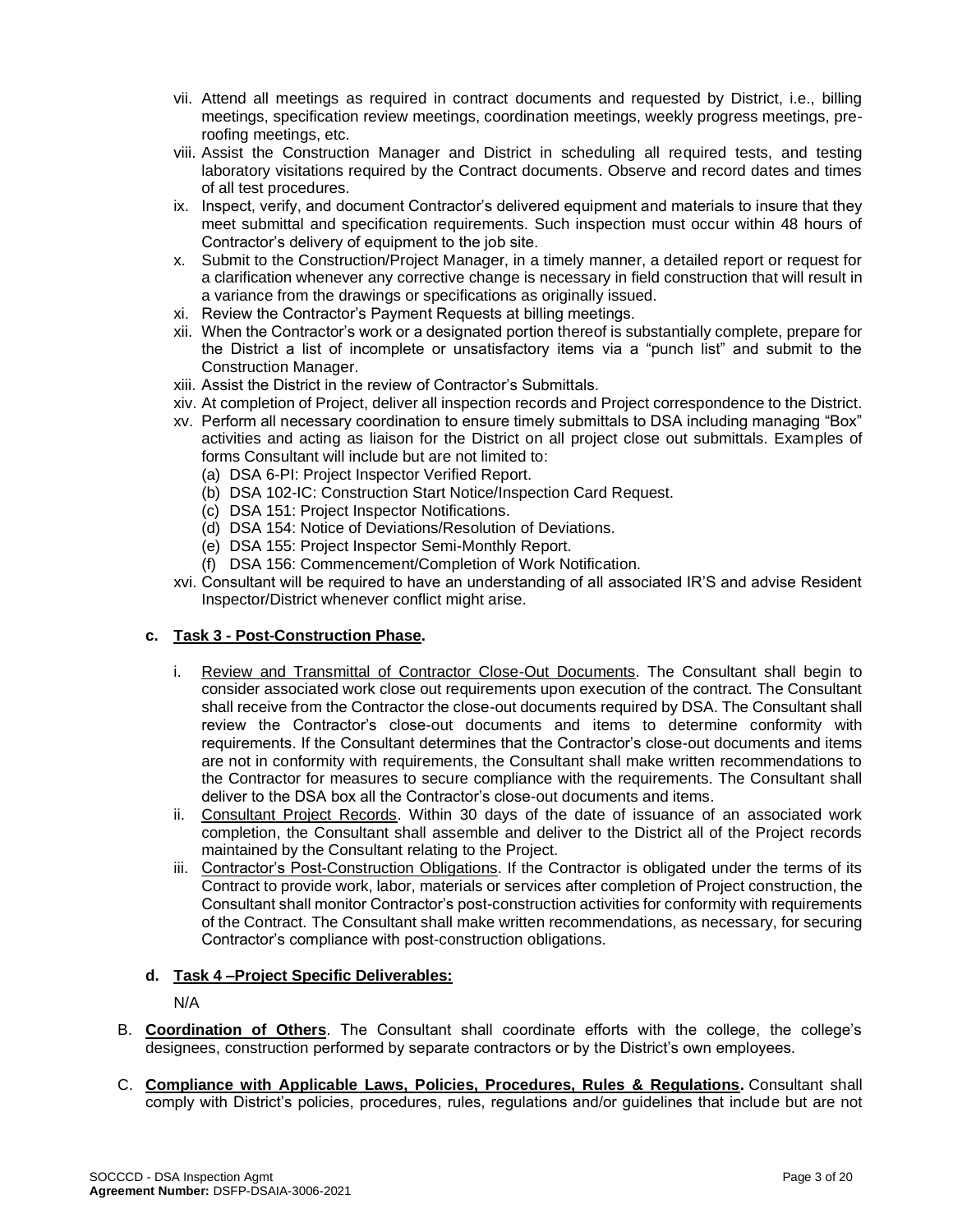vii. Attend all meetings as required in contract documents and requested by District, i.e., billing meetings, specification review meetings, coordination meetings, weekly progress meetings, pre-roofing meetings, etc.

viii. Assist the Construction Manager and District in scheduling all required tests, and testing laboratory visitations required by the Contract documents. Observe and record dates and times of all test procedures.

ix. Inspect, verify, and document Contractor's delivered equipment and materials to insure that they meet submittal and specification requirements. Such inspection must occur within 48 hours of Contractor's delivery of equipment to the job site.

x. Submit to the Construction/Project Manager, in a timely manner, a detailed report or request for a clarification whenever any corrective change is necessary in field construction that will result in a variance from the drawings or specifications as originally issued.

xi. Review the Contractor's Payment Requests at billing meetings.

xii. When the Contractor's work or a designated portion thereof is substantially complete, prepare for the District a list of incomplete or unsatisfactory items via a "punch list" and submit to the Construction Manager.

xiii. Assist the District in the review of Contractor's Submittals.

xiv. At completion of Project, deliver all inspection records and Project correspondence to the District.

xv. Perform all necessary coordination to ensure timely submittals to DSA including managing "Box" activities and acting as liaison for the District on all project close out submittals. Examples of forms Consultant will include but are not limited to:

   (a) DSA 6-PI: Project Inspector Verified Report.
   (b) DSA 102-IC: Construction Start Notice/Inspection Card Request.
   (c) DSA 151: Project Inspector Notifications.
   (d) DSA 154: Notice of Deviations/Resolution of Deviations.
   (e) DSA 155: Project Inspector Semi-Monthly Report.
   (f) DSA 156: Commencement/Completion of Work Notification.

xvi. Consultant will be required to have an understanding of all associated IR'S and advise Resident Inspector/District whenever conflict might arise.

**c. Task 3 - Post-Construction Phase.**

i. Review and Transmittal of Contractor Close-Out Documents. The Consultant shall begin to consider associated work close out requirements upon execution of the contract. The Consultant shall receive from the Contractor the close-out documents required by DSA. The Consultant shall review the Contractor's close-out documents and items to determine conformity with requirements. If the Consultant determines that the Contractor's close-out documents and items are not in conformity with requirements, the Consultant shall make written recommendations to the Contractor for measures to secure compliance with the requirements. The Consultant shall deliver to the DSA box all the Contractor's close-out documents and items.

ii. Consultant Project Records. Within 30 days of the date of issuance of an associated work completion, the Consultant shall assemble and deliver to the District all of the Project records maintained by the Consultant relating to the Project.

iii. Contractor's Post-Construction Obligations. If the Contractor is obligated under the terms of its Contract to provide work, labor, materials or services after completion of Project construction, the Consultant shall monitor Contractor's post-construction activities for conformity with requirements of the Contract. The Consultant shall make written recommendations, as necessary, for securing Contractor's compliance with post-construction obligations.

**d. Task 4 –Project Specific Deliverables:**

N/A

B. **Coordination of Others**. The Consultant shall coordinate efforts with the college, the college's designees, construction performed by separate contractors or by the District's own employees.

C. **Compliance with Applicable Laws, Policies, Procedures, Rules & Regulations.** Consultant shall comply with District's policies, procedures, rules, regulations and/or guidelines that include but are not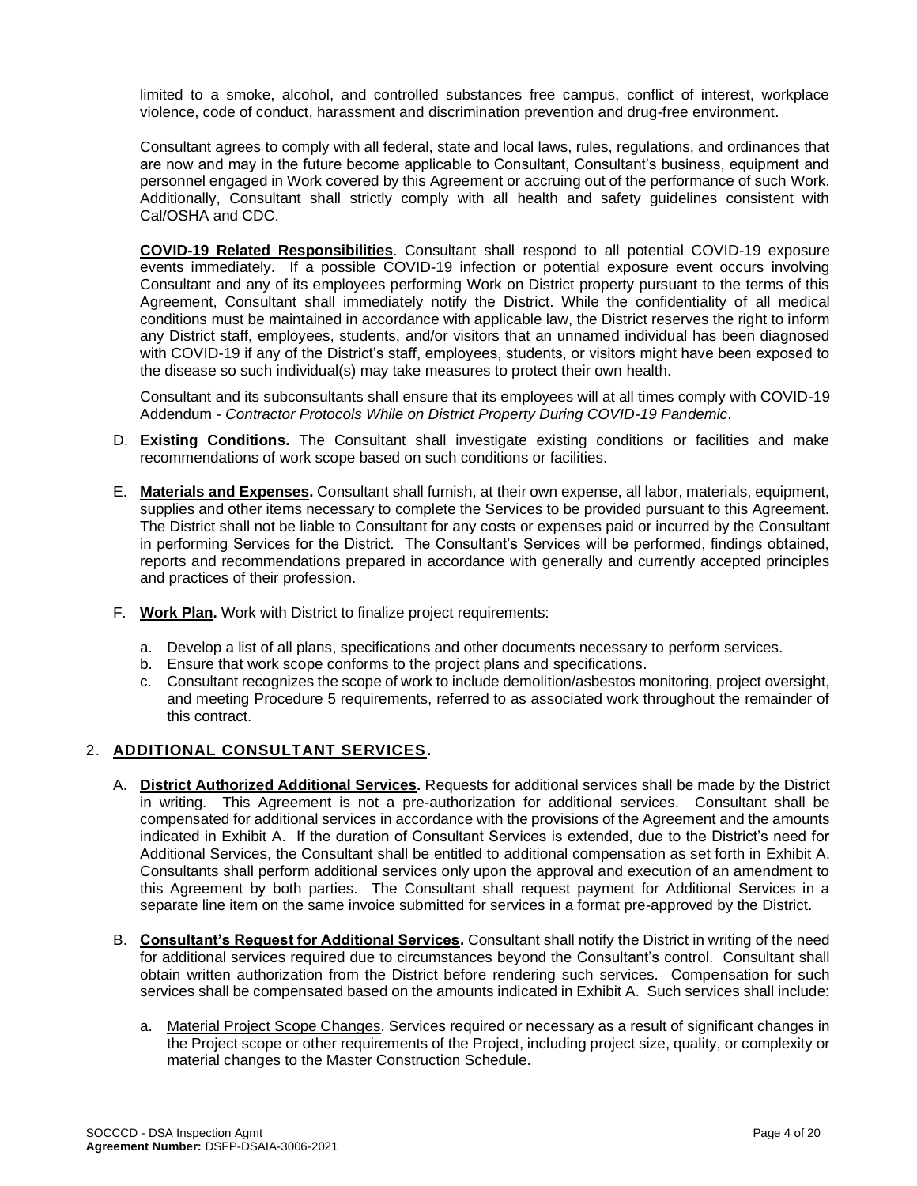limited to a smoke, alcohol, and controlled substances free campus, conflict of interest, workplace violence, code of conduct, harassment and discrimination prevention and drug-free environment.

Consultant agrees to comply with all federal, state and local laws, rules, regulations, and ordinances that are now and may in the future become applicable to Consultant, Consultant's business, equipment and personnel engaged in Work covered by this Agreement or accruing out of the performance of such Work. Additionally, Consultant shall strictly comply with all health and safety guidelines consistent with Cal/OSHA and CDC.

**COVID-19 Related Responsibilities**. Consultant shall respond to all potential COVID-19 exposure events immediately. If a possible COVID-19 infection or potential exposure event occurs involving Consultant and any of its employees performing Work on District property pursuant to the terms of this Agreement, Consultant shall immediately notify the District. While the confidentiality of all medical conditions must be maintained in accordance with applicable law, the District reserves the right to inform any District staff, employees, students, and/or visitors that an unnamed individual has been diagnosed with COVID-19 if any of the District's staff, employees, students, or visitors might have been exposed to the disease so such individual(s) may take measures to protect their own health.

Consultant and its subconsultants shall ensure that its employees will at all times comply with COVID-19 Addendum - *Contractor Protocols While on District Property During COVID-19 Pandemic*.

D. **Existing Conditions.** The Consultant shall investigate existing conditions or facilities and make recommendations of work scope based on such conditions or facilities.

E. **Materials and Expenses.** Consultant shall furnish, at their own expense, all labor, materials, equipment, supplies and other items necessary to complete the Services to be provided pursuant to this Agreement. The District shall not be liable to Consultant for any costs or expenses paid or incurred by the Consultant in performing Services for the District. The Consultant's Services will be performed, findings obtained, reports and recommendations prepared in accordance with generally and currently accepted principles and practices of their profession.

F. **Work Plan.** Work with District to finalize project requirements:

   a. Develop a list of all plans, specifications and other documents necessary to perform services.
   b. Ensure that work scope conforms to the project plans and specifications.
   c. Consultant recognizes the scope of work to include demolition/asbestos monitoring, project oversight, and meeting Procedure 5 requirements, referred to as associated work throughout the remainder of this contract.

## 2. ADDITIONAL CONSULTANT SERVICES.

A. **District Authorized Additional Services.** Requests for additional services shall be made by the District in writing. This Agreement is not a pre-authorization for additional services. Consultant shall be compensated for additional services in accordance with the provisions of the Agreement and the amounts indicated in Exhibit A. If the duration of Consultant Services is extended, due to the District's need for Additional Services, the Consultant shall be entitled to additional compensation as set forth in Exhibit A. Consultants shall perform additional services only upon the approval and execution of an amendment to this Agreement by both parties. The Consultant shall request payment for Additional Services in a separate line item on the same invoice submitted for services in a format pre-approved by the District.

B. **Consultant's Request for Additional Services.** Consultant shall notify the District in writing of the need for additional services required due to circumstances beyond the Consultant's control. Consultant shall obtain written authorization from the District before rendering such services. Compensation for such services shall be compensated based on the amounts indicated in Exhibit A. Such services shall include:

   a. Material Project Scope Changes. Services required or necessary as a result of significant changes in the Project scope or other requirements of the Project, including project size, quality, or complexity or material changes to the Master Construction Schedule.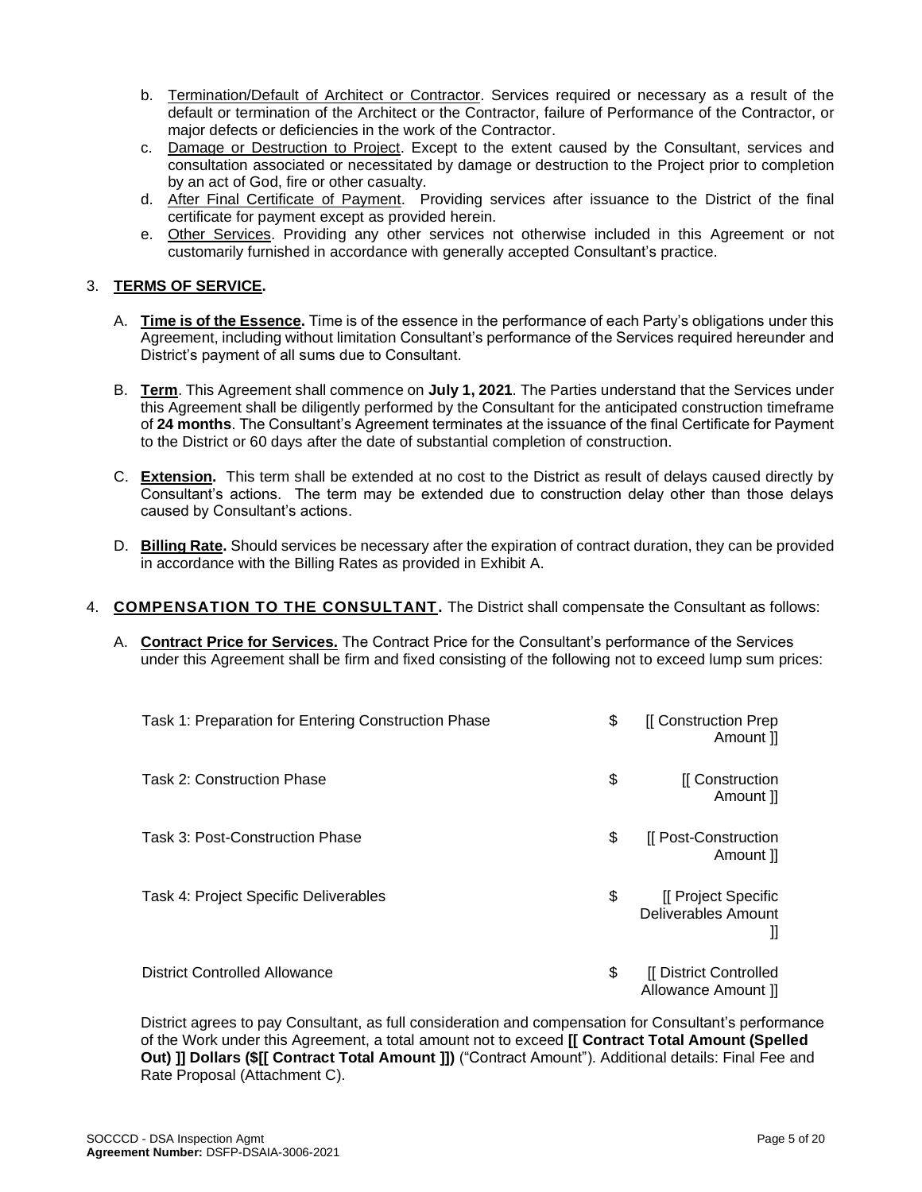b. Termination/Default of Architect or Contractor. Services required or necessary as a result of the default or termination of the Architect or the Contractor, failure of Performance of the Contractor, or major defects or deficiencies in the work of the Contractor.
c. Damage or Destruction to Project. Except to the extent caused by the Consultant, services and consultation associated or necessitated by damage or destruction to the Project prior to completion by an act of God, fire or other casualty.
d. After Final Certificate of Payment. Providing services after issuance to the District of the final certificate for payment except as provided herein.
e. Other Services. Providing any other services not otherwise included in this Agreement or not customarily furnished in accordance with generally accepted Consultant's practice.

3. **TERMS OF SERVICE.**

A. **Time is of the Essence.** Time is of the essence in the performance of each Party's obligations under this Agreement, including without limitation Consultant's performance of the Services required hereunder and District's payment of all sums due to Consultant.

B. **Term**. This Agreement shall commence on **July 1, 2021**. The Parties understand that the Services under this Agreement shall be diligently performed by the Consultant for the anticipated construction timeframe of **24 months**. The Consultant's Agreement terminates at the issuance of the final Certificate for Payment to the District or 60 days after the date of substantial completion of construction.

C. **Extension.** This term shall be extended at no cost to the District as result of delays caused directly by Consultant's actions. The term may be extended due to construction delay other than those delays caused by Consultant's actions.

D. **Billing Rate.** Should services be necessary after the expiration of contract duration, they can be provided in accordance with the Billing Rates as provided in Exhibit A.

4. **COMPENSATION TO THE CONSULTANT.** The District shall compensate the Consultant as follows:

A. **Contract Price for Services.** The Contract Price for the Consultant's performance of the Services under this Agreement shall be firm and fixed consisting of the following not to exceed lump sum prices:

| | | |
|---|---|---|
| Task 1: Preparation for Entering Construction Phase | $ | [[ Construction Prep Amount ]] |
| Task 2: Construction Phase | $ | [[ Construction Amount ]] |
| Task 3: Post-Construction Phase | $ | [[ Post-Construction Amount ]] |
| Task 4: Project Specific Deliverables | $ | [[ Project Specific Deliverables Amount ]] |
| District Controlled Allowance | $ | [[ District Controlled Allowance Amount ]] |

District agrees to pay Consultant, as full consideration and compensation for Consultant's performance of the Work under this Agreement, a total amount not to exceed **[[ Contract Total Amount (Spelled Out) ]] Dollars ($[[ Contract Total Amount ]])** ("Contract Amount"). Additional details: Final Fee and Rate Proposal (Attachment C).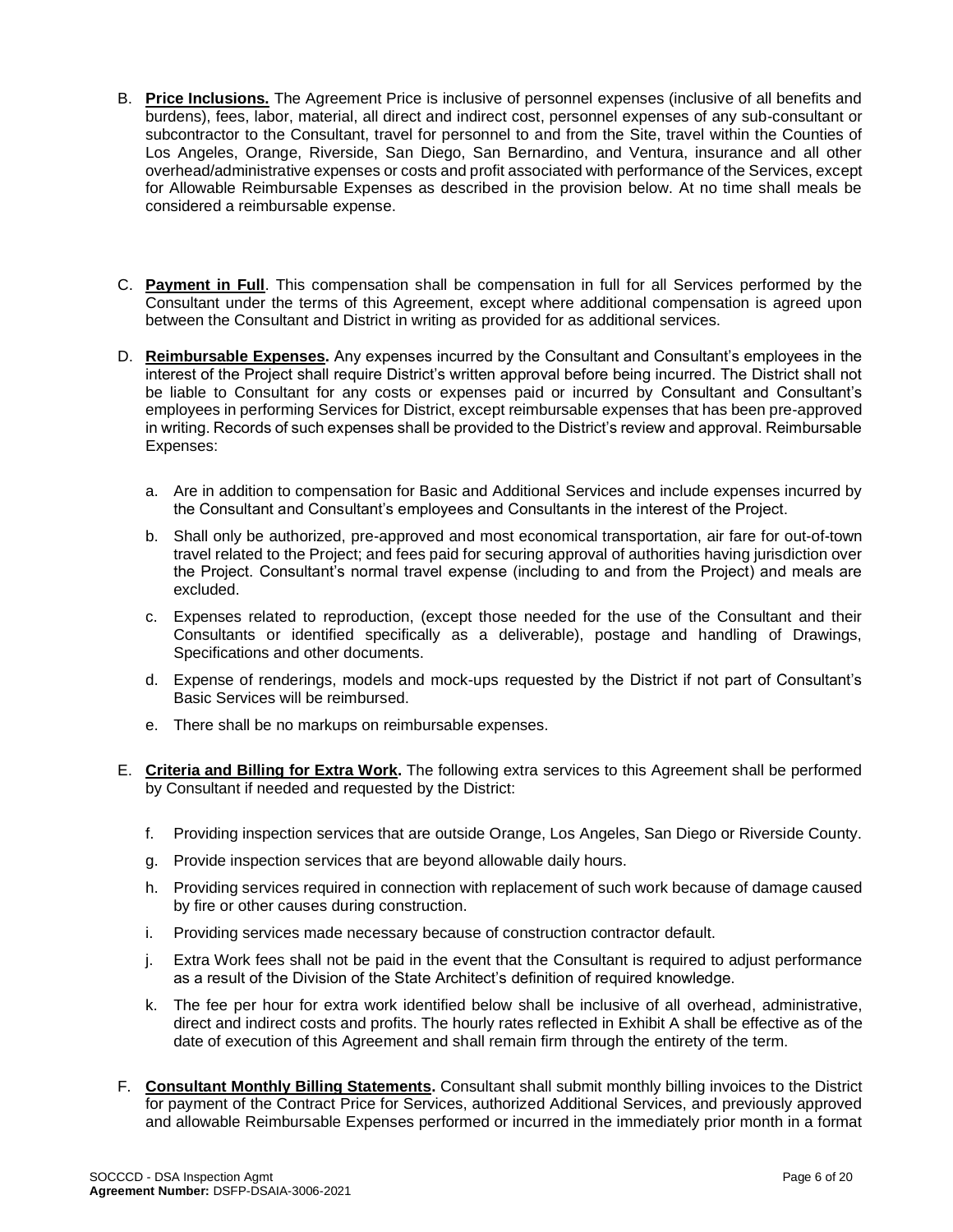B. **Price Inclusions.** The Agreement Price is inclusive of personnel expenses (inclusive of all benefits and burdens), fees, labor, material, all direct and indirect cost, personnel expenses of any sub-consultant or subcontractor to the Consultant, travel for personnel to and from the Site, travel within the Counties of Los Angeles, Orange, Riverside, San Diego, San Bernardino, and Ventura, insurance and all other overhead/administrative expenses or costs and profit associated with performance of the Services, except for Allowable Reimbursable Expenses as described in the provision below. At no time shall meals be considered a reimbursable expense.

C. **Payment in Full**. This compensation shall be compensation in full for all Services performed by the Consultant under the terms of this Agreement, except where additional compensation is agreed upon between the Consultant and District in writing as provided for as additional services.

D. **Reimbursable Expenses.** Any expenses incurred by the Consultant and Consultant's employees in the interest of the Project shall require District's written approval before being incurred. The District shall not be liable to Consultant for any costs or expenses paid or incurred by Consultant and Consultant's employees in performing Services for District, except reimbursable expenses that has been pre-approved in writing. Records of such expenses shall be provided to the District's review and approval. Reimbursable Expenses:

   a. Are in addition to compensation for Basic and Additional Services and include expenses incurred by the Consultant and Consultant's employees and Consultants in the interest of the Project.

   b. Shall only be authorized, pre-approved and most economical transportation, air fare for out-of-town travel related to the Project; and fees paid for securing approval of authorities having jurisdiction over the Project. Consultant's normal travel expense (including to and from the Project) and meals are excluded.

   c. Expenses related to reproduction, (except those needed for the use of the Consultant and their Consultants or identified specifically as a deliverable), postage and handling of Drawings, Specifications and other documents.

   d. Expense of renderings, models and mock-ups requested by the District if not part of Consultant's Basic Services will be reimbursed.

   e. There shall be no markups on reimbursable expenses.

E. **Criteria and Billing for Extra Work.** The following extra services to this Agreement shall be performed by Consultant if needed and requested by the District:

   f. Providing inspection services that are outside Orange, Los Angeles, San Diego or Riverside County.

   g. Provide inspection services that are beyond allowable daily hours.

   h. Providing services required in connection with replacement of such work because of damage caused by fire or other causes during construction.

   i. Providing services made necessary because of construction contractor default.

   j. Extra Work fees shall not be paid in the event that the Consultant is required to adjust performance as a result of the Division of the State Architect's definition of required knowledge.

   k. The fee per hour for extra work identified below shall be inclusive of all overhead, administrative, direct and indirect costs and profits. The hourly rates reflected in Exhibit A shall be effective as of the date of execution of this Agreement and shall remain firm through the entirety of the term.

F. **Consultant Monthly Billing Statements.** Consultant shall submit monthly billing invoices to the District for payment of the Contract Price for Services, authorized Additional Services, and previously approved and allowable Reimbursable Expenses performed or incurred in the immediately prior month in a format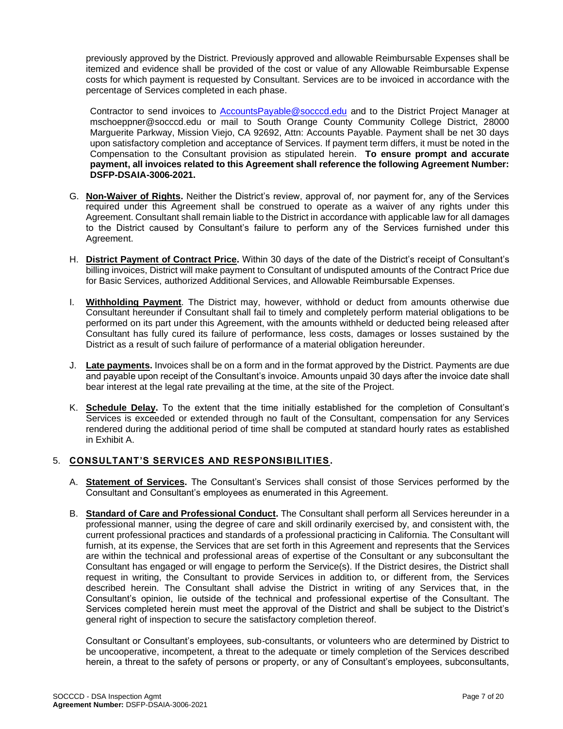previously approved by the District. Previously approved and allowable Reimbursable Expenses shall be itemized and evidence shall be provided of the cost or value of any Allowable Reimbursable Expense costs for which payment is requested by Consultant. Services are to be invoiced in accordance with the percentage of Services completed in each phase.

Contractor to send invoices to AccountsPayable@socccd.edu and to the District Project Manager at mschoeppner@socccd.edu or mail to South Orange County Community College District, 28000 Marguerite Parkway, Mission Viejo, CA 92692, Attn: Accounts Payable. Payment shall be net 30 days upon satisfactory completion and acceptance of Services. If payment term differs, it must be noted in the Compensation to the Consultant provision as stipulated herein. **To ensure prompt and accurate payment, all invoices related to this Agreement shall reference the following Agreement Number: DSFP-DSAIA-3006-2021.**

G. **Non-Waiver of Rights.** Neither the District's review, approval of, nor payment for, any of the Services required under this Agreement shall be construed to operate as a waiver of any rights under this Agreement. Consultant shall remain liable to the District in accordance with applicable law for all damages to the District caused by Consultant's failure to perform any of the Services furnished under this Agreement.

H. **District Payment of Contract Price.** Within 30 days of the date of the District's receipt of Consultant's billing invoices, District will make payment to Consultant of undisputed amounts of the Contract Price due for Basic Services, authorized Additional Services, and Allowable Reimbursable Expenses.

I. **Withholding Payment**. The District may, however, withhold or deduct from amounts otherwise due Consultant hereunder if Consultant shall fail to timely and completely perform material obligations to be performed on its part under this Agreement, with the amounts withheld or deducted being released after Consultant has fully cured its failure of performance, less costs, damages or losses sustained by the District as a result of such failure of performance of a material obligation hereunder.

J. **Late payments.** Invoices shall be on a form and in the format approved by the District. Payments are due and payable upon receipt of the Consultant's invoice. Amounts unpaid 30 days after the invoice date shall bear interest at the legal rate prevailing at the time, at the site of the Project.

K. **Schedule Delay.** To the extent that the time initially established for the completion of Consultant's Services is exceeded or extended through no fault of the Consultant, compensation for any Services rendered during the additional period of time shall be computed at standard hourly rates as established in Exhibit A.

## 5. CONSULTANT'S SERVICES AND RESPONSIBILITIES.

A. **Statement of Services.** The Consultant's Services shall consist of those Services performed by the Consultant and Consultant's employees as enumerated in this Agreement.

B. **Standard of Care and Professional Conduct.** The Consultant shall perform all Services hereunder in a professional manner, using the degree of care and skill ordinarily exercised by, and consistent with, the current professional practices and standards of a professional practicing in California. The Consultant will furnish, at its expense, the Services that are set forth in this Agreement and represents that the Services are within the technical and professional areas of expertise of the Consultant or any subconsultant the Consultant has engaged or will engage to perform the Service(s). If the District desires, the District shall request in writing, the Consultant to provide Services in addition to, or different from, the Services described herein. The Consultant shall advise the District in writing of any Services that, in the Consultant's opinion, lie outside of the technical and professional expertise of the Consultant. The Services completed herein must meet the approval of the District and shall be subject to the District's general right of inspection to secure the satisfactory completion thereof.

Consultant or Consultant's employees, sub-consultants, or volunteers who are determined by District to be uncooperative, incompetent, a threat to the adequate or timely completion of the Services described herein, a threat to the safety of persons or property, or any of Consultant's employees, subconsultants,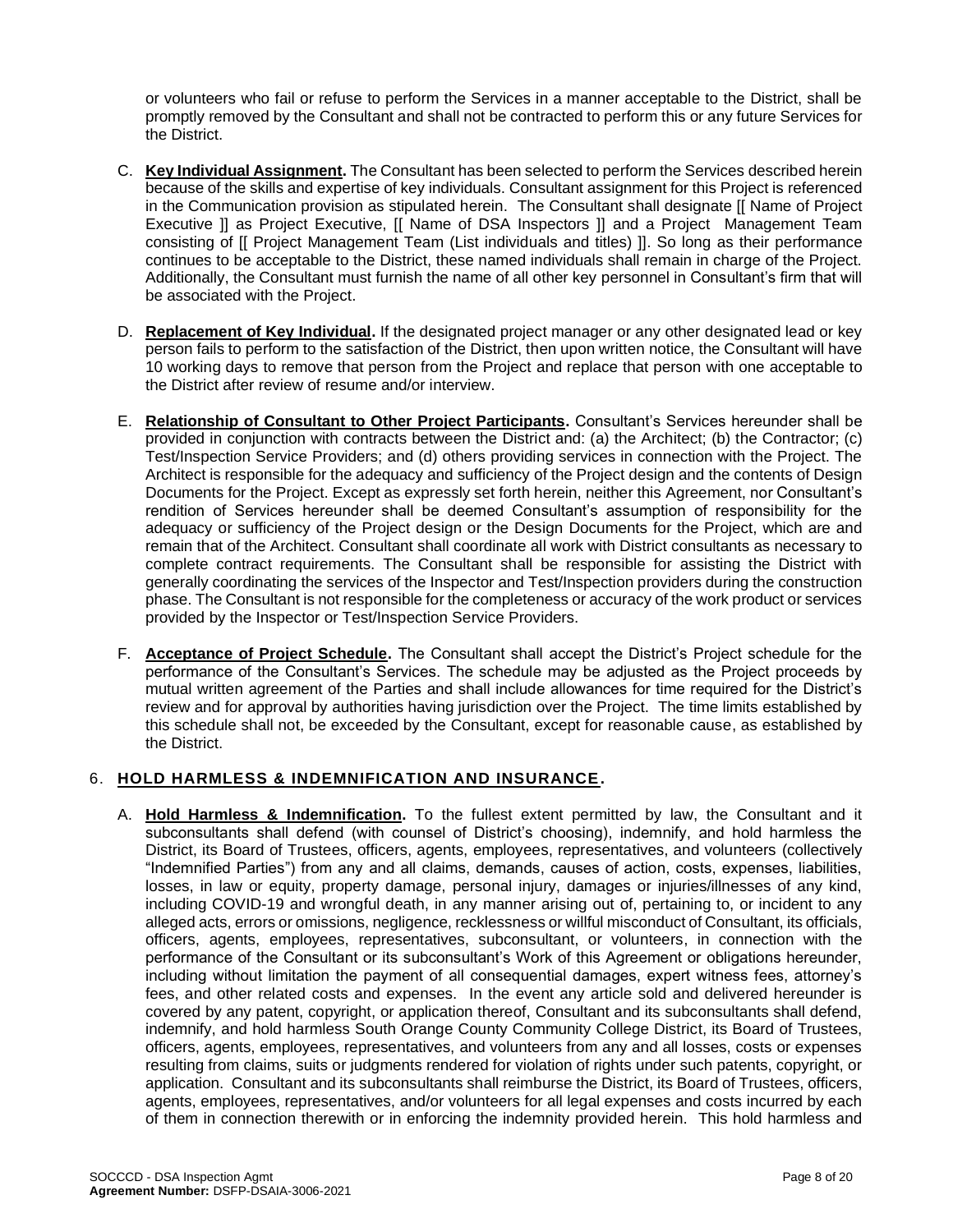or volunteers who fail or refuse to perform the Services in a manner acceptable to the District, shall be promptly removed by the Consultant and shall not be contracted to perform this or any future Services for the District.

C. **Key Individual Assignment.** The Consultant has been selected to perform the Services described herein because of the skills and expertise of key individuals. Consultant assignment for this Project is referenced in the Communication provision as stipulated herein. The Consultant shall designate [[ Name of Project Executive ]] as Project Executive, [[ Name of DSA Inspectors ]] and a Project Management Team consisting of [[ Project Management Team (List individuals and titles) ]]. So long as their performance continues to be acceptable to the District, these named individuals shall remain in charge of the Project. Additionally, the Consultant must furnish the name of all other key personnel in Consultant's firm that will be associated with the Project.

D. **Replacement of Key Individual.** If the designated project manager or any other designated lead or key person fails to perform to the satisfaction of the District, then upon written notice, the Consultant will have 10 working days to remove that person from the Project and replace that person with one acceptable to the District after review of resume and/or interview.

E. **Relationship of Consultant to Other Project Participants.** Consultant's Services hereunder shall be provided in conjunction with contracts between the District and: (a) the Architect; (b) the Contractor; (c) Test/Inspection Service Providers; and (d) others providing services in connection with the Project. The Architect is responsible for the adequacy and sufficiency of the Project design and the contents of Design Documents for the Project. Except as expressly set forth herein, neither this Agreement, nor Consultant's rendition of Services hereunder shall be deemed Consultant's assumption of responsibility for the adequacy or sufficiency of the Project design or the Design Documents for the Project, which are and remain that of the Architect. Consultant shall coordinate all work with District consultants as necessary to complete contract requirements. The Consultant shall be responsible for assisting the District with generally coordinating the services of the Inspector and Test/Inspection providers during the construction phase. The Consultant is not responsible for the completeness or accuracy of the work product or services provided by the Inspector or Test/Inspection Service Providers.

F. **Acceptance of Project Schedule.** The Consultant shall accept the District's Project schedule for the performance of the Consultant's Services. The schedule may be adjusted as the Project proceeds by mutual written agreement of the Parties and shall include allowances for time required for the District's review and for approval by authorities having jurisdiction over the Project. The time limits established by this schedule shall not, be exceeded by the Consultant, except for reasonable cause, as established by the District.

## 6. HOLD HARMLESS & INDEMNIFICATION AND INSURANCE.

A. **Hold Harmless & Indemnification.** To the fullest extent permitted by law, the Consultant and it subconsultants shall defend (with counsel of District's choosing), indemnify, and hold harmless the District, its Board of Trustees, officers, agents, employees, representatives, and volunteers (collectively "Indemnified Parties") from any and all claims, demands, causes of action, costs, expenses, liabilities, losses, in law or equity, property damage, personal injury, damages or injuries/illnesses of any kind, including COVID-19 and wrongful death, in any manner arising out of, pertaining to, or incident to any alleged acts, errors or omissions, negligence, recklessness or willful misconduct of Consultant, its officials, officers, agents, employees, representatives, subconsultant, or volunteers, in connection with the performance of the Consultant or its subconsultant's Work of this Agreement or obligations hereunder, including without limitation the payment of all consequential damages, expert witness fees, attorney's fees, and other related costs and expenses. In the event any article sold and delivered hereunder is covered by any patent, copyright, or application thereof, Consultant and its subconsultants shall defend, indemnify, and hold harmless South Orange County Community College District, its Board of Trustees, officers, agents, employees, representatives, and volunteers from any and all losses, costs or expenses resulting from claims, suits or judgments rendered for violation of rights under such patents, copyright, or application. Consultant and its subconsultants shall reimburse the District, its Board of Trustees, officers, agents, employees, representatives, and/or volunteers for all legal expenses and costs incurred by each of them in connection therewith or in enforcing the indemnity provided herein. This hold harmless and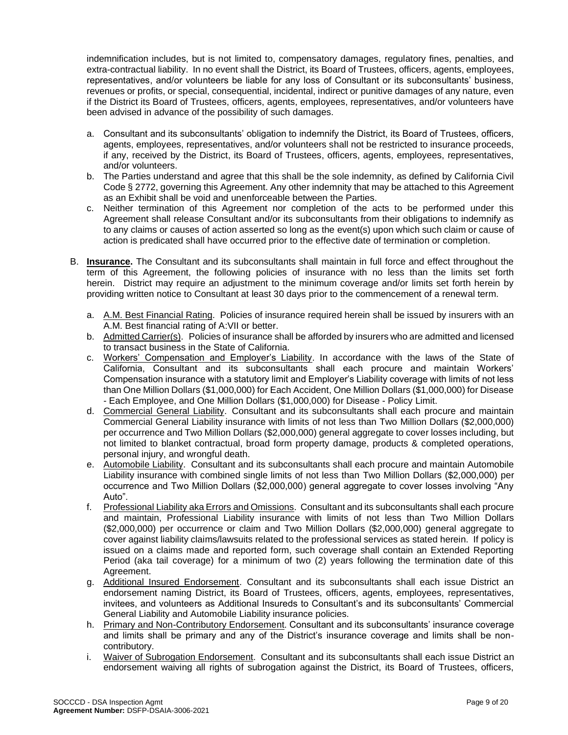indemnification includes, but is not limited to, compensatory damages, regulatory fines, penalties, and extra-contractual liability. In no event shall the District, its Board of Trustees, officers, agents, employees, representatives, and/or volunteers be liable for any loss of Consultant or its subconsultants' business, revenues or profits, or special, consequential, incidental, indirect or punitive damages of any nature, even if the District its Board of Trustees, officers, agents, employees, representatives, and/or volunteers have been advised in advance of the possibility of such damages.

a. Consultant and its subconsultants' obligation to indemnify the District, its Board of Trustees, officers, agents, employees, representatives, and/or volunteers shall not be restricted to insurance proceeds, if any, received by the District, its Board of Trustees, officers, agents, employees, representatives, and/or volunteers.
b. The Parties understand and agree that this shall be the sole indemnity, as defined by California Civil Code § 2772, governing this Agreement. Any other indemnity that may be attached to this Agreement as an Exhibit shall be void and unenforceable between the Parties.
c. Neither termination of this Agreement nor completion of the acts to be performed under this Agreement shall release Consultant and/or its subconsultants from their obligations to indemnify as to any claims or causes of action asserted so long as the event(s) upon which such claim or cause of action is predicated shall have occurred prior to the effective date of termination or completion.

B. **Insurance.** The Consultant and its subconsultants shall maintain in full force and effect throughout the term of this Agreement, the following policies of insurance with no less than the limits set forth herein. District may require an adjustment to the minimum coverage and/or limits set forth herein by providing written notice to Consultant at least 30 days prior to the commencement of a renewal term.

a. A.M. Best Financial Rating. Policies of insurance required herein shall be issued by insurers with an A.M. Best financial rating of A:VII or better.
b. Admitted Carrier(s). Policies of insurance shall be afforded by insurers who are admitted and licensed to transact business in the State of California.
c. Workers' Compensation and Employer's Liability. In accordance with the laws of the State of California, Consultant and its subconsultants shall each procure and maintain Workers' Compensation insurance with a statutory limit and Employer's Liability coverage with limits of not less than One Million Dollars ($1,000,000) for Each Accident, One Million Dollars ($1,000,000) for Disease - Each Employee, and One Million Dollars ($1,000,000) for Disease - Policy Limit.
d. Commercial General Liability. Consultant and its subconsultants shall each procure and maintain Commercial General Liability insurance with limits of not less than Two Million Dollars ($2,000,000) per occurrence and Two Million Dollars ($2,000,000) general aggregate to cover losses including, but not limited to blanket contractual, broad form property damage, products & completed operations, personal injury, and wrongful death.
e. Automobile Liability. Consultant and its subconsultants shall each procure and maintain Automobile Liability insurance with combined single limits of not less than Two Million Dollars ($2,000,000) per occurrence and Two Million Dollars ($2,000,000) general aggregate to cover losses involving "Any Auto".
f. Professional Liability aka Errors and Omissions. Consultant and its subconsultants shall each procure and maintain, Professional Liability insurance with limits of not less than Two Million Dollars ($2,000,000) per occurrence or claim and Two Million Dollars ($2,000,000) general aggregate to cover against liability claims/lawsuits related to the professional services as stated herein. If policy is issued on a claims made and reported form, such coverage shall contain an Extended Reporting Period (aka tail coverage) for a minimum of two (2) years following the termination date of this Agreement.
g. Additional Insured Endorsement. Consultant and its subconsultants shall each issue District an endorsement naming District, its Board of Trustees, officers, agents, employees, representatives, invitees, and volunteers as Additional Insureds to Consultant's and its subconsultants' Commercial General Liability and Automobile Liability insurance policies.
h. Primary and Non-Contributory Endorsement. Consultant and its subconsultants' insurance coverage and limits shall be primary and any of the District's insurance coverage and limits shall be non-contributory.
i. Waiver of Subrogation Endorsement. Consultant and its subconsultants shall each issue District an endorsement waiving all rights of subrogation against the District, its Board of Trustees, officers,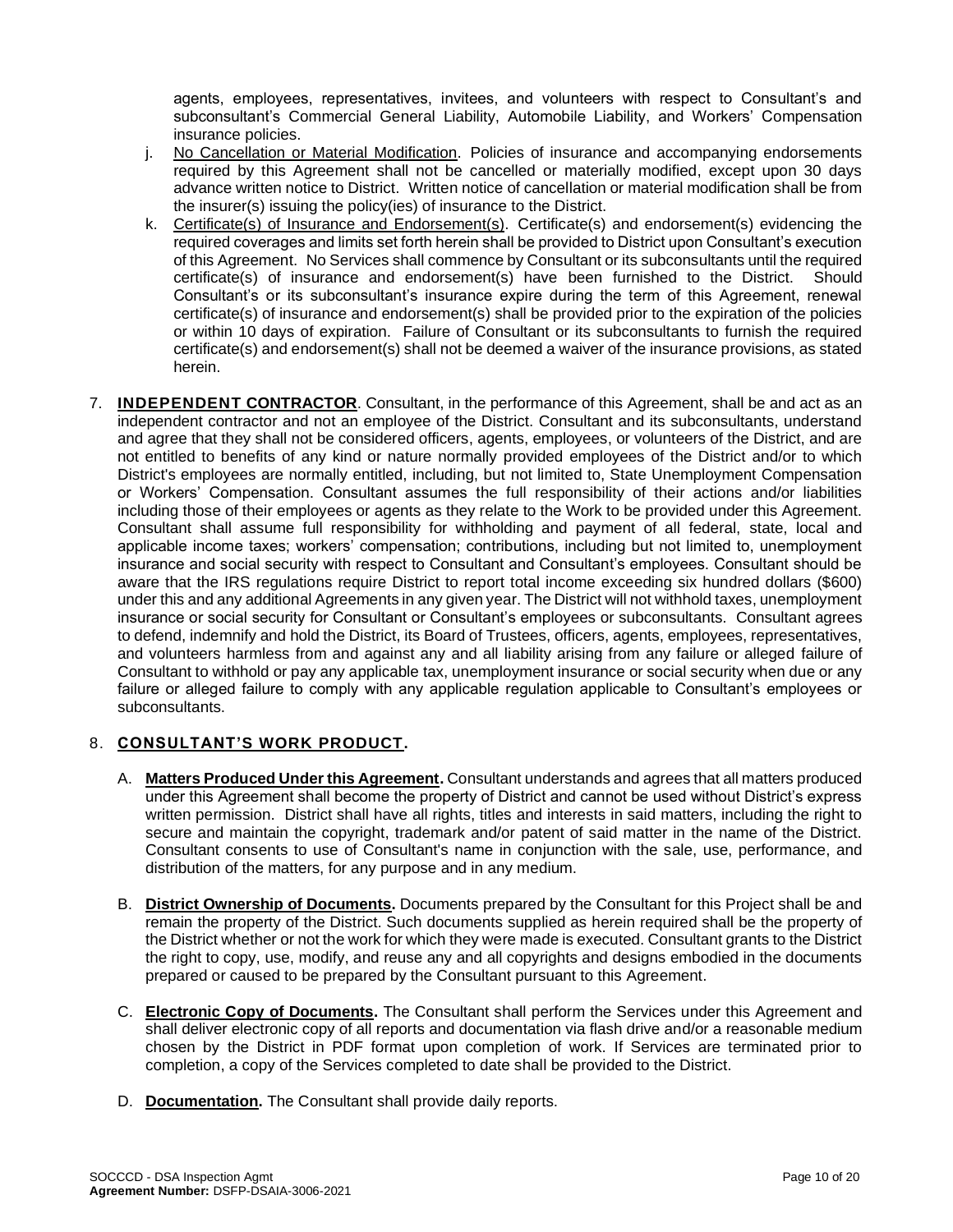agents, employees, representatives, invitees, and volunteers with respect to Consultant's and subconsultant's Commercial General Liability, Automobile Liability, and Workers' Compensation insurance policies.

j. No Cancellation or Material Modification. Policies of insurance and accompanying endorsements required by this Agreement shall not be cancelled or materially modified, except upon 30 days advance written notice to District. Written notice of cancellation or material modification shall be from the insurer(s) issuing the policy(ies) of insurance to the District.

k. Certificate(s) of Insurance and Endorsement(s). Certificate(s) and endorsement(s) evidencing the required coverages and limits set forth herein shall be provided to District upon Consultant's execution of this Agreement. No Services shall commence by Consultant or its subconsultants until the required certificate(s) of insurance and endorsement(s) have been furnished to the District. Should Consultant's or its subconsultant's insurance expire during the term of this Agreement, renewal certificate(s) of insurance and endorsement(s) shall be provided prior to the expiration of the policies or within 10 days of expiration. Failure of Consultant or its subconsultants to furnish the required certificate(s) and endorsement(s) shall not be deemed a waiver of the insurance provisions, as stated herein.

7. **INDEPENDENT CONTRACTOR**. Consultant, in the performance of this Agreement, shall be and act as an independent contractor and not an employee of the District. Consultant and its subconsultants, understand and agree that they shall not be considered officers, agents, employees, or volunteers of the District, and are not entitled to benefits of any kind or nature normally provided employees of the District and/or to which District's employees are normally entitled, including, but not limited to, State Unemployment Compensation or Workers' Compensation. Consultant assumes the full responsibility of their actions and/or liabilities including those of their employees or agents as they relate to the Work to be provided under this Agreement. Consultant shall assume full responsibility for withholding and payment of all federal, state, local and applicable income taxes; workers' compensation; contributions, including but not limited to, unemployment insurance and social security with respect to Consultant and Consultant's employees. Consultant should be aware that the IRS regulations require District to report total income exceeding six hundred dollars ($600) under this and any additional Agreements in any given year. The District will not withhold taxes, unemployment insurance or social security for Consultant or Consultant's employees or subconsultants. Consultant agrees to defend, indemnify and hold the District, its Board of Trustees, officers, agents, employees, representatives, and volunteers harmless from and against any and all liability arising from any failure or alleged failure of Consultant to withhold or pay any applicable tax, unemployment insurance or social security when due or any failure or alleged failure to comply with any applicable regulation applicable to Consultant's employees or subconsultants.

8. **CONSULTANT'S WORK PRODUCT.**

A. **Matters Produced Under this Agreement.** Consultant understands and agrees that all matters produced under this Agreement shall become the property of District and cannot be used without District's express written permission. District shall have all rights, titles and interests in said matters, including the right to secure and maintain the copyright, trademark and/or patent of said matter in the name of the District. Consultant consents to use of Consultant's name in conjunction with the sale, use, performance, and distribution of the matters, for any purpose and in any medium.

B. **District Ownership of Documents.** Documents prepared by the Consultant for this Project shall be and remain the property of the District. Such documents supplied as herein required shall be the property of the District whether or not the work for which they were made is executed. Consultant grants to the District the right to copy, use, modify, and reuse any and all copyrights and designs embodied in the documents prepared or caused to be prepared by the Consultant pursuant to this Agreement.

C. **Electronic Copy of Documents.** The Consultant shall perform the Services under this Agreement and shall deliver electronic copy of all reports and documentation via flash drive and/or a reasonable medium chosen by the District in PDF format upon completion of work. If Services are terminated prior to completion, a copy of the Services completed to date shall be provided to the District.

D. **Documentation.** The Consultant shall provide daily reports.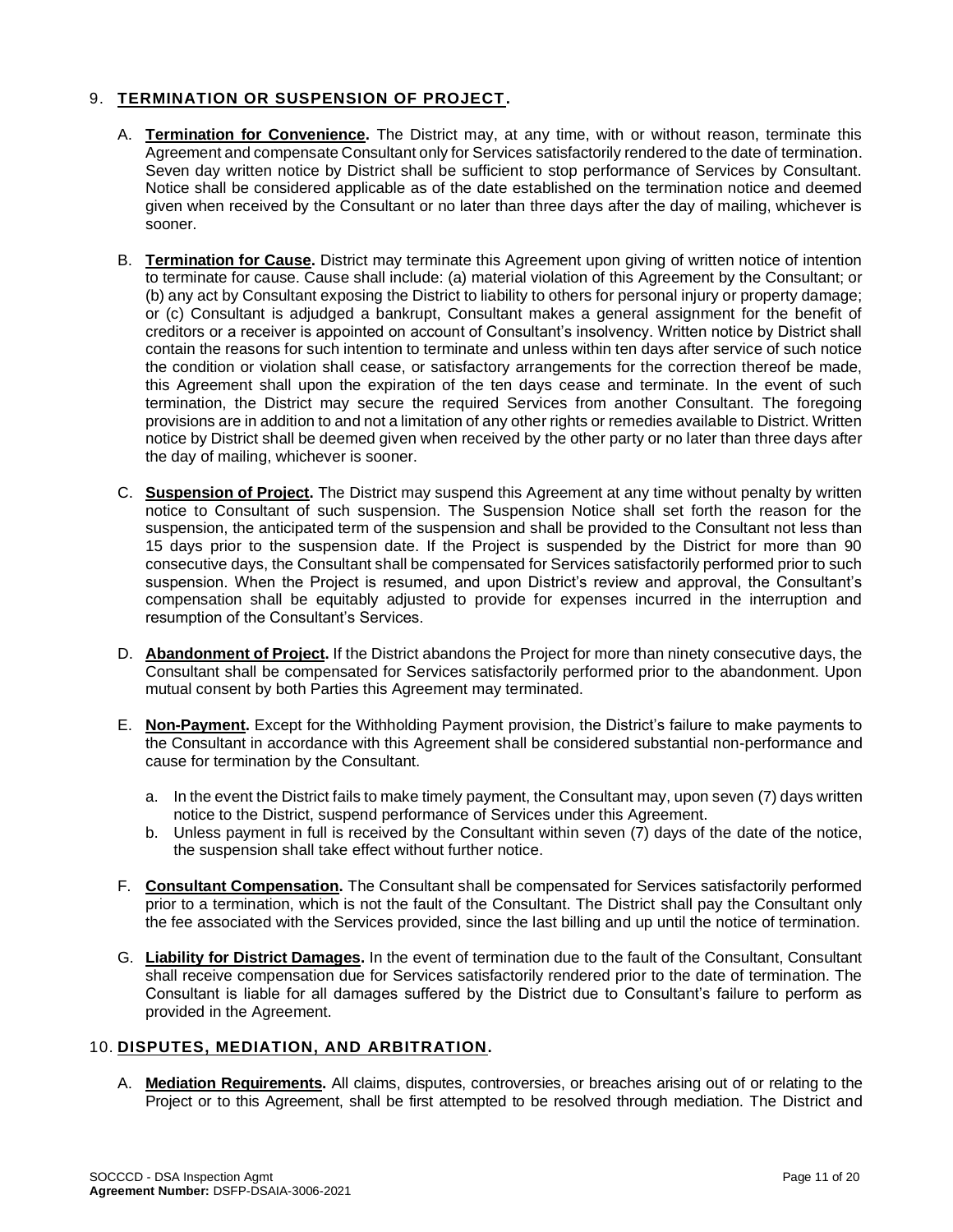## 9. **TERMINATION OR SUSPENSION OF PROJECT.**

A. **Termination for Convenience.** The District may, at any time, with or without reason, terminate this Agreement and compensate Consultant only for Services satisfactorily rendered to the date of termination. Seven day written notice by District shall be sufficient to stop performance of Services by Consultant. Notice shall be considered applicable as of the date established on the termination notice and deemed given when received by the Consultant or no later than three days after the day of mailing, whichever is sooner.

B. **Termination for Cause.** District may terminate this Agreement upon giving of written notice of intention to terminate for cause. Cause shall include: (a) material violation of this Agreement by the Consultant; or (b) any act by Consultant exposing the District to liability to others for personal injury or property damage; or (c) Consultant is adjudged a bankrupt, Consultant makes a general assignment for the benefit of creditors or a receiver is appointed on account of Consultant's insolvency. Written notice by District shall contain the reasons for such intention to terminate and unless within ten days after service of such notice the condition or violation shall cease, or satisfactory arrangements for the correction thereof be made, this Agreement shall upon the expiration of the ten days cease and terminate. In the event of such termination, the District may secure the required Services from another Consultant. The foregoing provisions are in addition to and not a limitation of any other rights or remedies available to District. Written notice by District shall be deemed given when received by the other party or no later than three days after the day of mailing, whichever is sooner.

C. **Suspension of Project.** The District may suspend this Agreement at any time without penalty by written notice to Consultant of such suspension. The Suspension Notice shall set forth the reason for the suspension, the anticipated term of the suspension and shall be provided to the Consultant not less than 15 days prior to the suspension date. If the Project is suspended by the District for more than 90 consecutive days, the Consultant shall be compensated for Services satisfactorily performed prior to such suspension. When the Project is resumed, and upon District's review and approval, the Consultant's compensation shall be equitably adjusted to provide for expenses incurred in the interruption and resumption of the Consultant's Services.

D. **Abandonment of Project.** If the District abandons the Project for more than ninety consecutive days, the Consultant shall be compensated for Services satisfactorily performed prior to the abandonment. Upon mutual consent by both Parties this Agreement may terminated.

E. **Non-Payment.** Except for the Withholding Payment provision, the District's failure to make payments to the Consultant in accordance with this Agreement shall be considered substantial non-performance and cause for termination by the Consultant.

   a. In the event the District fails to make timely payment, the Consultant may, upon seven (7) days written notice to the District, suspend performance of Services under this Agreement.
   b. Unless payment in full is received by the Consultant within seven (7) days of the date of the notice, the suspension shall take effect without further notice.

F. **Consultant Compensation.** The Consultant shall be compensated for Services satisfactorily performed prior to a termination, which is not the fault of the Consultant. The District shall pay the Consultant only the fee associated with the Services provided, since the last billing and up until the notice of termination.

G. **Liability for District Damages.** In the event of termination due to the fault of the Consultant, Consultant shall receive compensation due for Services satisfactorily rendered prior to the date of termination. The Consultant is liable for all damages suffered by the District due to Consultant's failure to perform as provided in the Agreement.

## 10. **DISPUTES, MEDIATION, AND ARBITRATION.**

A. **Mediation Requirements.** All claims, disputes, controversies, or breaches arising out of or relating to the Project or to this Agreement, shall be first attempted to be resolved through mediation. The District and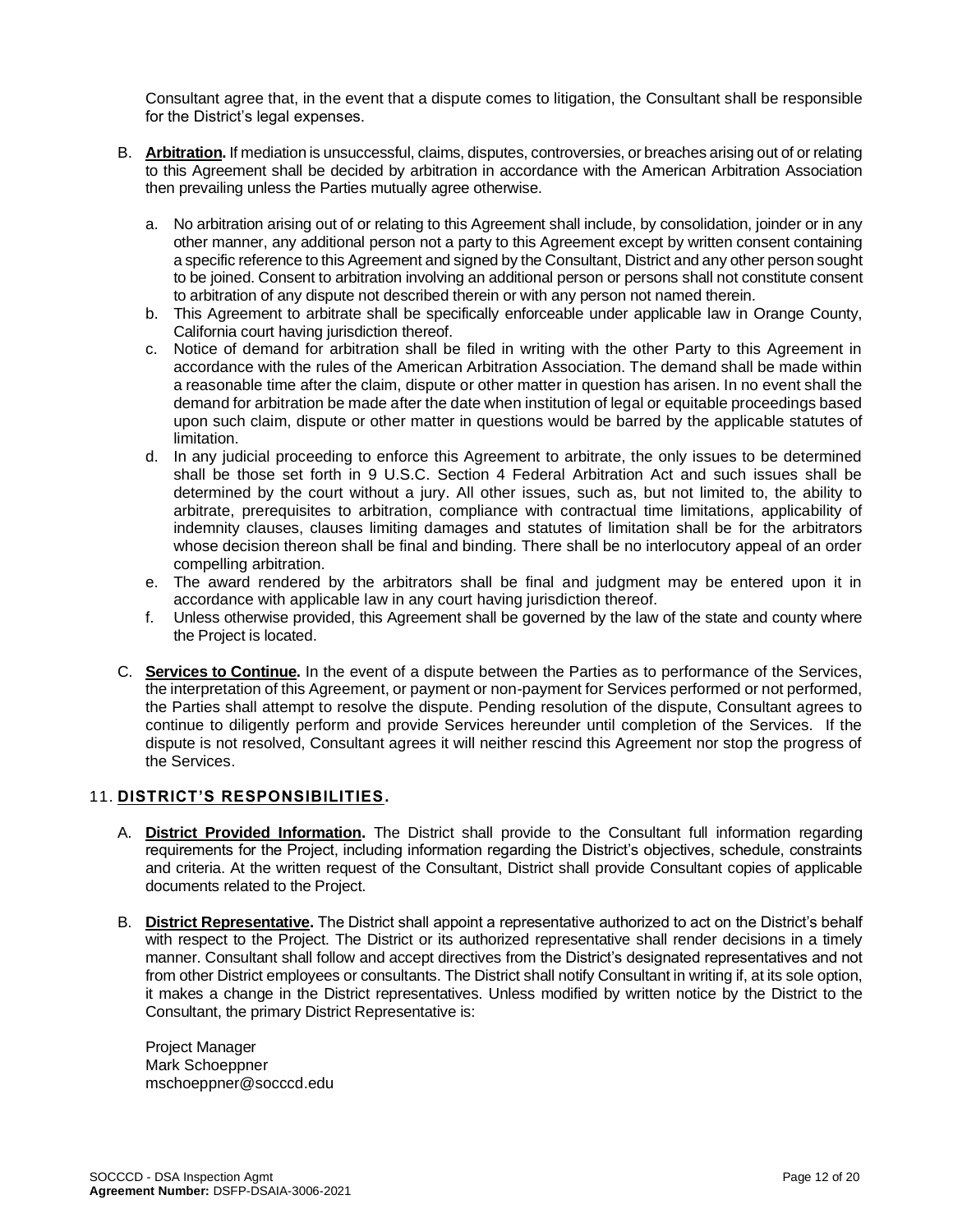Consultant agree that, in the event that a dispute comes to litigation, the Consultant shall be responsible for the District's legal expenses.

B. **Arbitration.** If mediation is unsuccessful, claims, disputes, controversies, or breaches arising out of or relating to this Agreement shall be decided by arbitration in accordance with the American Arbitration Association then prevailing unless the Parties mutually agree otherwise.

   a. No arbitration arising out of or relating to this Agreement shall include, by consolidation, joinder or in any other manner, any additional person not a party to this Agreement except by written consent containing a specific reference to this Agreement and signed by the Consultant, District and any other person sought to be joined. Consent to arbitration involving an additional person or persons shall not constitute consent to arbitration of any dispute not described therein or with any person not named therein.
   b. This Agreement to arbitrate shall be specifically enforceable under applicable law in Orange County, California court having jurisdiction thereof.
   c. Notice of demand for arbitration shall be filed in writing with the other Party to this Agreement in accordance with the rules of the American Arbitration Association. The demand shall be made within a reasonable time after the claim, dispute or other matter in question has arisen. In no event shall the demand for arbitration be made after the date when institution of legal or equitable proceedings based upon such claim, dispute or other matter in questions would be barred by the applicable statutes of limitation.
   d. In any judicial proceeding to enforce this Agreement to arbitrate, the only issues to be determined shall be those set forth in 9 U.S.C. Section 4 Federal Arbitration Act and such issues shall be determined by the court without a jury. All other issues, such as, but not limited to, the ability to arbitrate, prerequisites to arbitration, compliance with contractual time limitations, applicability of indemnity clauses, clauses limiting damages and statutes of limitation shall be for the arbitrators whose decision thereon shall be final and binding. There shall be no interlocutory appeal of an order compelling arbitration.
   e. The award rendered by the arbitrators shall be final and judgment may be entered upon it in accordance with applicable law in any court having jurisdiction thereof.
   f. Unless otherwise provided, this Agreement shall be governed by the law of the state and county where the Project is located.

C. **Services to Continue.** In the event of a dispute between the Parties as to performance of the Services, the interpretation of this Agreement, or payment or non-payment for Services performed or not performed, the Parties shall attempt to resolve the dispute. Pending resolution of the dispute, Consultant agrees to continue to diligently perform and provide Services hereunder until completion of the Services. If the dispute is not resolved, Consultant agrees it will neither rescind this Agreement nor stop the progress of the Services.

## 11. DISTRICT'S RESPONSIBILITIES.

A. **District Provided Information.** The District shall provide to the Consultant full information regarding requirements for the Project, including information regarding the District's objectives, schedule, constraints and criteria. At the written request of the Consultant, District shall provide Consultant copies of applicable documents related to the Project.

B. **District Representative.** The District shall appoint a representative authorized to act on the District's behalf with respect to the Project. The District or its authorized representative shall render decisions in a timely manner. Consultant shall follow and accept directives from the District's designated representatives and not from other District employees or consultants. The District shall notify Consultant in writing if, at its sole option, it makes a change in the District representatives. Unless modified by written notice by the District to the Consultant, the primary District Representative is:

   Project Manager
   Mark Schoeppner
   mschoeppner@socccd.edu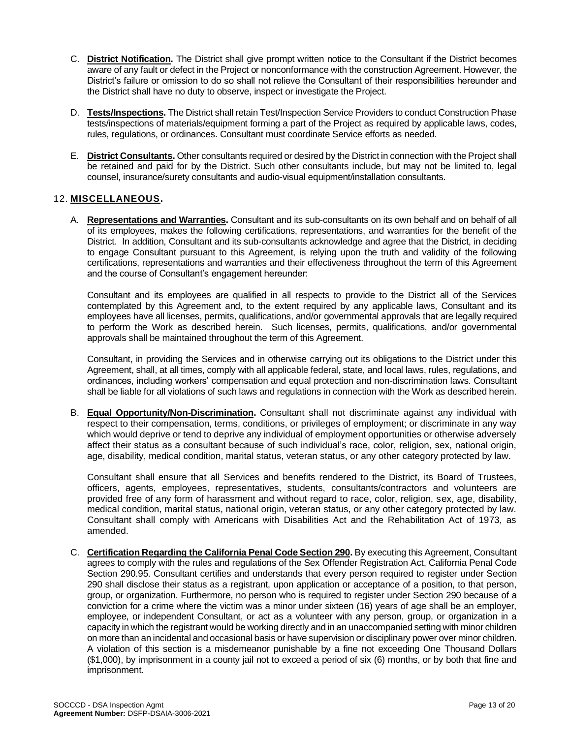C. **District Notification.** The District shall give prompt written notice to the Consultant if the District becomes aware of any fault or defect in the Project or nonconformance with the construction Agreement. However, the District's failure or omission to do so shall not relieve the Consultant of their responsibilities hereunder and the District shall have no duty to observe, inspect or investigate the Project.

D. **Tests/Inspections.** The District shall retain Test/Inspection Service Providers to conduct Construction Phase tests/inspections of materials/equipment forming a part of the Project as required by applicable laws, codes, rules, regulations, or ordinances. Consultant must coordinate Service efforts as needed.

E. **District Consultants.** Other consultants required or desired by the District in connection with the Project shall be retained and paid for by the District. Such other consultants include, but may not be limited to, legal counsel, insurance/surety consultants and audio-visual equipment/installation consultants.

## 12. MISCELLANEOUS.

A. **Representations and Warranties.** Consultant and its sub-consultants on its own behalf and on behalf of all of its employees, makes the following certifications, representations, and warranties for the benefit of the District. In addition, Consultant and its sub-consultants acknowledge and agree that the District, in deciding to engage Consultant pursuant to this Agreement, is relying upon the truth and validity of the following certifications, representations and warranties and their effectiveness throughout the term of this Agreement and the course of Consultant's engagement hereunder:

Consultant and its employees are qualified in all respects to provide to the District all of the Services contemplated by this Agreement and, to the extent required by any applicable laws, Consultant and its employees have all licenses, permits, qualifications, and/or governmental approvals that are legally required to perform the Work as described herein. Such licenses, permits, qualifications, and/or governmental approvals shall be maintained throughout the term of this Agreement.

Consultant, in providing the Services and in otherwise carrying out its obligations to the District under this Agreement, shall, at all times, comply with all applicable federal, state, and local laws, rules, regulations, and ordinances, including workers' compensation and equal protection and non-discrimination laws. Consultant shall be liable for all violations of such laws and regulations in connection with the Work as described herein.

B. **Equal Opportunity/Non-Discrimination.** Consultant shall not discriminate against any individual with respect to their compensation, terms, conditions, or privileges of employment; or discriminate in any way which would deprive or tend to deprive any individual of employment opportunities or otherwise adversely affect their status as a consultant because of such individual's race, color, religion, sex, national origin, age, disability, medical condition, marital status, veteran status, or any other category protected by law.

Consultant shall ensure that all Services and benefits rendered to the District, its Board of Trustees, officers, agents, employees, representatives, students, consultants/contractors and volunteers are provided free of any form of harassment and without regard to race, color, religion, sex, age, disability, medical condition, marital status, national origin, veteran status, or any other category protected by law. Consultant shall comply with Americans with Disabilities Act and the Rehabilitation Act of 1973, as amended.

C. **Certification Regarding the California Penal Code Section 290.** By executing this Agreement, Consultant agrees to comply with the rules and regulations of the Sex Offender Registration Act, California Penal Code Section 290.95. Consultant certifies and understands that every person required to register under Section 290 shall disclose their status as a registrant, upon application or acceptance of a position, to that person, group, or organization. Furthermore, no person who is required to register under Section 290 because of a conviction for a crime where the victim was a minor under sixteen (16) years of age shall be an employer, employee, or independent Consultant, or act as a volunteer with any person, group, or organization in a capacity in which the registrant would be working directly and in an unaccompanied setting with minor children on more than an incidental and occasional basis or have supervision or disciplinary power over minor children. A violation of this section is a misdemeanor punishable by a fine not exceeding One Thousand Dollars ($1,000), by imprisonment in a county jail not to exceed a period of six (6) months, or by both that fine and imprisonment.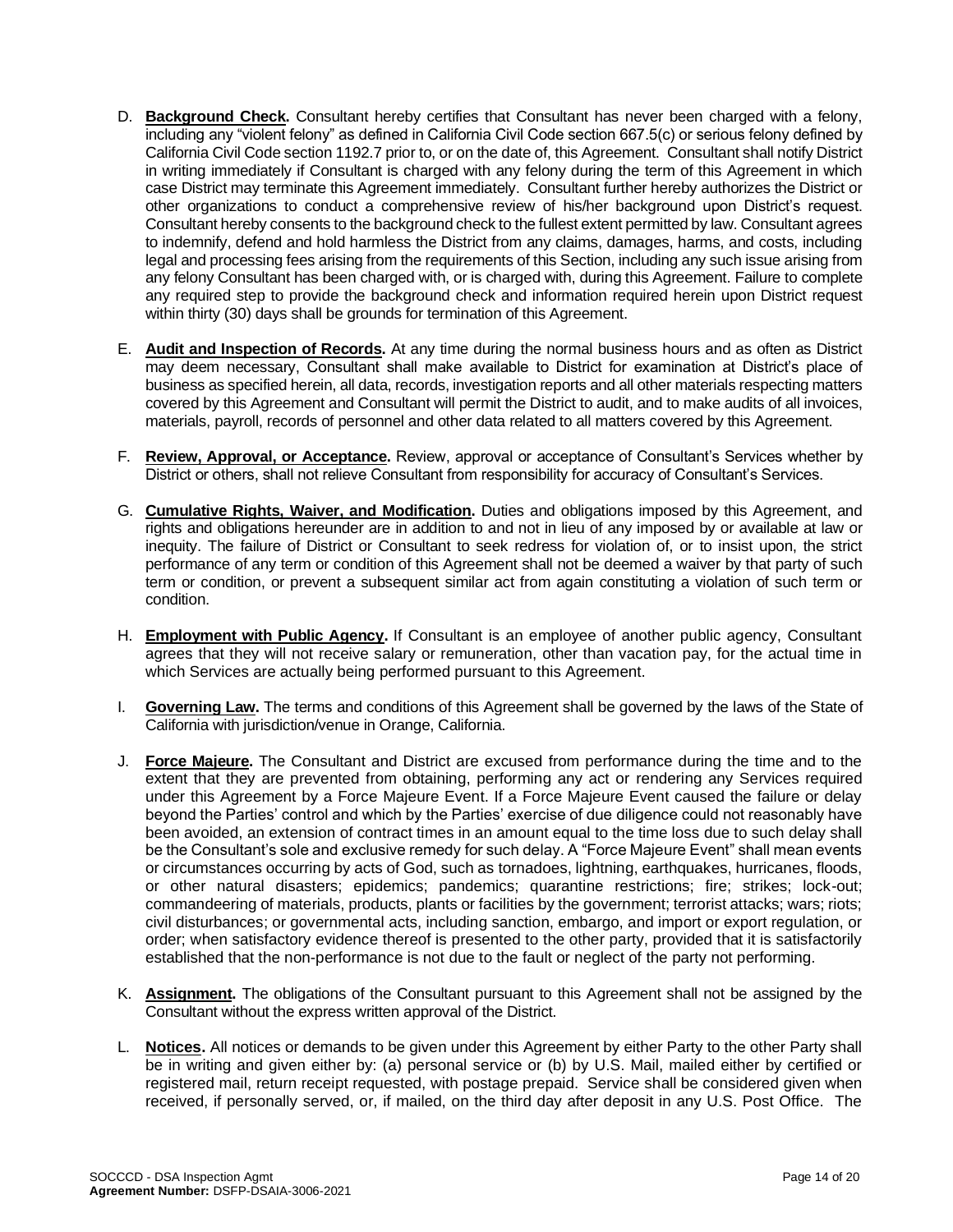D. **Background Check.** Consultant hereby certifies that Consultant has never been charged with a felony, including any "violent felony" as defined in California Civil Code section 667.5(c) or serious felony defined by California Civil Code section 1192.7 prior to, or on the date of, this Agreement. Consultant shall notify District in writing immediately if Consultant is charged with any felony during the term of this Agreement in which case District may terminate this Agreement immediately. Consultant further hereby authorizes the District or other organizations to conduct a comprehensive review of his/her background upon District's request. Consultant hereby consents to the background check to the fullest extent permitted by law. Consultant agrees to indemnify, defend and hold harmless the District from any claims, damages, harms, and costs, including legal and processing fees arising from the requirements of this Section, including any such issue arising from any felony Consultant has been charged with, or is charged with, during this Agreement. Failure to complete any required step to provide the background check and information required herein upon District request within thirty (30) days shall be grounds for termination of this Agreement.

E. **Audit and Inspection of Records.** At any time during the normal business hours and as often as District may deem necessary, Consultant shall make available to District for examination at District's place of business as specified herein, all data, records, investigation reports and all other materials respecting matters covered by this Agreement and Consultant will permit the District to audit, and to make audits of all invoices, materials, payroll, records of personnel and other data related to all matters covered by this Agreement.

F. **Review, Approval, or Acceptance.** Review, approval or acceptance of Consultant's Services whether by District or others, shall not relieve Consultant from responsibility for accuracy of Consultant's Services.

G. **Cumulative Rights, Waiver, and Modification.** Duties and obligations imposed by this Agreement, and rights and obligations hereunder are in addition to and not in lieu of any imposed by or available at law or inequity. The failure of District or Consultant to seek redress for violation of, or to insist upon, the strict performance of any term or condition of this Agreement shall not be deemed a waiver by that party of such term or condition, or prevent a subsequent similar act from again constituting a violation of such term or condition.

H. **Employment with Public Agency.** If Consultant is an employee of another public agency, Consultant agrees that they will not receive salary or remuneration, other than vacation pay, for the actual time in which Services are actually being performed pursuant to this Agreement.

I. **Governing Law.** The terms and conditions of this Agreement shall be governed by the laws of the State of California with jurisdiction/venue in Orange, California.

J. **Force Majeure.** The Consultant and District are excused from performance during the time and to the extent that they are prevented from obtaining, performing any act or rendering any Services required under this Agreement by a Force Majeure Event. If a Force Majeure Event caused the failure or delay beyond the Parties' control and which by the Parties' exercise of due diligence could not reasonably have been avoided, an extension of contract times in an amount equal to the time loss due to such delay shall be the Consultant's sole and exclusive remedy for such delay. A "Force Majeure Event" shall mean events or circumstances occurring by acts of God, such as tornadoes, lightning, earthquakes, hurricanes, floods, or other natural disasters; epidemics; pandemics; quarantine restrictions; fire; strikes; lock-out; commandeering of materials, products, plants or facilities by the government; terrorist attacks; wars; riots; civil disturbances; or governmental acts, including sanction, embargo, and import or export regulation, or order; when satisfactory evidence thereof is presented to the other party, provided that it is satisfactorily established that the non-performance is not due to the fault or neglect of the party not performing.

K. **Assignment.** The obligations of the Consultant pursuant to this Agreement shall not be assigned by the Consultant without the express written approval of the District.

L. **Notices.** All notices or demands to be given under this Agreement by either Party to the other Party shall be in writing and given either by: (a) personal service or (b) by U.S. Mail, mailed either by certified or registered mail, return receipt requested, with postage prepaid. Service shall be considered given when received, if personally served, or, if mailed, on the third day after deposit in any U.S. Post Office. The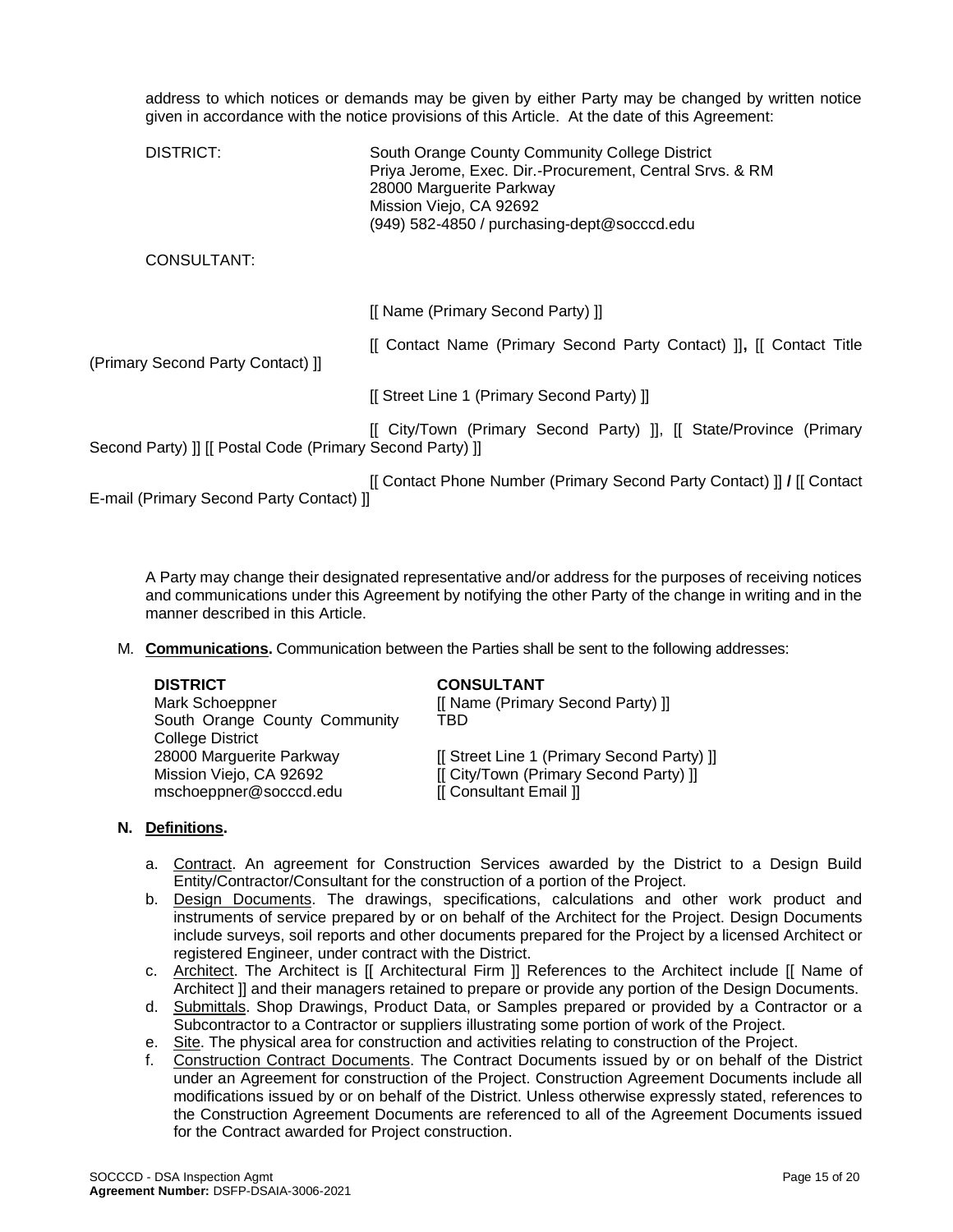address to which notices or demands may be given by either Party may be changed by written notice given in accordance with the notice provisions of this Article. At the date of this Agreement:

DISTRICT:

South Orange County Community College District
Priya Jerome, Exec. Dir.-Procurement, Central Srvs. & RM
28000 Marguerite Parkway
Mission Viejo, CA 92692
(949) 582-4850 / purchasing-dept@socccd.edu

CONSULTANT:

[[ Name (Primary Second Party) ]]

[[ Contact Name (Primary Second Party Contact) ]], [[ Contact Title (Primary Second Party Contact) ]]

[[ Street Line 1 (Primary Second Party) ]]

[[ City/Town (Primary Second Party) ]], [[ State/Province (Primary Second Party) ]] [[ Postal Code (Primary Second Party) ]]

[[ Contact Phone Number (Primary Second Party Contact) ]] **/** [[ Contact E-mail (Primary Second Party Contact) ]]

A Party may change their designated representative and/or address for the purposes of receiving notices and communications under this Agreement by notifying the other Party of the change in writing and in the manner described in this Article.

M. **Communications.** Communication between the Parties shall be sent to the following addresses:

| **DISTRICT** | **CONSULTANT** |
|---|---|
| Mark Schoeppner | [[ Name (Primary Second Party) ]] |
| South Orange County Community College District | TBD |
| 28000 Marguerite Parkway | [[ Street Line 1 (Primary Second Party) ]] |
| Mission Viejo, CA 92692 | [[ City/Town (Primary Second Party) ]] |
| mschoeppner@socccd.edu | [[ Consultant Email ]] |

**N. Definitions.**

a. Contract. An agreement for Construction Services awarded by the District to a Design Build Entity/Contractor/Consultant for the construction of a portion of the Project.

b. Design Documents. The drawings, specifications, calculations and other work product and instruments of service prepared by or on behalf of the Architect for the Project. Design Documents include surveys, soil reports and other documents prepared for the Project by a licensed Architect or registered Engineer, under contract with the District.

c. Architect. The Architect is [[ Architectural Firm ]] References to the Architect include [[ Name of Architect ]] and their managers retained to prepare or provide any portion of the Design Documents.

d. Submittals. Shop Drawings, Product Data, or Samples prepared or provided by a Contractor or a Subcontractor to a Contractor or suppliers illustrating some portion of work of the Project.

e. Site. The physical area for construction and activities relating to construction of the Project.

f. Construction Contract Documents. The Contract Documents issued by or on behalf of the District under an Agreement for construction of the Project. Construction Agreement Documents include all modifications issued by or on behalf of the District. Unless otherwise expressly stated, references to the Construction Agreement Documents are referenced to all of the Agreement Documents issued for the Contract awarded for Project construction.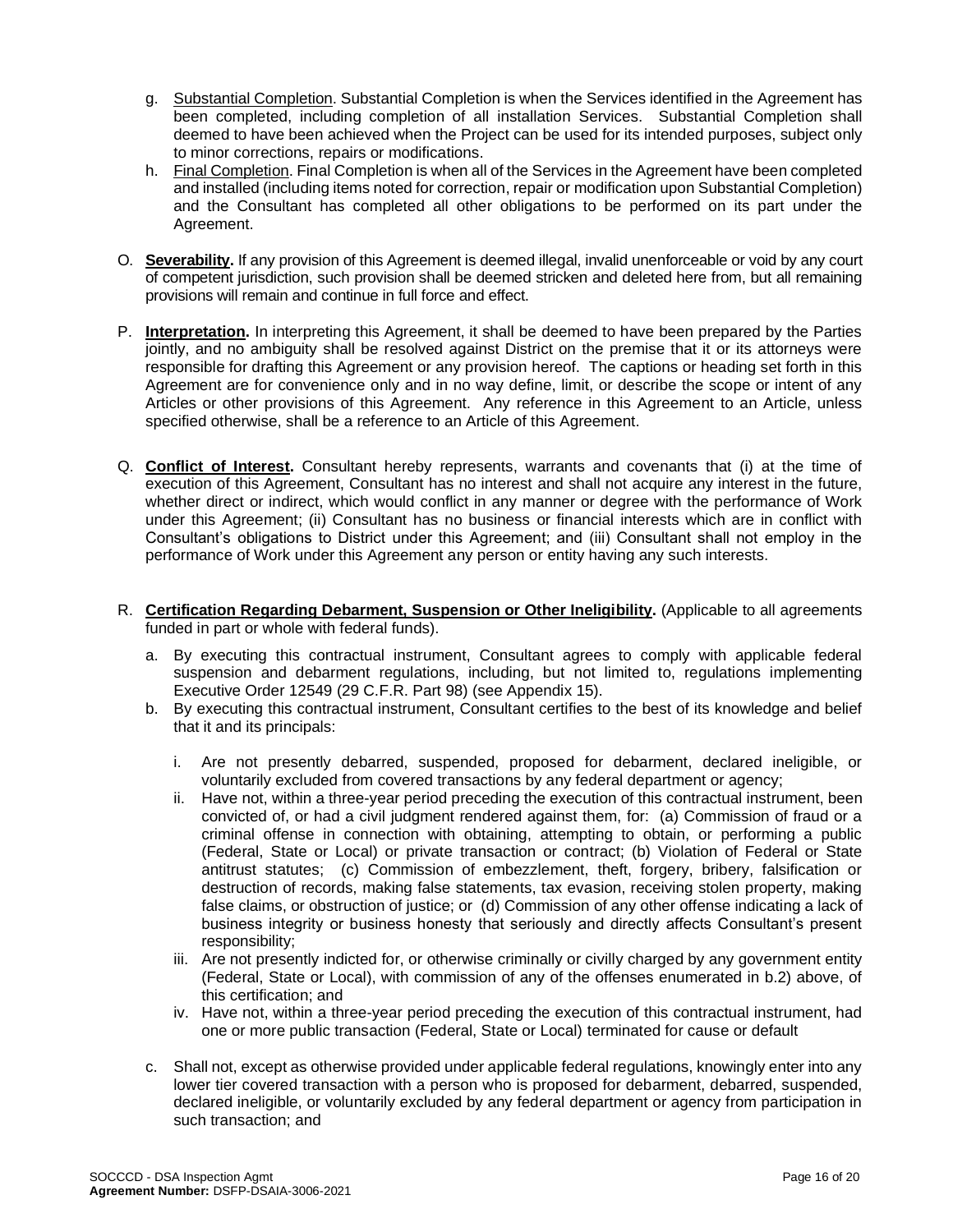g. Substantial Completion. Substantial Completion is when the Services identified in the Agreement has been completed, including completion of all installation Services. Substantial Completion shall deemed to have been achieved when the Project can be used for its intended purposes, subject only to minor corrections, repairs or modifications.

h. Final Completion. Final Completion is when all of the Services in the Agreement have been completed and installed (including items noted for correction, repair or modification upon Substantial Completion) and the Consultant has completed all other obligations to be performed on its part under the Agreement.

O. **Severability.** If any provision of this Agreement is deemed illegal, invalid unenforceable or void by any court of competent jurisdiction, such provision shall be deemed stricken and deleted here from, but all remaining provisions will remain and continue in full force and effect.

P. **Interpretation.** In interpreting this Agreement, it shall be deemed to have been prepared by the Parties jointly, and no ambiguity shall be resolved against District on the premise that it or its attorneys were responsible for drafting this Agreement or any provision hereof. The captions or heading set forth in this Agreement are for convenience only and in no way define, limit, or describe the scope or intent of any Articles or other provisions of this Agreement. Any reference in this Agreement to an Article, unless specified otherwise, shall be a reference to an Article of this Agreement.

Q. **Conflict of Interest.** Consultant hereby represents, warrants and covenants that (i) at the time of execution of this Agreement, Consultant has no interest and shall not acquire any interest in the future, whether direct or indirect, which would conflict in any manner or degree with the performance of Work under this Agreement; (ii) Consultant has no business or financial interests which are in conflict with Consultant's obligations to District under this Agreement; and (iii) Consultant shall not employ in the performance of Work under this Agreement any person or entity having any such interests.

R. **Certification Regarding Debarment, Suspension or Other Ineligibility.** (Applicable to all agreements funded in part or whole with federal funds).

a. By executing this contractual instrument, Consultant agrees to comply with applicable federal suspension and debarment regulations, including, but not limited to, regulations implementing Executive Order 12549 (29 C.F.R. Part 98) (see Appendix 15).

b. By executing this contractual instrument, Consultant certifies to the best of its knowledge and belief that it and its principals:

   i. Are not presently debarred, suspended, proposed for debarment, declared ineligible, or voluntarily excluded from covered transactions by any federal department or agency;

   ii. Have not, within a three-year period preceding the execution of this contractual instrument, been convicted of, or had a civil judgment rendered against them, for: (a) Commission of fraud or a criminal offense in connection with obtaining, attempting to obtain, or performing a public (Federal, State or Local) or private transaction or contract; (b) Violation of Federal or State antitrust statutes; (c) Commission of embezzlement, theft, forgery, bribery, falsification or destruction of records, making false statements, tax evasion, receiving stolen property, making false claims, or obstruction of justice; or (d) Commission of any other offense indicating a lack of business integrity or business honesty that seriously and directly affects Consultant's present responsibility;

   iii. Are not presently indicted for, or otherwise criminally or civilly charged by any government entity (Federal, State or Local), with commission of any of the offenses enumerated in b.2) above, of this certification; and

   iv. Have not, within a three-year period preceding the execution of this contractual instrument, had one or more public transaction (Federal, State or Local) terminated for cause or default

c. Shall not, except as otherwise provided under applicable federal regulations, knowingly enter into any lower tier covered transaction with a person who is proposed for debarment, debarred, suspended, declared ineligible, or voluntarily excluded by any federal department or agency from participation in such transaction; and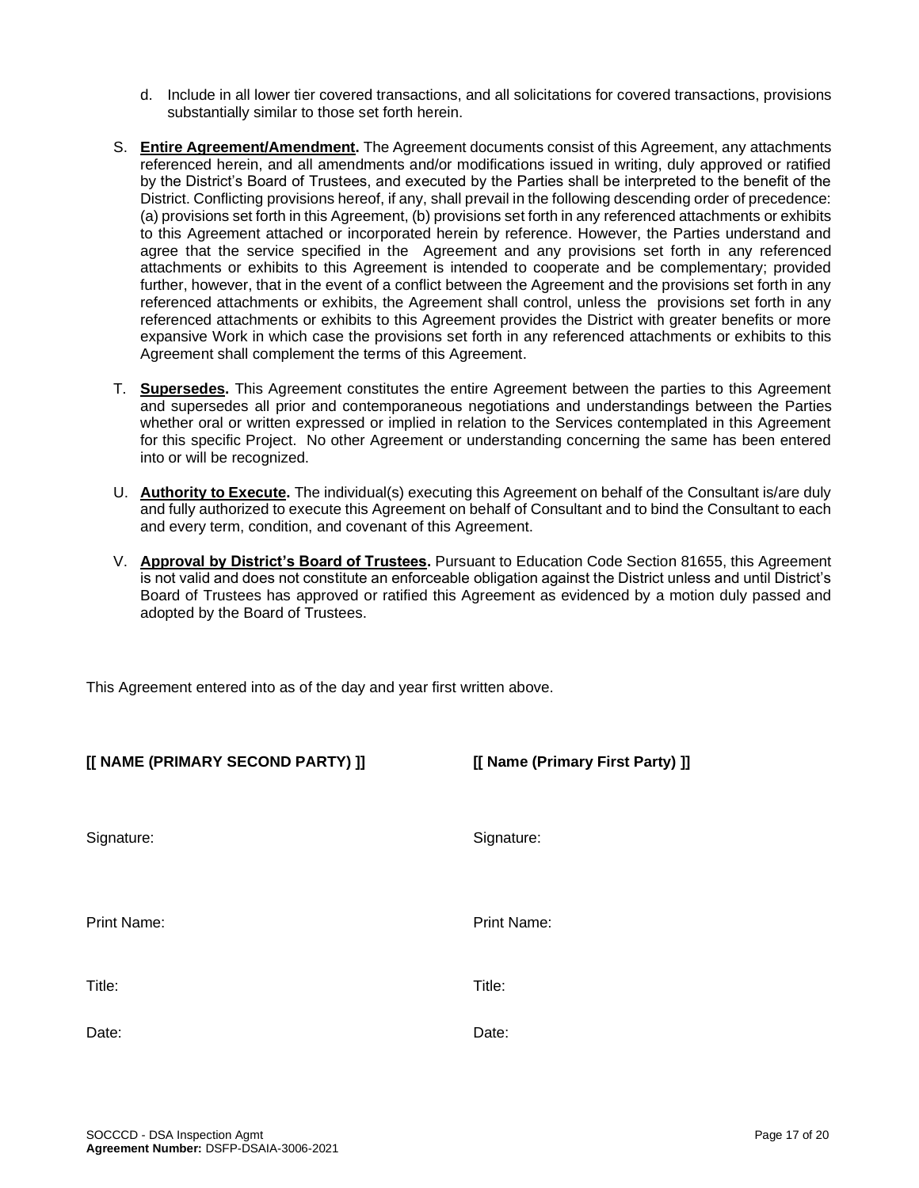d. Include in all lower tier covered transactions, and all solicitations for covered transactions, provisions substantially similar to those set forth herein.

S. **Entire Agreement/Amendment.** The Agreement documents consist of this Agreement, any attachments referenced herein, and all amendments and/or modifications issued in writing, duly approved or ratified by the District's Board of Trustees, and executed by the Parties shall be interpreted to the benefit of the District. Conflicting provisions hereof, if any, shall prevail in the following descending order of precedence: (a) provisions set forth in this Agreement, (b) provisions set forth in any referenced attachments or exhibits to this Agreement attached or incorporated herein by reference. However, the Parties understand and agree that the service specified in the Agreement and any provisions set forth in any referenced attachments or exhibits to this Agreement is intended to cooperate and be complementary; provided further, however, that in the event of a conflict between the Agreement and the provisions set forth in any referenced attachments or exhibits, the Agreement shall control, unless the provisions set forth in any referenced attachments or exhibits to this Agreement provides the District with greater benefits or more expansive Work in which case the provisions set forth in any referenced attachments or exhibits to this Agreement shall complement the terms of this Agreement.

T. **Supersedes.** This Agreement constitutes the entire Agreement between the parties to this Agreement and supersedes all prior and contemporaneous negotiations and understandings between the Parties whether oral or written expressed or implied in relation to the Services contemplated in this Agreement for this specific Project. No other Agreement or understanding concerning the same has been entered into or will be recognized.

U. **Authority to Execute.** The individual(s) executing this Agreement on behalf of the Consultant is/are duly and fully authorized to execute this Agreement on behalf of Consultant and to bind the Consultant to each and every term, condition, and covenant of this Agreement.

V. **Approval by District's Board of Trustees.** Pursuant to Education Code Section 81655, this Agreement is not valid and does not constitute an enforceable obligation against the District unless and until District's Board of Trustees has approved or ratified this Agreement as evidenced by a motion duly passed and adopted by the Board of Trustees.

This Agreement entered into as of the day and year first written above.

| **[[ NAME (PRIMARY SECOND PARTY) ]]** | **[[ Name (Primary First Party) ]]** |
|---|---|
| Signature: | Signature: |
| Print Name: | Print Name: |
| Title: | Title: |
| Date: | Date: |

SOCCCD - DSA Inspection Agmt
**Agreement Number:** DSFP-DSAIA-3006-2021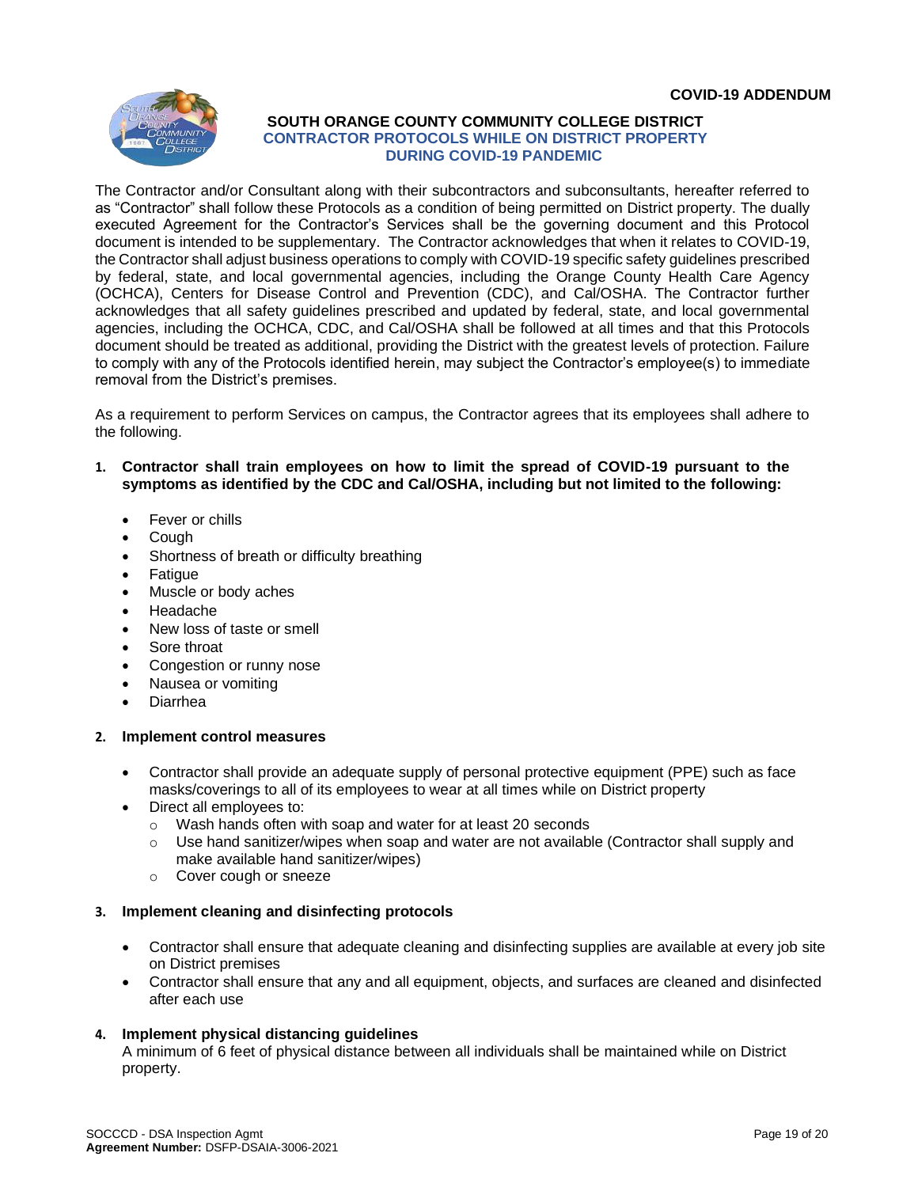**COVID-19 ADDENDUM**

# SOUTH ORANGE COUNTY COMMUNITY COLLEGE DISTRICT
## CONTRACTOR PROTOCOLS WHILE ON DISTRICT PROPERTY DURING COVID-19 PANDEMIC

The Contractor and/or Consultant along with their subcontractors and subconsultants, hereafter referred to as "Contractor" shall follow these Protocols as a condition of being permitted on District property. The dually executed Agreement for the Contractor's Services shall be the governing document and this Protocol document is intended to be supplementary. The Contractor acknowledges that when it relates to COVID-19, the Contractor shall adjust business operations to comply with COVID-19 specific safety guidelines prescribed by federal, state, and local governmental agencies, including the Orange County Health Care Agency (OCHCA), Centers for Disease Control and Prevention (CDC), and Cal/OSHA. The Contractor further acknowledges that all safety guidelines prescribed and updated by federal, state, and local governmental agencies, including the OCHCA, CDC, and Cal/OSHA shall be followed at all times and that this Protocols document should be treated as additional, providing the District with the greatest levels of protection. Failure to comply with any of the Protocols identified herein, may subject the Contractor's employee(s) to immediate removal from the District's premises.

As a requirement to perform Services on campus, the Contractor agrees that its employees shall adhere to the following.

1. **Contractor shall train employees on how to limit the spread of COVID-19 pursuant to the symptoms as identified by the CDC and Cal/OSHA, including but not limited to the following:**
   - Fever or chills
   - Cough
   - Shortness of breath or difficulty breathing
   - Fatigue
   - Muscle or body aches
   - Headache
   - New loss of taste or smell
   - Sore throat
   - Congestion or runny nose
   - Nausea or vomiting
   - Diarrhea

2. **Implement control measures**
   - Contractor shall provide an adequate supply of personal protective equipment (PPE) such as face masks/coverings to all of its employees to wear at all times while on District property
   - Direct all employees to:
     - Wash hands often with soap and water for at least 20 seconds
     - Use hand sanitizer/wipes when soap and water are not available (Contractor shall supply and make available hand sanitizer/wipes)
     - Cover cough or sneeze

3. **Implement cleaning and disinfecting protocols**
   - Contractor shall ensure that adequate cleaning and disinfecting supplies are available at every job site on District premises
   - Contractor shall ensure that any and all equipment, objects, and surfaces are cleaned and disinfected after each use

4. **Implement physical distancing guidelines**
   A minimum of 6 feet of physical distance between all individuals shall be maintained while on District property.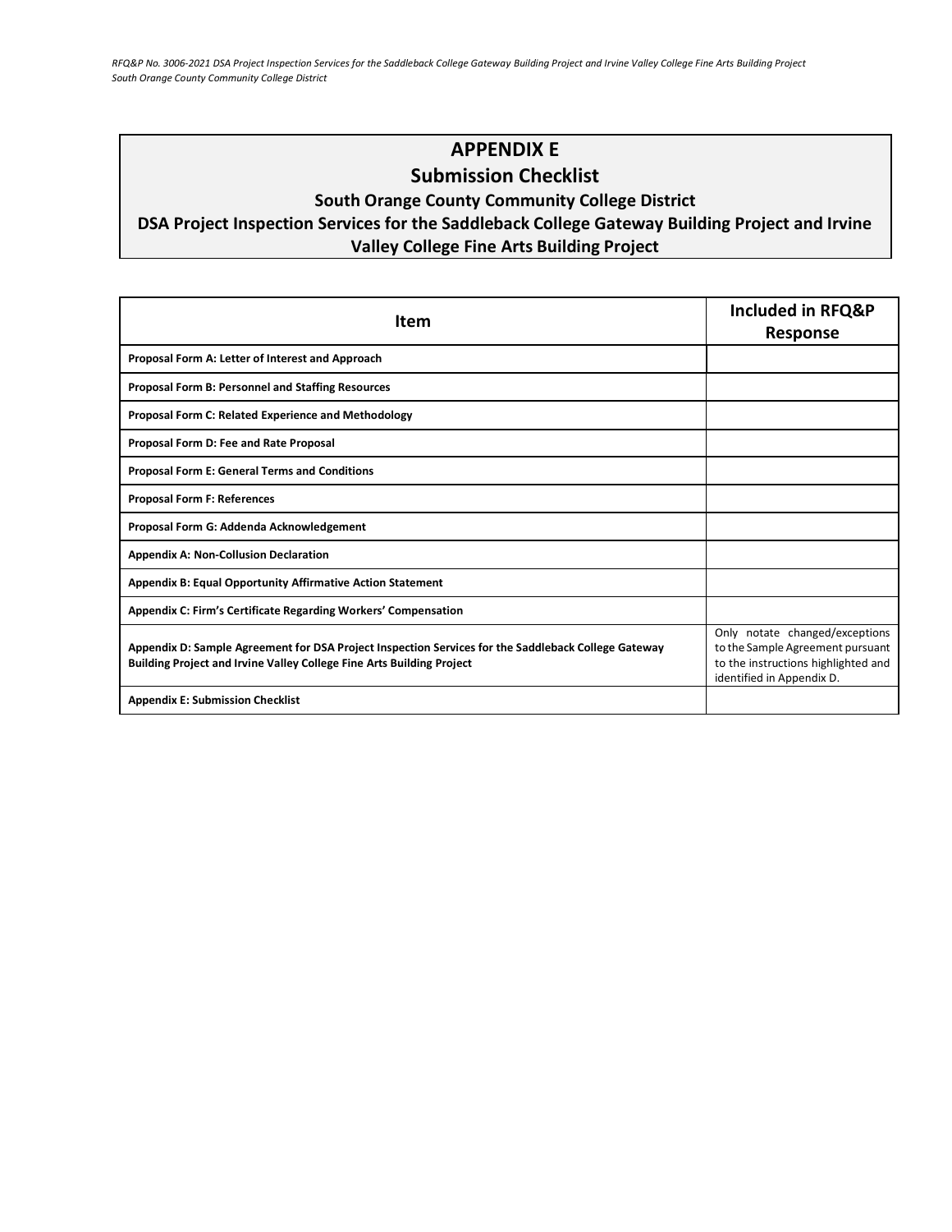# APPENDIX E

## Submission Checklist

### South Orange County Community College District

### DSA Project Inspection Services for the Saddleback College Gateway Building Project and Irvine Valley College Fine Arts Building Project

| Item | Included in RFQ&P Response |
|---|---|
| **Proposal Form A: Letter of Interest and Approach** | |
| **Proposal Form B: Personnel and Staffing Resources** | |
| **Proposal Form C: Related Experience and Methodology** | |
| **Proposal Form D: Fee and Rate Proposal** | |
| **Proposal Form E: General Terms and Conditions** | |
| **Proposal Form F: References** | |
| **Proposal Form G: Addenda Acknowledgement** | |
| **Appendix A: Non-Collusion Declaration** | |
| **Appendix B: Equal Opportunity Affirmative Action Statement** | |
| **Appendix C: Firm's Certificate Regarding Workers' Compensation** | |
| **Appendix D: Sample Agreement for DSA Project Inspection Services for the Saddleback College Gateway Building Project and Irvine Valley College Fine Arts Building Project** | Only notate changed/exceptions to the Sample Agreement pursuant to the instructions highlighted and identified in Appendix D. |
| **Appendix E: Submission Checklist** | |